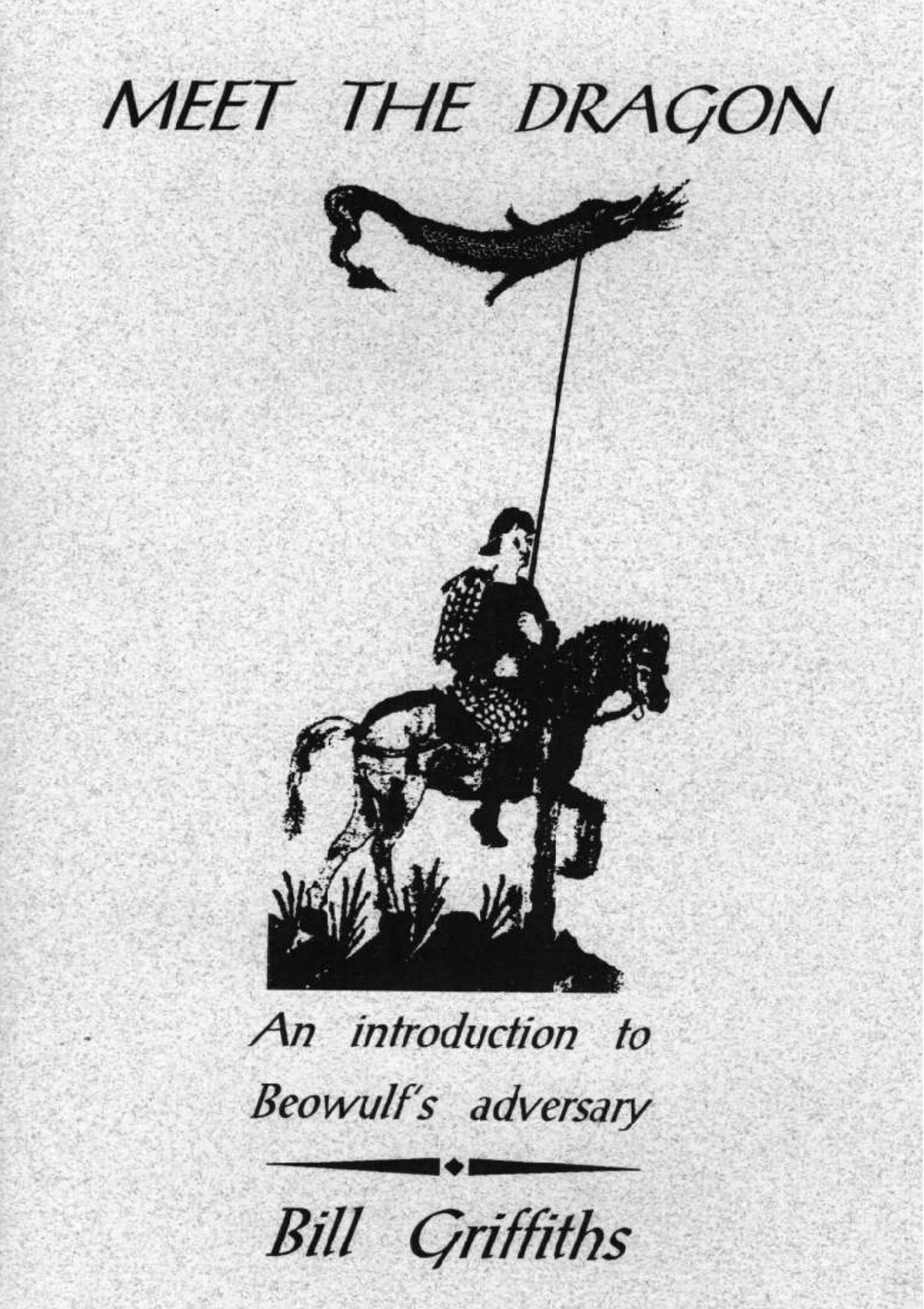# MEET THE DRAGON

*An introduction to Beowulf's adversary*

*Bill Griffiths*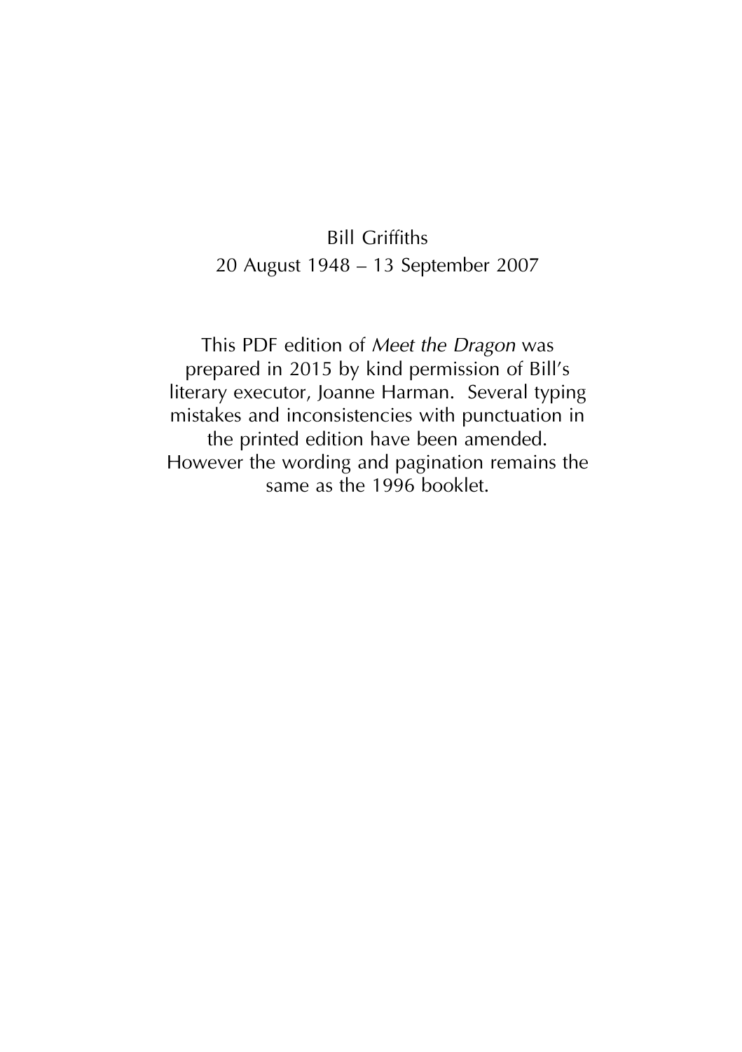Bill Griffiths
20 August 1948 – 13 September 2007

This PDF edition of *Meet the Dragon* was prepared in 2015 by kind permission of Bill's literary executor, Joanne Harman. Several typing mistakes and inconsistencies with punctuation in the printed edition have been amended. However the wording and pagination remains the same as the 1996 booklet.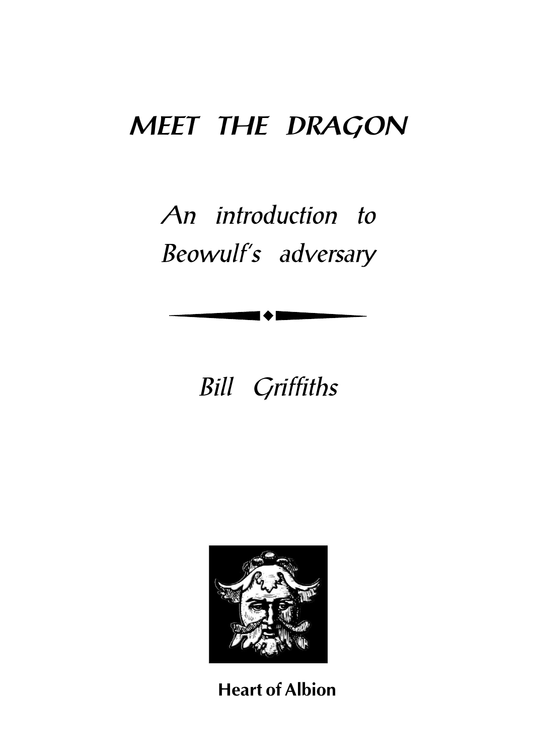# MEET THE DRAGON

## *An introduction to Beowulf's adversary*

*Bill Griffiths*

**Heart of Albion**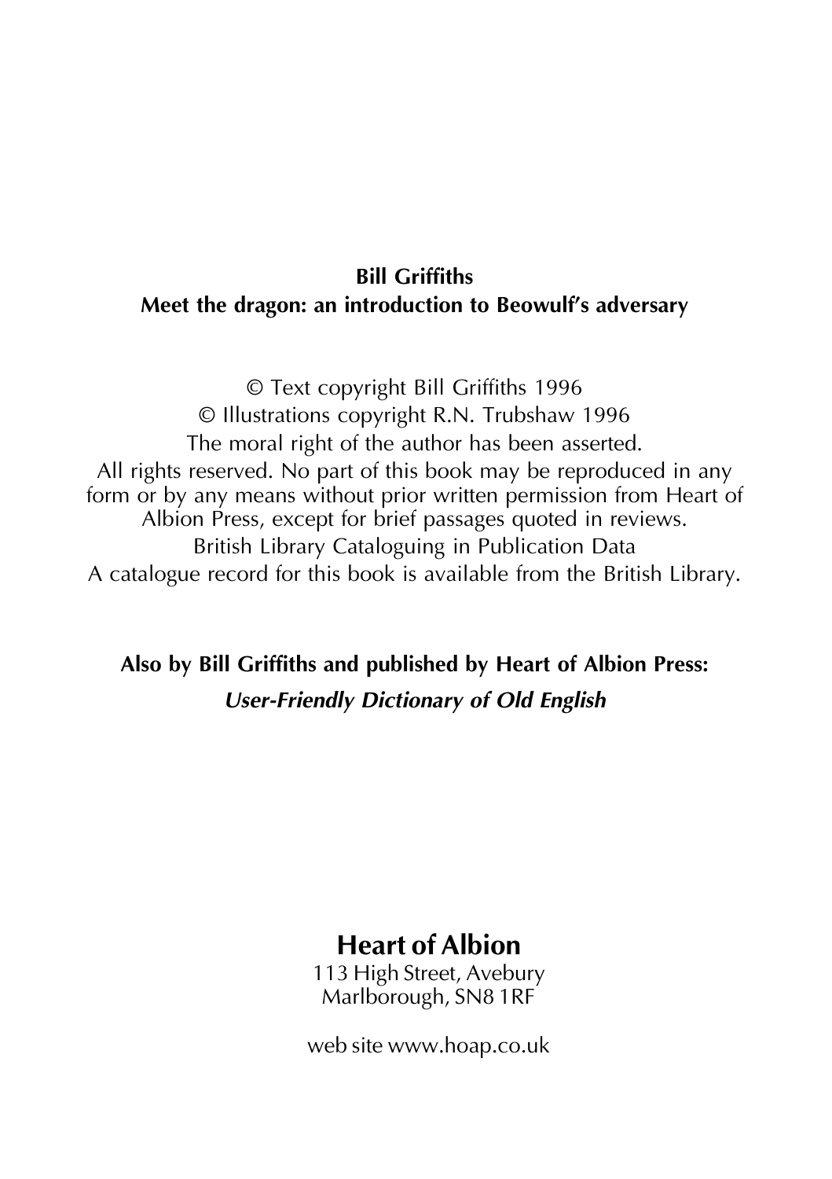**Bill Griffiths**
**Meet the dragon: an introduction to Beowulf's adversary**

© Text copyright Bill Griffiths 1996
© Illustrations copyright R.N. Trubshaw 1996
The moral right of the author has been asserted.
All rights reserved. No part of this book may be reproduced in any form or by any means without prior written permission from Heart of Albion Press, except for brief passages quoted in reviews.
British Library Cataloguing in Publication Data
A catalogue record for this book is available from the British Library.

**Also by Bill Griffiths and published by Heart of Albion Press:**
***User-Friendly Dictionary of Old English***

**Heart of Albion**
113 High Street, Avebury
Marlborough, SN8 1RF

web site www.hoap.co.uk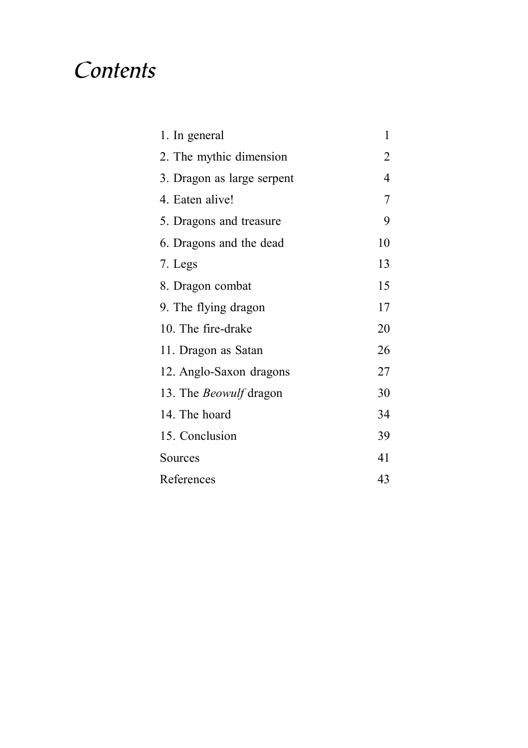# *Contents*

| | |
|---|---|
| 1. In general | 1 |
| 2. The mythic dimension | 2 |
| 3. Dragon as large serpent | 4 |
| 4. Eaten alive! | 7 |
| 5. Dragons and treasure | 9 |
| 6. Dragons and the dead | 10 |
| 7. Legs | 13 |
| 8. Dragon combat | 15 |
| 9. The flying dragon | 17 |
| 10. The fire-drake | 20 |
| 11. Dragon as Satan | 26 |
| 12. Anglo-Saxon dragons | 27 |
| 13. The *Beowulf* dragon | 30 |
| 14. The hoard | 34 |
| 15. Conclusion | 39 |
| Sources | 41 |
| References | 43 |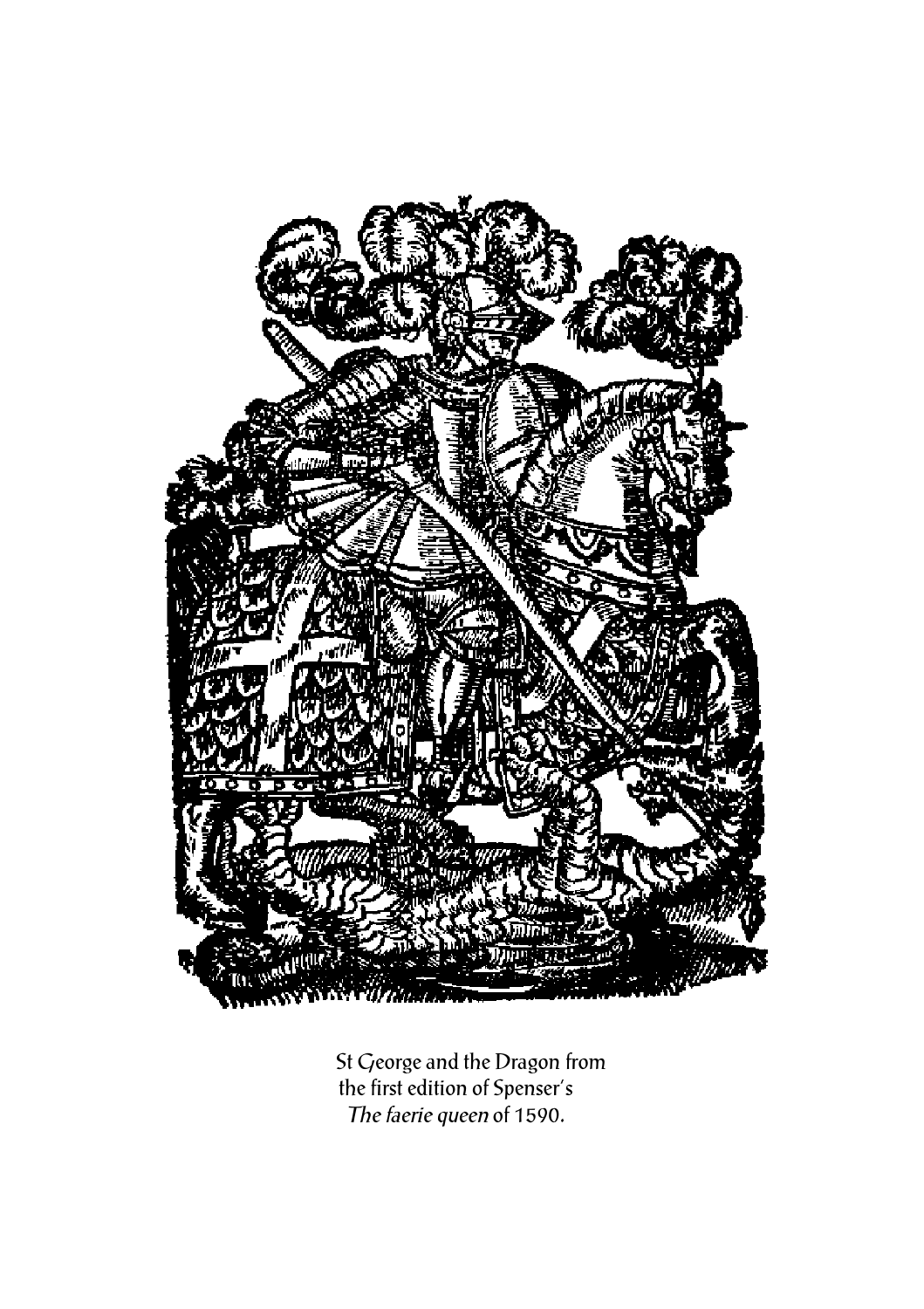St George and the Dragon from the first edition of Spenser's *The faerie queen* of 1590.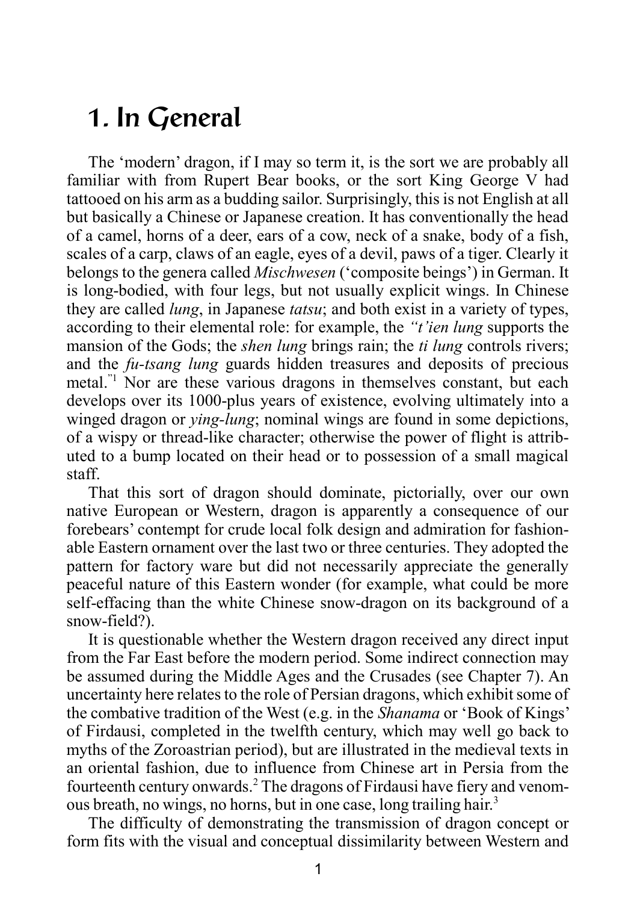# 1. In General

The 'modern' dragon, if I may so term it, is the sort we are probably all familiar with from Rupert Bear books, or the sort King George V had tattooed on his arm as a budding sailor. Surprisingly, this is not English at all but basically a Chinese or Japanese creation. It has conventionally the head of a camel, horns of a deer, ears of a cow, neck of a snake, body of a fish, scales of a carp, claws of an eagle, eyes of a devil, paws of a tiger. Clearly it belongs to the genera called *Mischwesen* ('composite beings') in German. It is long-bodied, with four legs, but not usually explicit wings. In Chinese they are called *lung*, in Japanese *tatsu*; and both exist in a variety of types, according to their elemental role: for example, the *"t'ien lung* supports the mansion of the Gods; the *shen lung* brings rain; the *ti lung* controls rivers; and the *fu-tsang lung* guards hidden treasures and deposits of precious metal."[1] Nor are these various dragons in themselves constant, but each develops over its 1000-plus years of existence, evolving ultimately into a winged dragon or *ying-lung*; nominal wings are found in some depictions, of a wispy or thread-like character; otherwise the power of flight is attributed to a bump located on their head or to possession of a small magical staff.

That this sort of dragon should dominate, pictorially, over our own native European or Western, dragon is apparently a consequence of our forebears' contempt for crude local folk design and admiration for fashionable Eastern ornament over the last two or three centuries. They adopted the pattern for factory ware but did not necessarily appreciate the generally peaceful nature of this Eastern wonder (for example, what could be more self-effacing than the white Chinese snow-dragon on its background of a snow-field?).

It is questionable whether the Western dragon received any direct input from the Far East before the modern period. Some indirect connection may be assumed during the Middle Ages and the Crusades (see Chapter 7). An uncertainty here relates to the role of Persian dragons, which exhibit some of the combative tradition of the West (e.g. in the *Shanama* or 'Book of Kings' of Firdausi, completed in the twelfth century, which may well go back to myths of the Zoroastrian period), but are illustrated in the medieval texts in an oriental fashion, due to influence from Chinese art in Persia from the fourteenth century onwards.[2] The dragons of Firdausi have fiery and venomous breath, no wings, no horns, but in one case, long trailing hair.[3]

The difficulty of demonstrating the transmission of dragon concept or form fits with the visual and conceptual dissimilarity between Western and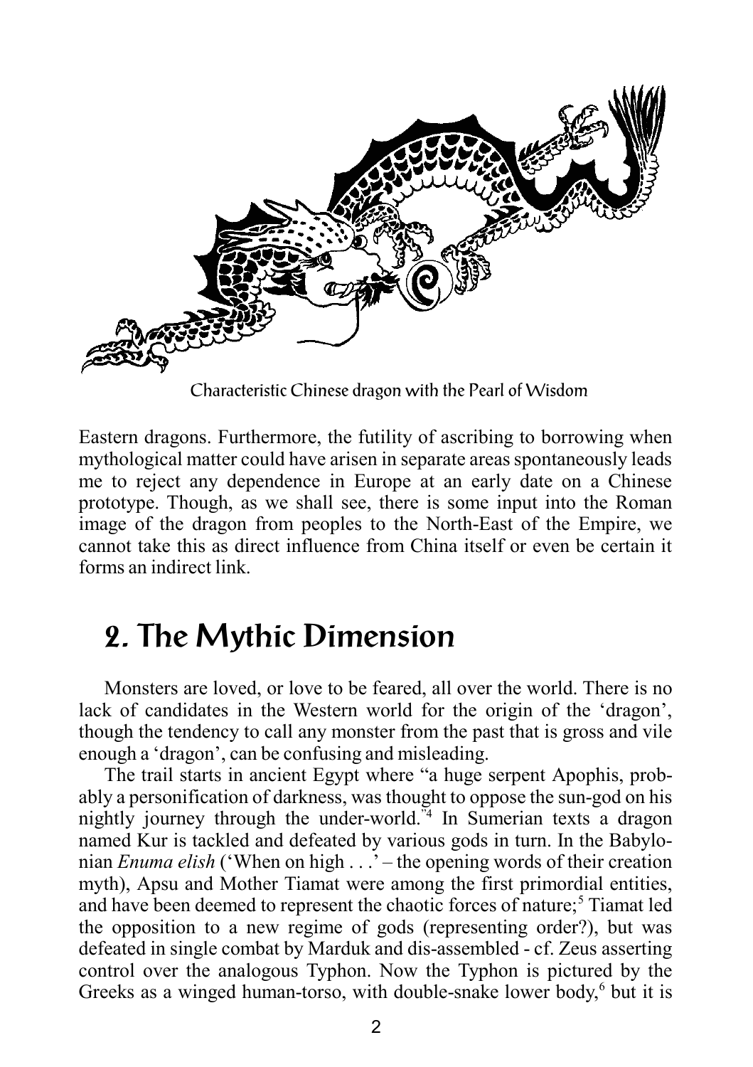Characteristic Chinese dragon with the Pearl of Wisdom

Eastern dragons. Furthermore, the futility of ascribing to borrowing when mythological matter could have arisen in separate areas spontaneously leads me to reject any dependence in Europe at an early date on a Chinese prototype. Though, as we shall see, there is some input into the Roman image of the dragon from peoples to the North-East of the Empire, we cannot take this as direct influence from China itself or even be certain it forms an indirect link.

## 2. The Mythic Dimension

Monsters are loved, or love to be feared, all over the world. There is no lack of candidates in the Western world for the origin of the 'dragon', though the tendency to call any monster from the past that is gross and vile enough a 'dragon', can be confusing and misleading.

The trail starts in ancient Egypt where "a huge serpent Apophis, probably a personification of darkness, was thought to oppose the sun-god on his nightly journey through the under-world."[4] In Sumerian texts a dragon named Kur is tackled and defeated by various gods in turn. In the Babylonian *Enuma elish* ('When on high . . .' – the opening words of their creation myth), Apsu and Mother Tiamat were among the first primordial entities, and have been deemed to represent the chaotic forces of nature;[5] Tiamat led the opposition to a new regime of gods (representing order?), but was defeated in single combat by Marduk and dis-assembled - cf. Zeus asserting control over the analogous Typhon. Now the Typhon is pictured by the Greeks as a winged human-torso, with double-snake lower body,[6] but it is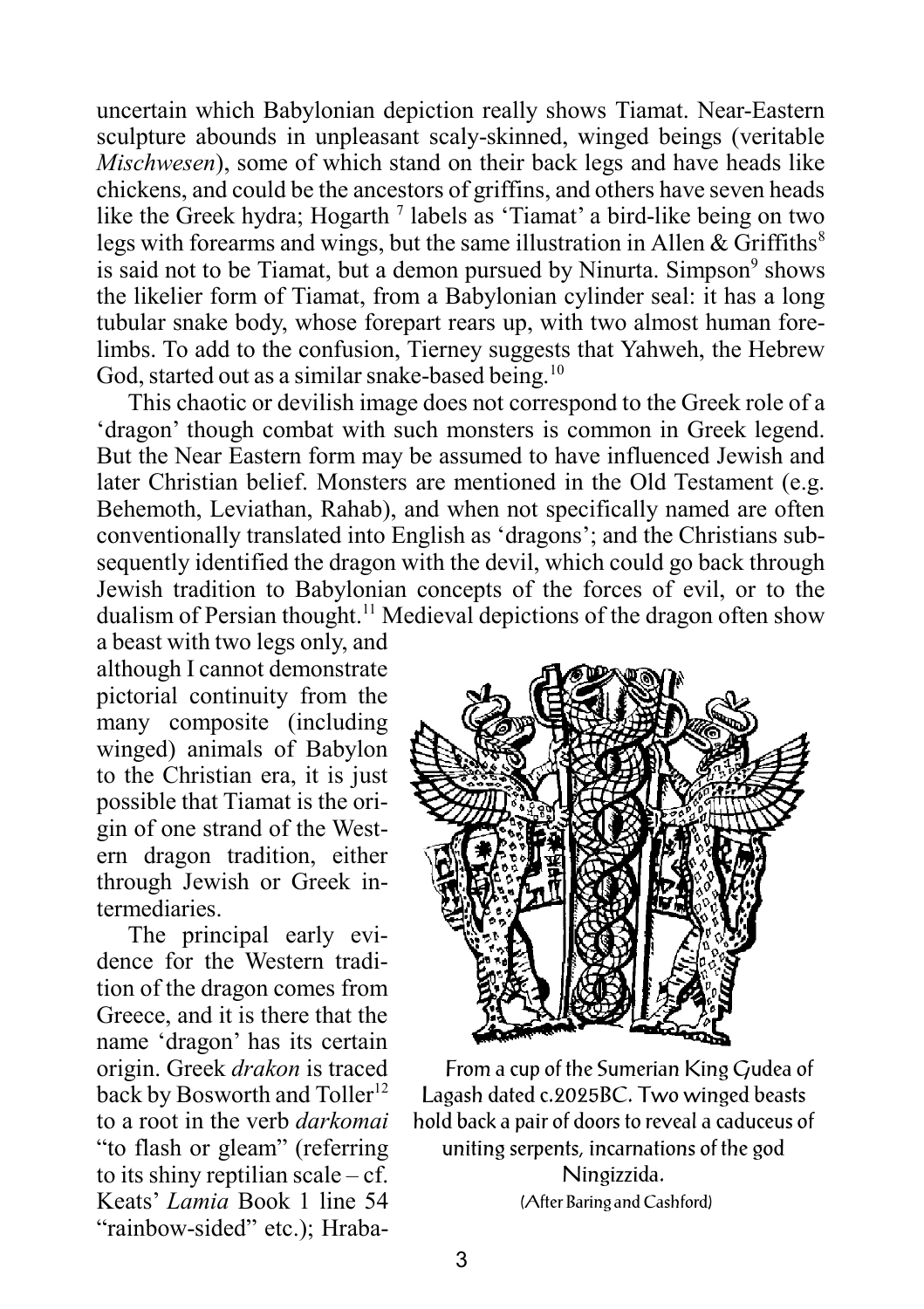uncertain which Babylonian depiction really shows Tiamat. Near-Eastern sculpture abounds in unpleasant scaly-skinned, winged beings (veritable *Mischwesen*), some of which stand on their back legs and have heads like chickens, and could be the ancestors of griffins, and others have seven heads like the Greek hydra; Hogarth [7] labels as 'Tiamat' a bird-like being on two legs with forearms and wings, but the same illustration in Allen & Griffiths[8] is said not to be Tiamat, but a demon pursued by Ninurta. Simpson[9] shows the likelier form of Tiamat, from a Babylonian cylinder seal: it has a long tubular snake body, whose forepart rears up, with two almost human forelimbs. To add to the confusion, Tierney suggests that Yahweh, the Hebrew God, started out as a similar snake-based being.[10]

This chaotic or devilish image does not correspond to the Greek role of a 'dragon' though combat with such monsters is common in Greek legend. But the Near Eastern form may be assumed to have influenced Jewish and later Christian belief. Monsters are mentioned in the Old Testament (e.g. Behemoth, Leviathan, Rahab), and when not specifically named are often conventionally translated into English as 'dragons'; and the Christians subsequently identified the dragon with the devil, which could go back through Jewish tradition to Babylonian concepts of the forces of evil, or to the dualism of Persian thought.[11] Medieval depictions of the dragon often show a beast with two legs only, and although I cannot demonstrate pictorial continuity from the many composite (including winged) animals of Babylon to the Christian era, it is just possible that Tiamat is the origin of one strand of the Western dragon tradition, either through Jewish or Greek intermediaries.

From a cup of the Sumerian King Gudea of Lagash dated c.2025BC. Two winged beasts hold back a pair of doors to reveal a caduceus of uniting serpents, incarnations of the god Ningizzida.
(After Baring and Cashford)

The principal early evidence for the Western tradition of the dragon comes from Greece, and it is there that the name 'dragon' has its certain origin. Greek *drakon* is traced back by Bosworth and Toller[12] to a root in the verb *darkomai* "to flash or gleam" (referring to its shiny reptilian scale – cf. Keats' *Lamia* Book 1 line 54 "rainbow-sided" etc.); Hraba-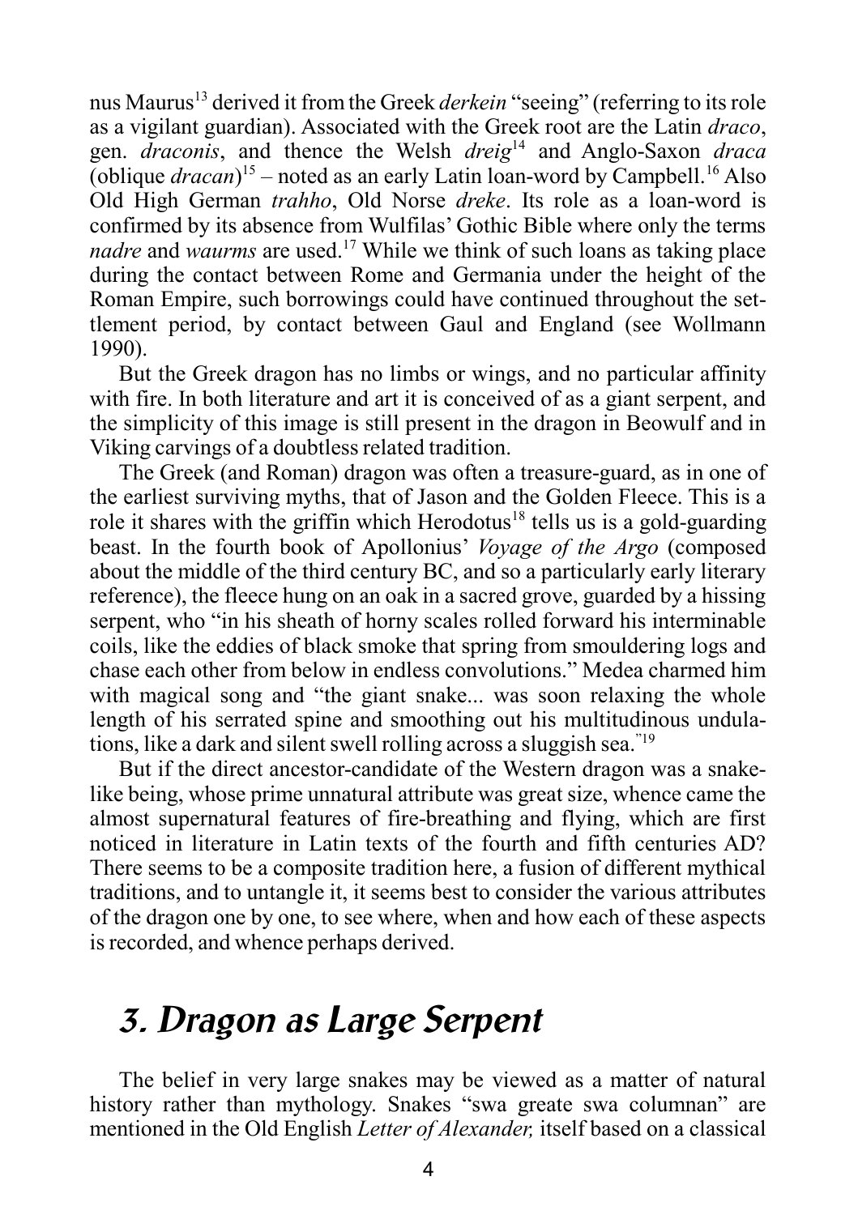nus Maurus[13] derived it from the Greek *derkein* "seeing" (referring to its role as a vigilant guardian). Associated with the Greek root are the Latin *draco*, gen. *draconis*, and thence the Welsh *dreig*[14] and Anglo-Saxon *draca* (oblique *dracan*)[15] – noted as an early Latin loan-word by Campbell.[16] Also Old High German *trahho*, Old Norse *dreke*. Its role as a loan-word is confirmed by its absence from Wulfilas' Gothic Bible where only the terms *nadre* and *waurms* are used.[17] While we think of such loans as taking place during the contact between Rome and Germania under the height of the Roman Empire, such borrowings could have continued throughout the settlement period, by contact between Gaul and England (see Wollmann 1990).

But the Greek dragon has no limbs or wings, and no particular affinity with fire. In both literature and art it is conceived of as a giant serpent, and the simplicity of this image is still present in the dragon in Beowulf and in Viking carvings of a doubtless related tradition.

The Greek (and Roman) dragon was often a treasure-guard, as in one of the earliest surviving myths, that of Jason and the Golden Fleece. This is a role it shares with the griffin which Herodotus[18] tells us is a gold-guarding beast. In the fourth book of Apollonius' *Voyage of the Argo* (composed about the middle of the third century BC, and so a particularly early literary reference), the fleece hung on an oak in a sacred grove, guarded by a hissing serpent, who "in his sheath of horny scales rolled forward his interminable coils, like the eddies of black smoke that spring from smouldering logs and chase each other from below in endless convolutions." Medea charmed him with magical song and "the giant snake... was soon relaxing the whole length of his serrated spine and smoothing out his multitudinous undulations, like a dark and silent swell rolling across a sluggish sea."[19]

But if the direct ancestor-candidate of the Western dragon was a snake-like being, whose prime unnatural attribute was great size, whence came the almost supernatural features of fire-breathing and flying, which are first noticed in literature in Latin texts of the fourth and fifth centuries AD? There seems to be a composite tradition here, a fusion of different mythical traditions, and to untangle it, it seems best to consider the various attributes of the dragon one by one, to see where, when and how each of these aspects is recorded, and whence perhaps derived.

## 3. Dragon as Large Serpent

The belief in very large snakes may be viewed as a matter of natural history rather than mythology. Snakes "swa greate swa columnan" are mentioned in the Old English *Letter of Alexander,* itself based on a classical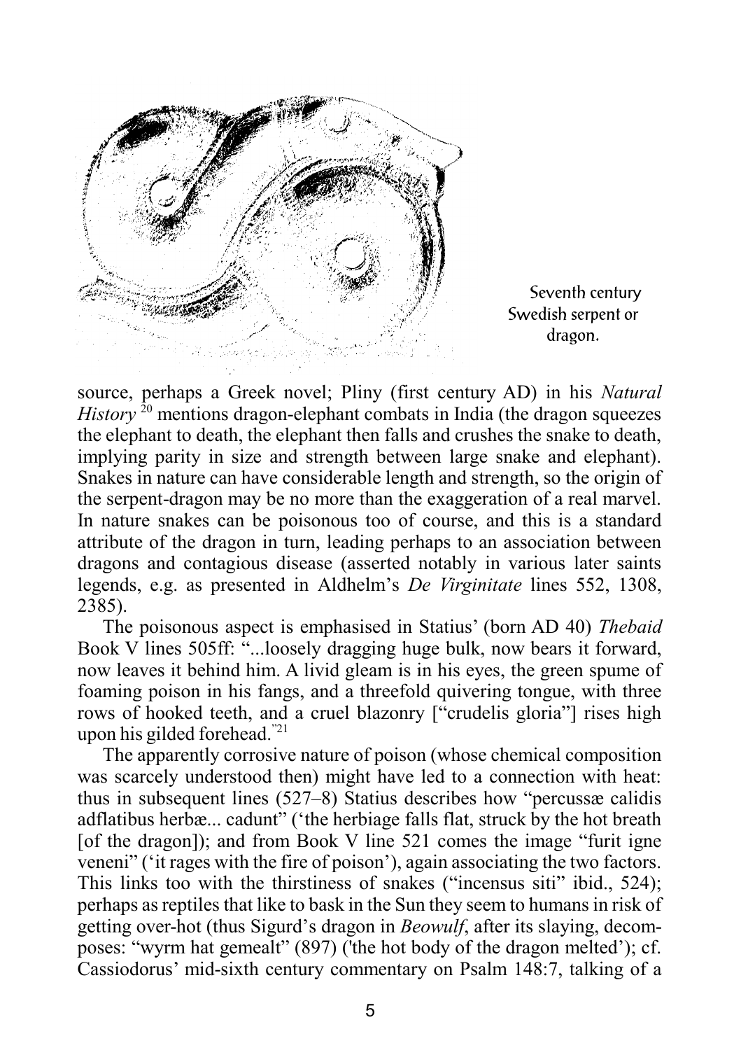Seventh century Swedish serpent or dragon.

source, perhaps a Greek novel; Pliny (first century AD) in his *Natural History* [20] mentions dragon-elephant combats in India (the dragon squeezes the elephant to death, the elephant then falls and crushes the snake to death, implying parity in size and strength between large snake and elephant). Snakes in nature can have considerable length and strength, so the origin of the serpent-dragon may be no more than the exaggeration of a real marvel. In nature snakes can be poisonous too of course, and this is a standard attribute of the dragon in turn, leading perhaps to an association between dragons and contagious disease (asserted notably in various later saints legends, e.g. as presented in Aldhelm's *De Virginitate* lines 552, 1308, 2385).

The poisonous aspect is emphasised in Statius' (born AD 40) *Thebaid* Book V lines 505ff: "...loosely dragging huge bulk, now bears it forward, now leaves it behind him. A livid gleam is in his eyes, the green spume of foaming poison in his fangs, and a threefold quivering tongue, with three rows of hooked teeth, and a cruel blazonry ["crudelis gloria"] rises high upon his gilded forehead."[21]

The apparently corrosive nature of poison (whose chemical composition was scarcely understood then) might have led to a connection with heat: thus in subsequent lines (527–8) Statius describes how "percussæ calidis adflatibus herbæ... cadunt" ('the herbiage falls flat, struck by the hot breath [of the dragon]); and from Book V line 521 comes the image "furit igne veneni" ('it rages with the fire of poison'), again associating the two factors. This links too with the thirstiness of snakes ("incensus siti" ibid., 524); perhaps as reptiles that like to bask in the Sun they seem to humans in risk of getting over-hot (thus Sigurd's dragon in *Beowulf*, after its slaying, decomposes: "wyrm hat gemealt" (897) ('the hot body of the dragon melted'); cf. Cassiodorus' mid-sixth century commentary on Psalm 148:7, talking of a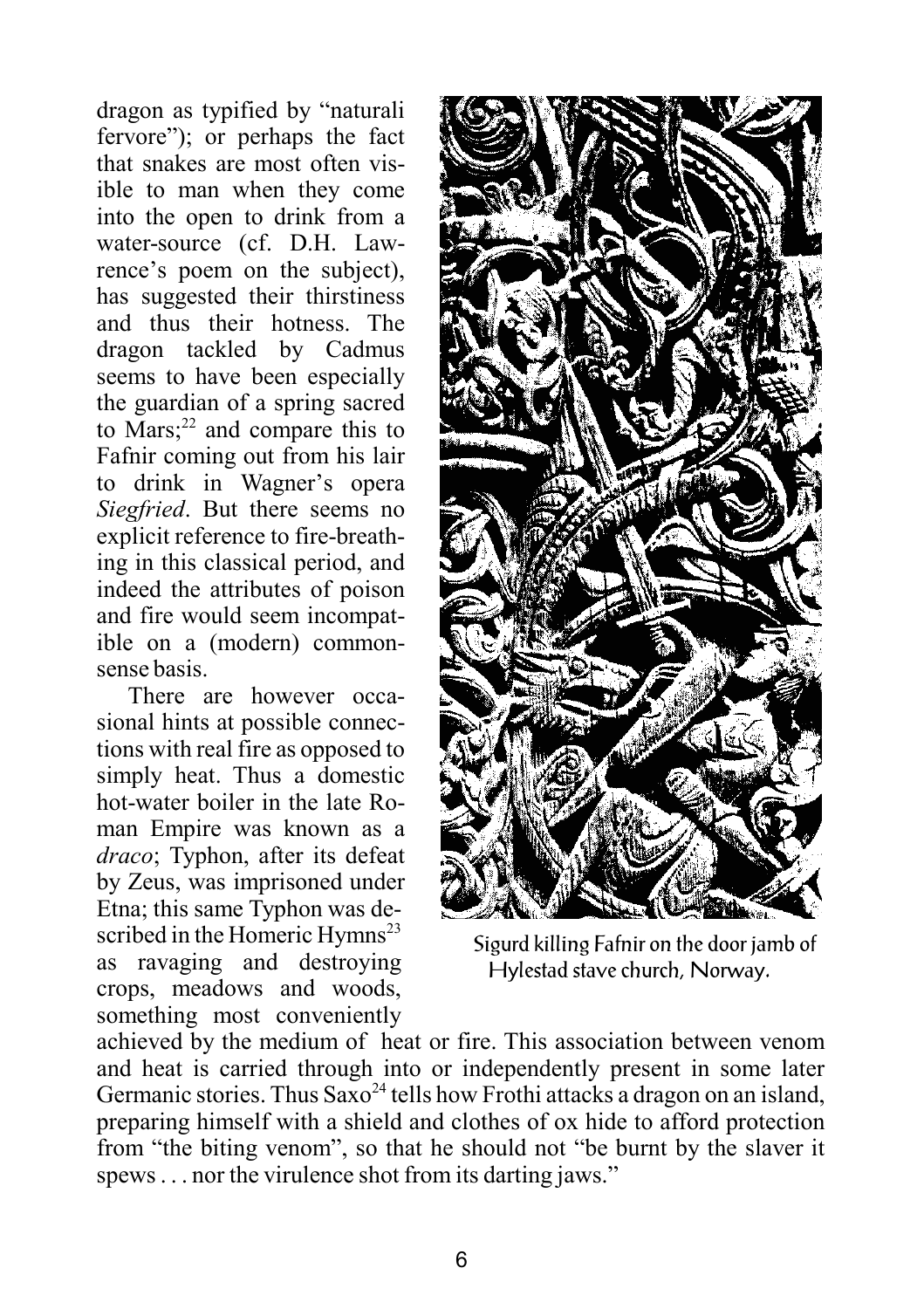dragon as typified by "naturali fervore"); or perhaps the fact that snakes are most often visible to man when they come into the open to drink from a water-source (cf. D.H. Lawrence's poem on the subject), has suggested their thirstiness and thus their hotness. The dragon tackled by Cadmus seems to have been especially the guardian of a spring sacred to Mars;[22] and compare this to Fafnir coming out from his lair to drink in Wagner's opera *Siegfried*. But there seems no explicit reference to fire-breathing in this classical period, and indeed the attributes of poison and fire would seem incompatible on a (modern) commonsense basis.

There are however occasional hints at possible connections with real fire as opposed to simply heat. Thus a domestic hot-water boiler in the late Roman Empire was known as a *draco*; Typhon, after its defeat by Zeus, was imprisoned under Etna; this same Typhon was described in the Homeric Hymns[23] as ravaging and destroying crops, meadows and woods, something most conveniently achieved by the medium of heat or fire. This association between venom and heat is carried through into or independently present in some later Germanic stories. Thus Saxo[24] tells how Frothi attacks a dragon on an island, preparing himself with a shield and clothes of ox hide to afford protection from "the biting venom", so that he should not "be burnt by the slaver it spews . . . nor the virulence shot from its darting jaws."

Sigurd killing Fafnir on the door jamb of Hylestad stave church, Norway.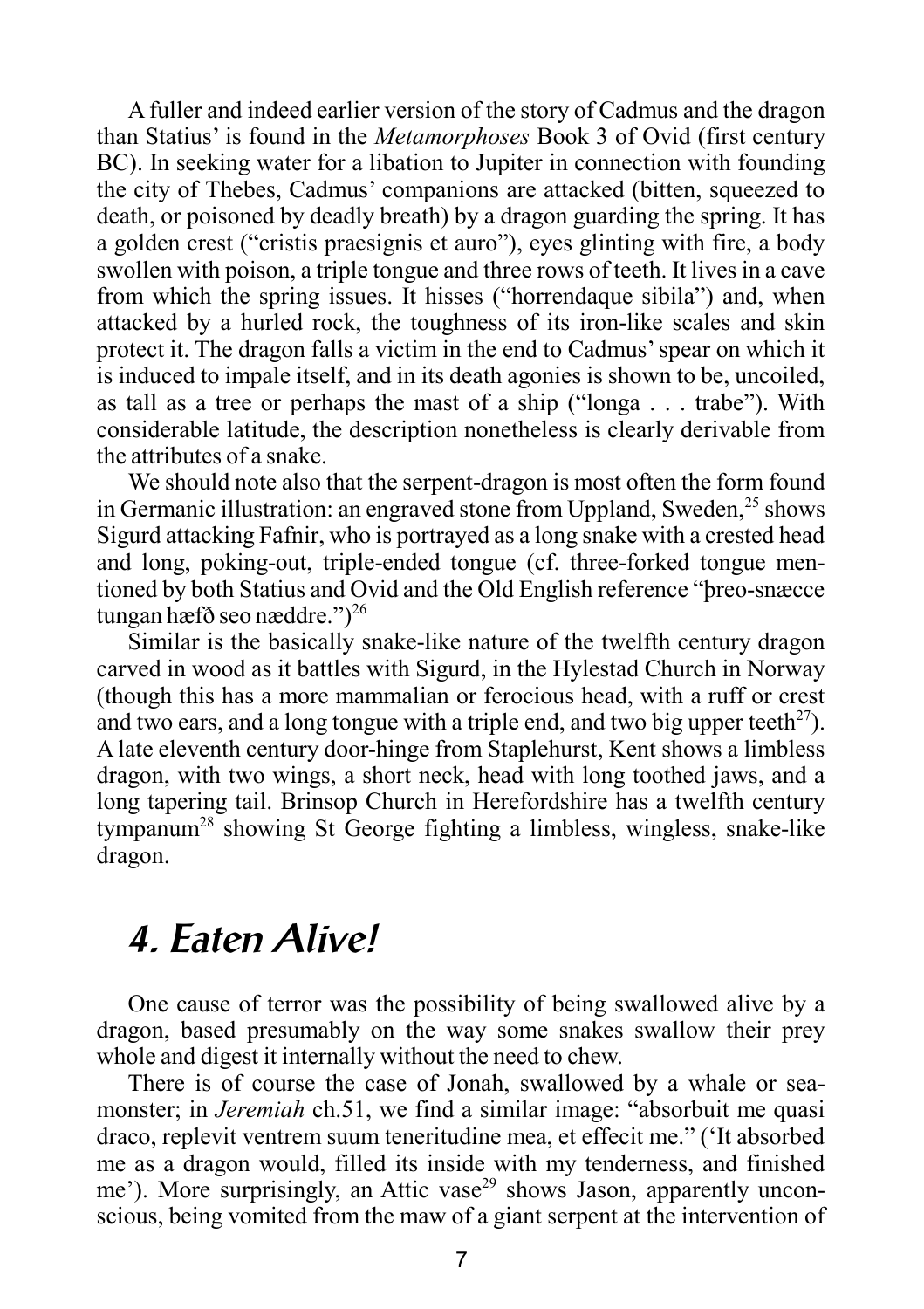A fuller and indeed earlier version of the story of Cadmus and the dragon than Statius' is found in the *Metamorphoses* Book 3 of Ovid (first century BC). In seeking water for a libation to Jupiter in connection with founding the city of Thebes, Cadmus' companions are attacked (bitten, squeezed to death, or poisoned by deadly breath) by a dragon guarding the spring. It has a golden crest ("cristis praesignis et auro"), eyes glinting with fire, a body swollen with poison, a triple tongue and three rows of teeth. It lives in a cave from which the spring issues. It hisses ("horrendaque sibila") and, when attacked by a hurled rock, the toughness of its iron-like scales and skin protect it. The dragon falls a victim in the end to Cadmus' spear on which it is induced to impale itself, and in its death agonies is shown to be, uncoiled, as tall as a tree or perhaps the mast of a ship ("longa . . . trabe"). With considerable latitude, the description nonetheless is clearly derivable from the attributes of a snake.

We should note also that the serpent-dragon is most often the form found in Germanic illustration: an engraved stone from Uppland, Sweden,[25] shows Sigurd attacking Fafnir, who is portrayed as a long snake with a crested head and long, poking-out, triple-ended tongue (cf. three-forked tongue mentioned by both Statius and Ovid and the Old English reference "þreo-snæcce tungan hæfð seo næddre.")[26]

Similar is the basically snake-like nature of the twelfth century dragon carved in wood as it battles with Sigurd, in the Hylestad Church in Norway (though this has a more mammalian or ferocious head, with a ruff or crest and two ears, and a long tongue with a triple end, and two big upper teeth[27]). A late eleventh century door-hinge from Staplehurst, Kent shows a limbless dragon, with two wings, a short neck, head with long toothed jaws, and a long tapering tail. Brinsop Church in Herefordshire has a twelfth century tympanum[28] showing St George fighting a limbless, wingless, snake-like dragon.

## 4. Eaten Alive!

One cause of terror was the possibility of being swallowed alive by a dragon, based presumably on the way some snakes swallow their prey whole and digest it internally without the need to chew.

There is of course the case of Jonah, swallowed by a whale or sea-monster; in *Jeremiah* ch.51, we find a similar image: "absorbuit me quasi draco, replevit ventrem suum teneritudine mea, et effecit me." ('It absorbed me as a dragon would, filled its inside with my tenderness, and finished me'). More surprisingly, an Attic vase[29] shows Jason, apparently unconscious, being vomited from the maw of a giant serpent at the intervention of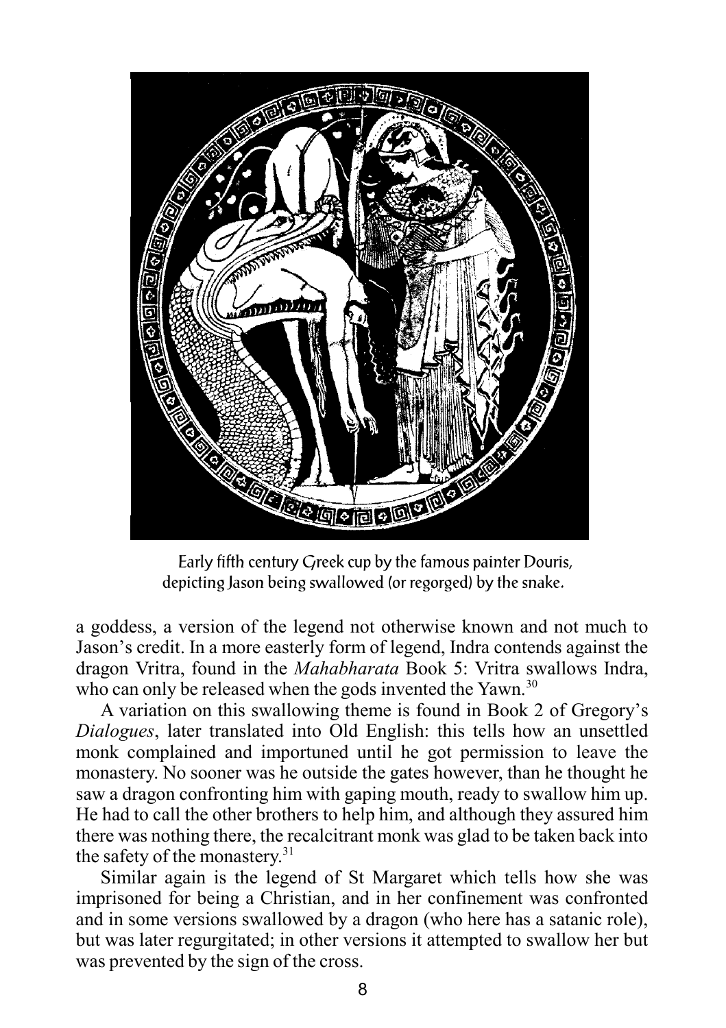Early fifth century Greek cup by the famous painter Douris, depicting Jason being swallowed (or regorged) by the snake.

a goddess, a version of the legend not otherwise known and not much to Jason's credit. In a more easterly form of legend, Indra contends against the dragon Vritra, found in the *Mahabharata* Book 5: Vritra swallows Indra, who can only be released when the gods invented the Yawn.[30]

A variation on this swallowing theme is found in Book 2 of Gregory's *Dialogues*, later translated into Old English: this tells how an unsettled monk complained and importuned until he got permission to leave the monastery. No sooner was he outside the gates however, than he thought he saw a dragon confronting him with gaping mouth, ready to swallow him up. He had to call the other brothers to help him, and although they assured him there was nothing there, the recalcitrant monk was glad to be taken back into the safety of the monastery.[31]

Similar again is the legend of St Margaret which tells how she was imprisoned for being a Christian, and in her confinement was confronted and in some versions swallowed by a dragon (who here has a satanic role), but was later regurgitated; in other versions it attempted to swallow her but was prevented by the sign of the cross.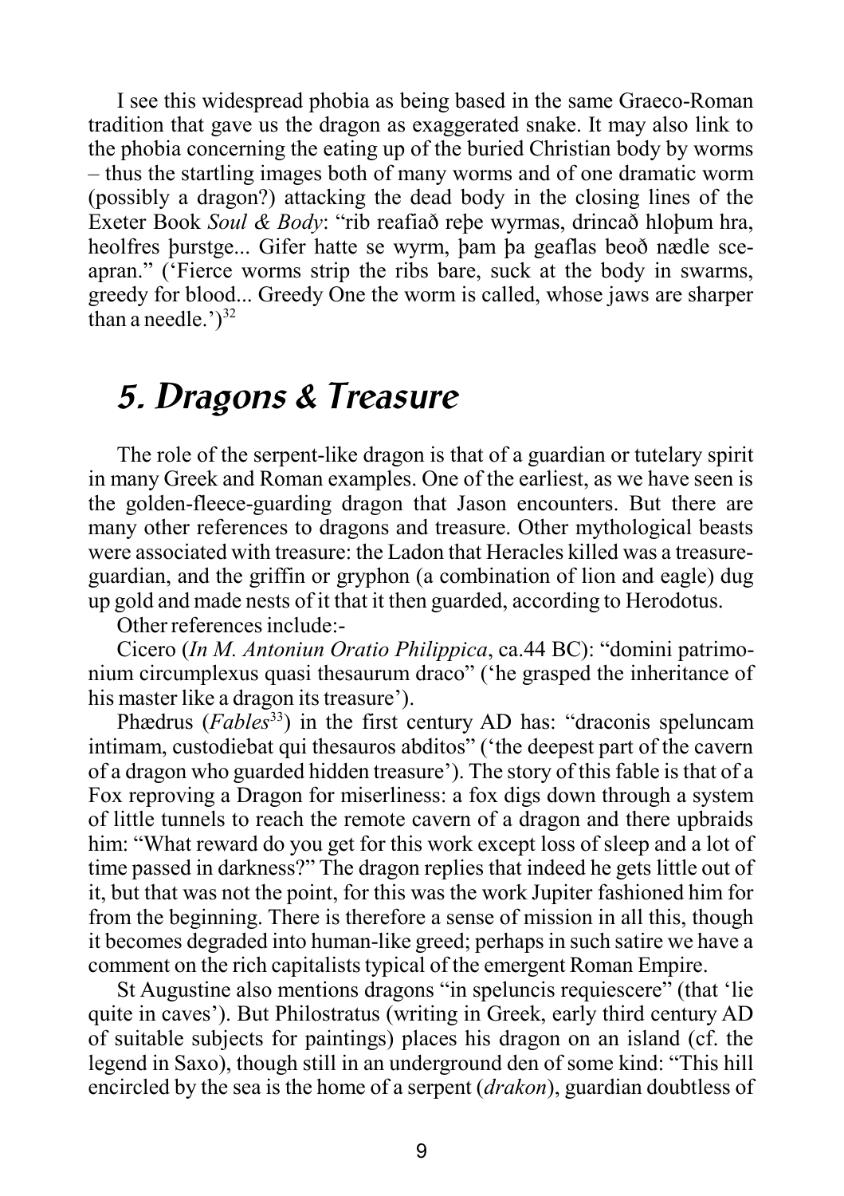I see this widespread phobia as being based in the same Graeco-Roman tradition that gave us the dragon as exaggerated snake. It may also link to the phobia concerning the eating up of the buried Christian body by worms – thus the startling images both of many worms and of one dramatic worm (possibly a dragon?) attacking the dead body in the closing lines of the Exeter Book *Soul & Body*: "rib reafiað reþe wyrmas, drincað hloþum hra, heolfres þurstge... Gifer hatte se wyrm, þam þa geaflas beoð nædle sceapran." ('Fierce worms strip the ribs bare, suck at the body in swarms, greedy for blood... Greedy One the worm is called, whose jaws are sharper than a needle.')[32]

## 5. Dragons & Treasure

The role of the serpent-like dragon is that of a guardian or tutelary spirit in many Greek and Roman examples. One of the earliest, as we have seen is the golden-fleece-guarding dragon that Jason encounters. But there are many other references to dragons and treasure. Other mythological beasts were associated with treasure: the Ladon that Heracles killed was a treasure-guardian, and the griffin or gryphon (a combination of lion and eagle) dug up gold and made nests of it that it then guarded, according to Herodotus.

Other references include:-

Cicero (*In M. Antoniun Oratio Philippica*, ca.44 BC): "domini patrimonium circumplexus quasi thesaurum draco" ('he grasped the inheritance of his master like a dragon its treasure').

Phædrus (*Fables*[33]) in the first century AD has: "draconis speluncam intimam, custodiebat qui thesauros abditos" ('the deepest part of the cavern of a dragon who guarded hidden treasure'). The story of this fable is that of a Fox reproving a Dragon for miserliness: a fox digs down through a system of little tunnels to reach the remote cavern of a dragon and there upbraids him: "What reward do you get for this work except loss of sleep and a lot of time passed in darkness?" The dragon replies that indeed he gets little out of it, but that was not the point, for this was the work Jupiter fashioned him for from the beginning. There is therefore a sense of mission in all this, though it becomes degraded into human-like greed; perhaps in such satire we have a comment on the rich capitalists typical of the emergent Roman Empire.

St Augustine also mentions dragons "in speluncis requiescere" (that 'lie quite in caves'). But Philostratus (writing in Greek, early third century AD of suitable subjects for paintings) places his dragon on an island (cf. the legend in Saxo), though still in an underground den of some kind: "This hill encircled by the sea is the home of a serpent (*drakon*), guardian doubtless of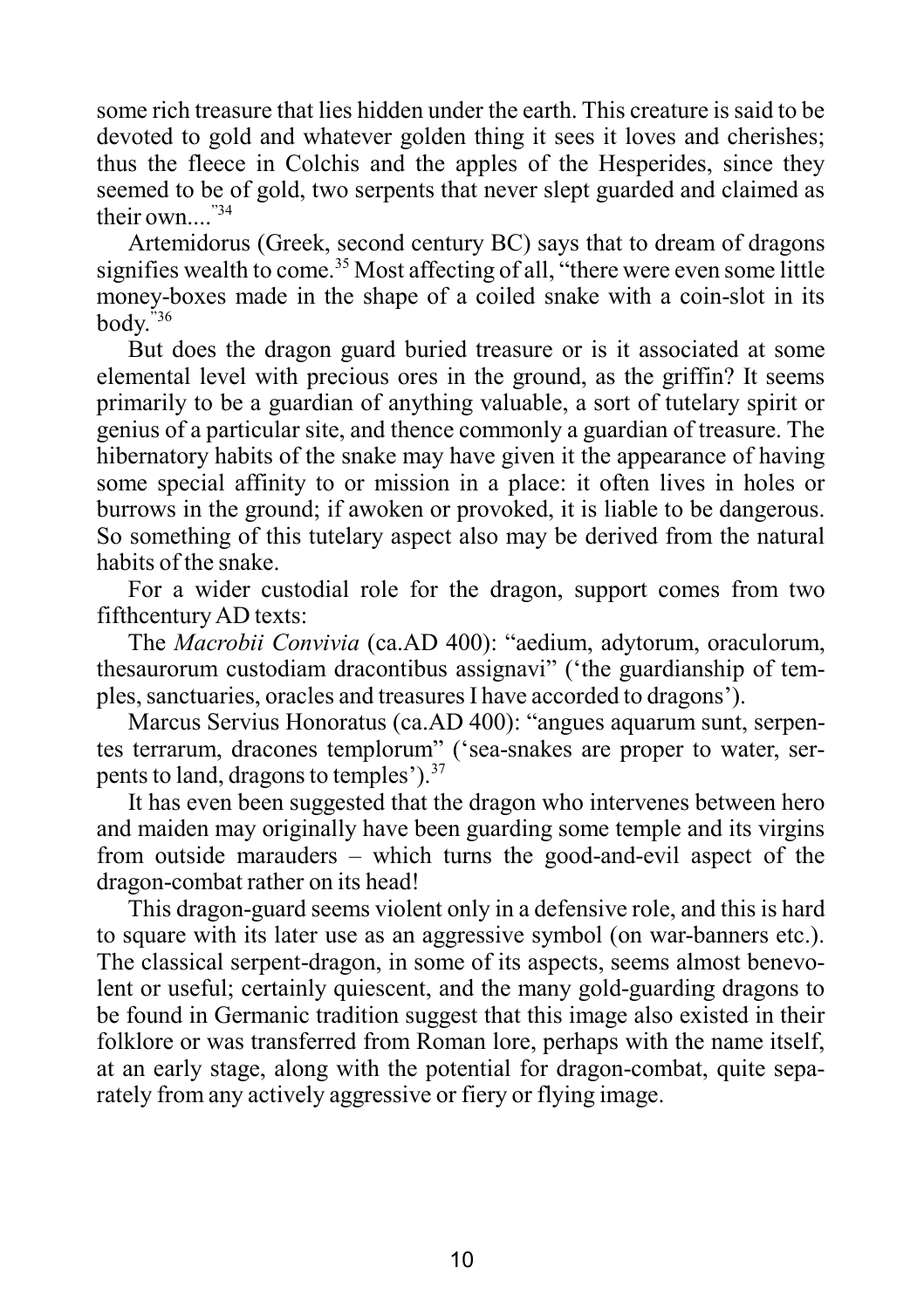some rich treasure that lies hidden under the earth. This creature is said to be devoted to gold and whatever golden thing it sees it loves and cherishes; thus the fleece in Colchis and the apples of the Hesperides, since they seemed to be of gold, two serpents that never slept guarded and claimed as their own...."[34]

Artemidorus (Greek, second century BC) says that to dream of dragons signifies wealth to come.[35] Most affecting of all, "there were even some little money-boxes made in the shape of a coiled snake with a coin-slot in its body."[36]

But does the dragon guard buried treasure or is it associated at some elemental level with precious ores in the ground, as the griffin? It seems primarily to be a guardian of anything valuable, a sort of tutelary spirit or genius of a particular site, and thence commonly a guardian of treasure. The hibernatory habits of the snake may have given it the appearance of having some special affinity to or mission in a place: it often lives in holes or burrows in the ground; if awoken or provoked, it is liable to be dangerous. So something of this tutelary aspect also may be derived from the natural habits of the snake.

For a wider custodial role for the dragon, support comes from two fifthcentury AD texts:

The *Macrobii Convivia* (ca.AD 400): "aedium, adytorum, oraculorum, thesaurorum custodiam dracontibus assignavi" ('the guardianship of temples, sanctuaries, oracles and treasures I have accorded to dragons').

Marcus Servius Honoratus (ca.AD 400): "angues aquarum sunt, serpentes terrarum, dracones templorum" ('sea-snakes are proper to water, serpents to land, dragons to temples').[37]

It has even been suggested that the dragon who intervenes between hero and maiden may originally have been guarding some temple and its virgins from outside marauders – which turns the good-and-evil aspect of the dragon-combat rather on its head!

This dragon-guard seems violent only in a defensive role, and this is hard to square with its later use as an aggressive symbol (on war-banners etc.). The classical serpent-dragon, in some of its aspects, seems almost benevolent or useful; certainly quiescent, and the many gold-guarding dragons to be found in Germanic tradition suggest that this image also existed in their folklore or was transferred from Roman lore, perhaps with the name itself, at an early stage, along with the potential for dragon-combat, quite separately from any actively aggressive or fiery or flying image.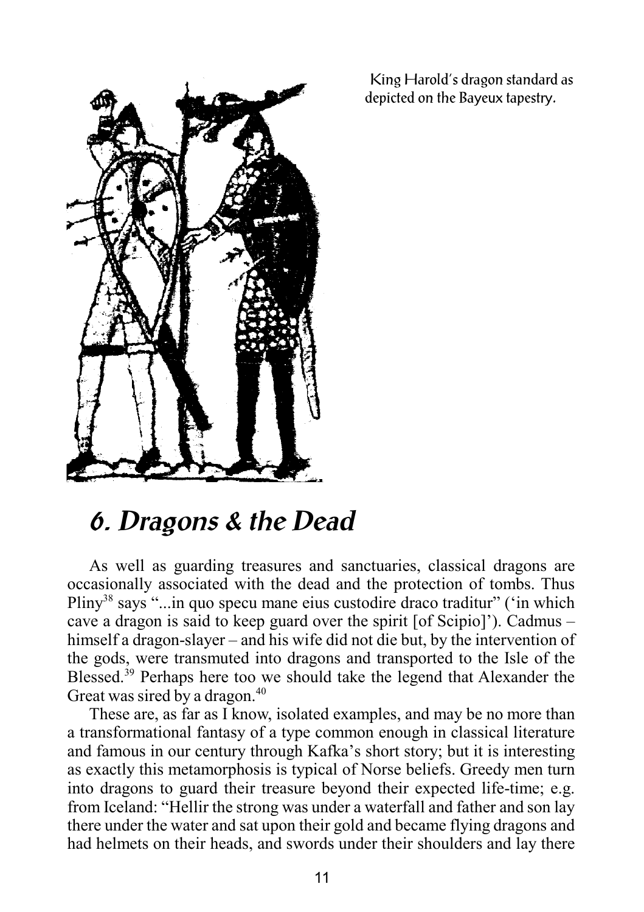King Harold's dragon standard as depicted on the Bayeux tapestry.

## 6. Dragons & the Dead

As well as guarding treasures and sanctuaries, classical dragons are occasionally associated with the dead and the protection of tombs. Thus Pliny[38] says "...in quo specu mane eius custodire draco traditur" ('in which cave a dragon is said to keep guard over the spirit [of Scipio]'). Cadmus – himself a dragon-slayer – and his wife did not die but, by the intervention of the gods, were transmuted into dragons and transported to the Isle of the Blessed.[39] Perhaps here too we should take the legend that Alexander the Great was sired by a dragon.[40]

These are, as far as I know, isolated examples, and may be no more than a transformational fantasy of a type common enough in classical literature and famous in our century through Kafka's short story; but it is interesting as exactly this metamorphosis is typical of Norse beliefs. Greedy men turn into dragons to guard their treasure beyond their expected life-time; e.g. from Iceland: "Hellir the strong was under a waterfall and father and son lay there under the water and sat upon their gold and became flying dragons and had helmets on their heads, and swords under their shoulders and lay there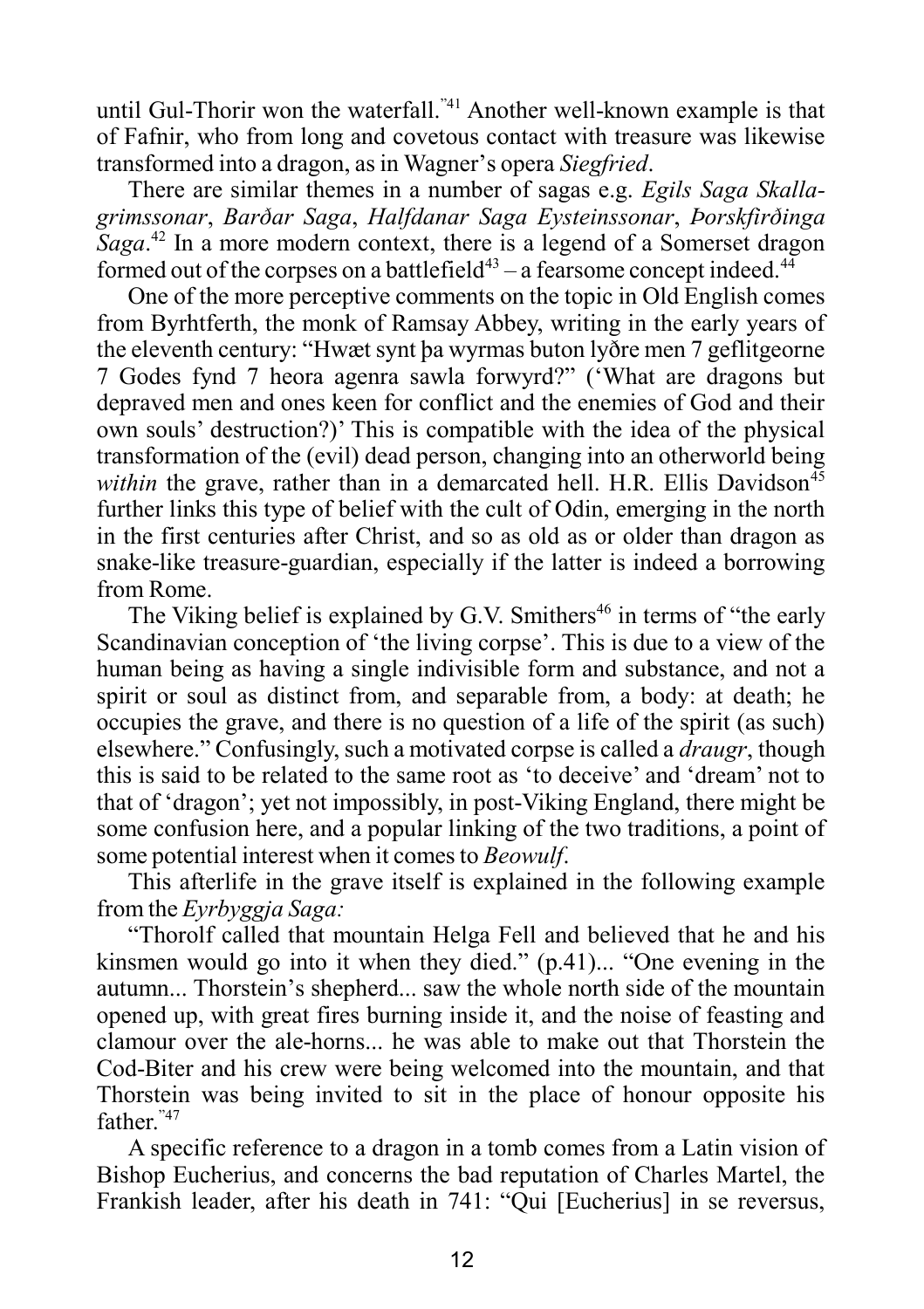until Gul-Thorir won the waterfall."[41] Another well-known example is that of Fafnir, who from long and covetous contact with treasure was likewise transformed into a dragon, as in Wagner's opera *Siegfried*.

There are similar themes in a number of sagas e.g. *Egils Saga Skalla-grimssonar*, *Barðar Saga*, *Halfdanar Saga Eysteinssonar*, *Þorskfirðinga Saga*.[42] In a more modern context, there is a legend of a Somerset dragon formed out of the corpses on a battlefield[43] – a fearsome concept indeed.[44]

One of the more perceptive comments on the topic in Old English comes from Byrhtferth, the monk of Ramsay Abbey, writing in the early years of the eleventh century: "Hwæt synt þa wyrmas buton lyðre men 7 geflitgeorne 7 Godes fynd 7 heora agenra sawla forwyrd?" ('What are dragons but depraved men and ones keen for conflict and the enemies of God and their own souls' destruction?)' This is compatible with the idea of the physical transformation of the (evil) dead person, changing into an otherworld being *within* the grave, rather than in a demarcated hell. H.R. Ellis Davidson[45] further links this type of belief with the cult of Odin, emerging in the north in the first centuries after Christ, and so as old as or older than dragon as snake-like treasure-guardian, especially if the latter is indeed a borrowing from Rome.

The Viking belief is explained by G.V. Smithers[46] in terms of "the early Scandinavian conception of 'the living corpse'. This is due to a view of the human being as having a single indivisible form and substance, and not a spirit or soul as distinct from, and separable from, a body: at death; he occupies the grave, and there is no question of a life of the spirit (as such) elsewhere." Confusingly, such a motivated corpse is called a *draugr*, though this is said to be related to the same root as 'to deceive' and 'dream' not to that of 'dragon'; yet not impossibly, in post-Viking England, there might be some confusion here, and a popular linking of the two traditions, a point of some potential interest when it comes to *Beowulf*.

This afterlife in the grave itself is explained in the following example from the *Eyrbyggja Saga:*

"Thorolf called that mountain Helga Fell and believed that he and his kinsmen would go into it when they died." (p.41)... "One evening in the autumn... Thorstein's shepherd... saw the whole north side of the mountain opened up, with great fires burning inside it, and the noise of feasting and clamour over the ale-horns... he was able to make out that Thorstein the Cod-Biter and his crew were being welcomed into the mountain, and that Thorstein was being invited to sit in the place of honour opposite his father."[47]

A specific reference to a dragon in a tomb comes from a Latin vision of Bishop Eucherius, and concerns the bad reputation of Charles Martel, the Frankish leader, after his death in 741: "Qui [Eucherius] in se reversus,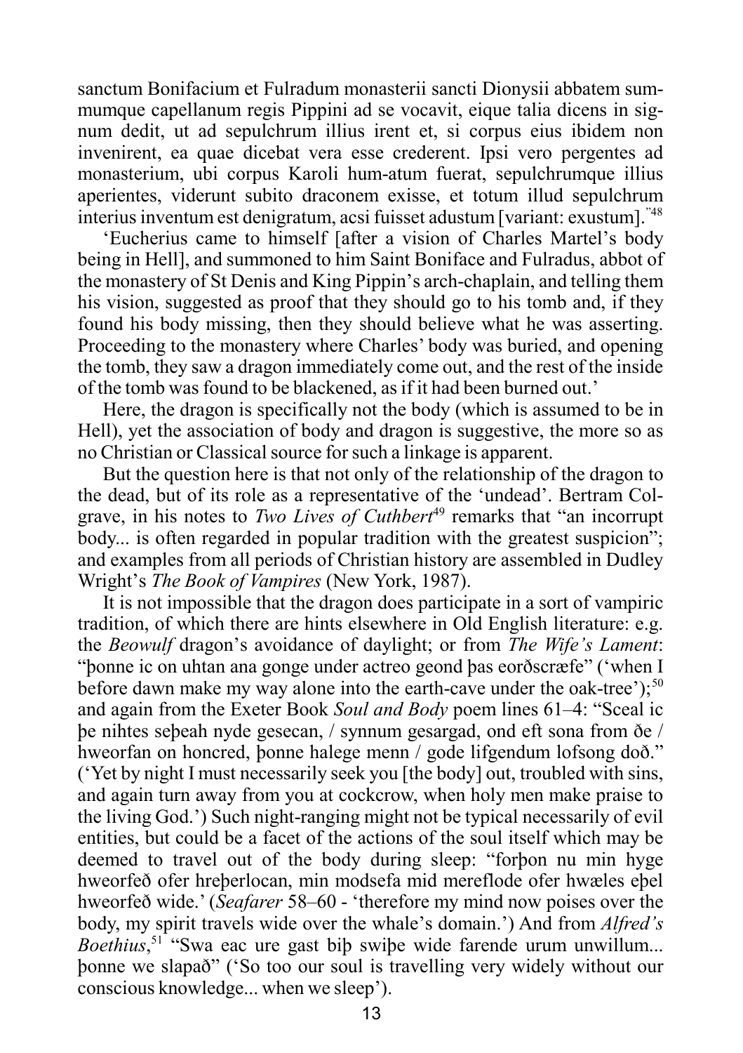sanctum Bonifacium et Fulradum monasterii sancti Dionysii abbatem summumque capellanum regis Pippini ad se vocavit, eique talia dicens in signum dedit, ut ad sepulchrum illius irent et, si corpus eius ibidem non invenirent, ea quae dicebat vera esse crederent. Ipsi vero pergentes ad monasterium, ubi corpus Karoli hum-atum fuerat, sepulchrumque illius aperientes, viderunt subito draconem exisse, et totum illud sepulchrum interius inventum est denigratum, acsi fuisset adustum [variant: exustum]."[48]

'Eucherius came to himself [after a vision of Charles Martel's body being in Hell], and summoned to him Saint Boniface and Fulradus, abbot of the monastery of St Denis and King Pippin's arch-chaplain, and telling them his vision, suggested as proof that they should go to his tomb and, if they found his body missing, then they should believe what he was asserting. Proceeding to the monastery where Charles' body was buried, and opening the tomb, they saw a dragon immediately come out, and the rest of the inside of the tomb was found to be blackened, as if it had been burned out.'

Here, the dragon is specifically not the body (which is assumed to be in Hell), yet the association of body and dragon is suggestive, the more so as no Christian or Classical source for such a linkage is apparent.

But the question here is that not only of the relationship of the dragon to the dead, but of its role as a representative of the 'undead'. Bertram Colgrave, in his notes to *Two Lives of Cuthbert*[49] remarks that "an incorrupt body... is often regarded in popular tradition with the greatest suspicion"; and examples from all periods of Christian history are assembled in Dudley Wright's *The Book of Vampires* (New York, 1987).

It is not impossible that the dragon does participate in a sort of vampiric tradition, of which there are hints elsewhere in Old English literature: e.g. the *Beowulf* dragon's avoidance of daylight; or from *The Wife's Lament*: "þonne ic on uhtan ana gonge under actreo geond þas eorðscræfe" ('when I before dawn make my way alone into the earth-cave under the oak-tree');[50] and again from the Exeter Book *Soul and Body* poem lines 61–4: "Sceal ic þe nihtes seþeah nyde gesecan, / synnum gesargad, ond eft sona from ðe / hweorfan on honcred, þonne halege menn / gode lifgendum lofsong doð." ('Yet by night I must necessarily seek you [the body] out, troubled with sins, and again turn away from you at cockcrow, when holy men make praise to the living God.') Such night-ranging might not be typical necessarily of evil entities, but could be a facet of the actions of the soul itself which may be deemed to travel out of the body during sleep: "forþon nu min hyge hweorfeð ofer hreþerlocan, min modsefa mid mereflode ofer hwæles eþel hweorfeð wide.' (*Seafarer* 58–60 - 'therefore my mind now poises over the body, my spirit travels wide over the whale's domain.') And from *Alfred's Boethius*,[51] "Swa eac ure gast biþ swiþe wide farende urum unwillum... þonne we slapað" ('So too our soul is travelling very widely without our conscious knowledge... when we sleep').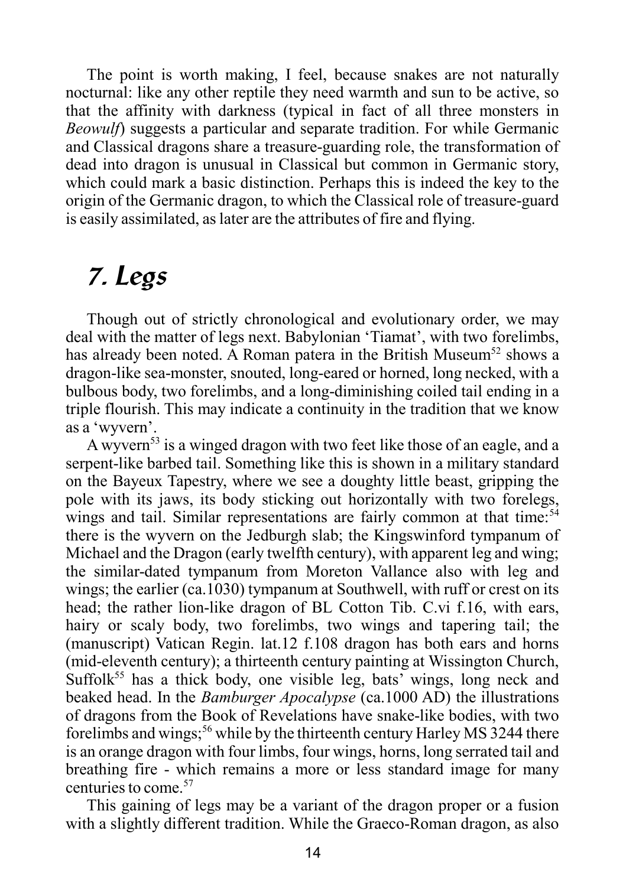The point is worth making, I feel, because snakes are not naturally nocturnal: like any other reptile they need warmth and sun to be active, so that the affinity with darkness (typical in fact of all three monsters in *Beowulf*) suggests a particular and separate tradition. For while Germanic and Classical dragons share a treasure-guarding role, the transformation of dead into dragon is unusual in Classical but common in Germanic story, which could mark a basic distinction. Perhaps this is indeed the key to the origin of the Germanic dragon, to which the Classical role of treasure-guard is easily assimilated, as later are the attributes of fire and flying.

## *7. Legs*

Though out of strictly chronological and evolutionary order, we may deal with the matter of legs next. Babylonian 'Tiamat', with two forelimbs, has already been noted. A Roman patera in the British Museum[52] shows a dragon-like sea-monster, snouted, long-eared or horned, long necked, with a bulbous body, two forelimbs, and a long-diminishing coiled tail ending in a triple flourish. This may indicate a continuity in the tradition that we know as a 'wyvern'.

A wyvern[53] is a winged dragon with two feet like those of an eagle, and a serpent-like barbed tail. Something like this is shown in a military standard on the Bayeux Tapestry, where we see a doughty little beast, gripping the pole with its jaws, its body sticking out horizontally with two forelegs, wings and tail. Similar representations are fairly common at that time:[54] there is the wyvern on the Jedburgh slab; the Kingswinford tympanum of Michael and the Dragon (early twelfth century), with apparent leg and wing; the similar-dated tympanum from Moreton Vallance also with leg and wings; the earlier (ca.1030) tympanum at Southwell, with ruff or crest on its head; the rather lion-like dragon of BL Cotton Tib. C.vi f.16, with ears, hairy or scaly body, two forelimbs, two wings and tapering tail; the (manuscript) Vatican Regin. lat.12 f.108 dragon has both ears and horns (mid-eleventh century); a thirteenth century painting at Wissington Church, Suffolk[55] has a thick body, one visible leg, bats' wings, long neck and beaked head. In the *Bamburger Apocalypse* (ca.1000 AD) the illustrations of dragons from the Book of Revelations have snake-like bodies, with two forelimbs and wings;[56] while by the thirteenth century Harley MS 3244 there is an orange dragon with four limbs, four wings, horns, long serrated tail and breathing fire - which remains a more or less standard image for many centuries to come.[57]

This gaining of legs may be a variant of the dragon proper or a fusion with a slightly different tradition. While the Graeco-Roman dragon, as also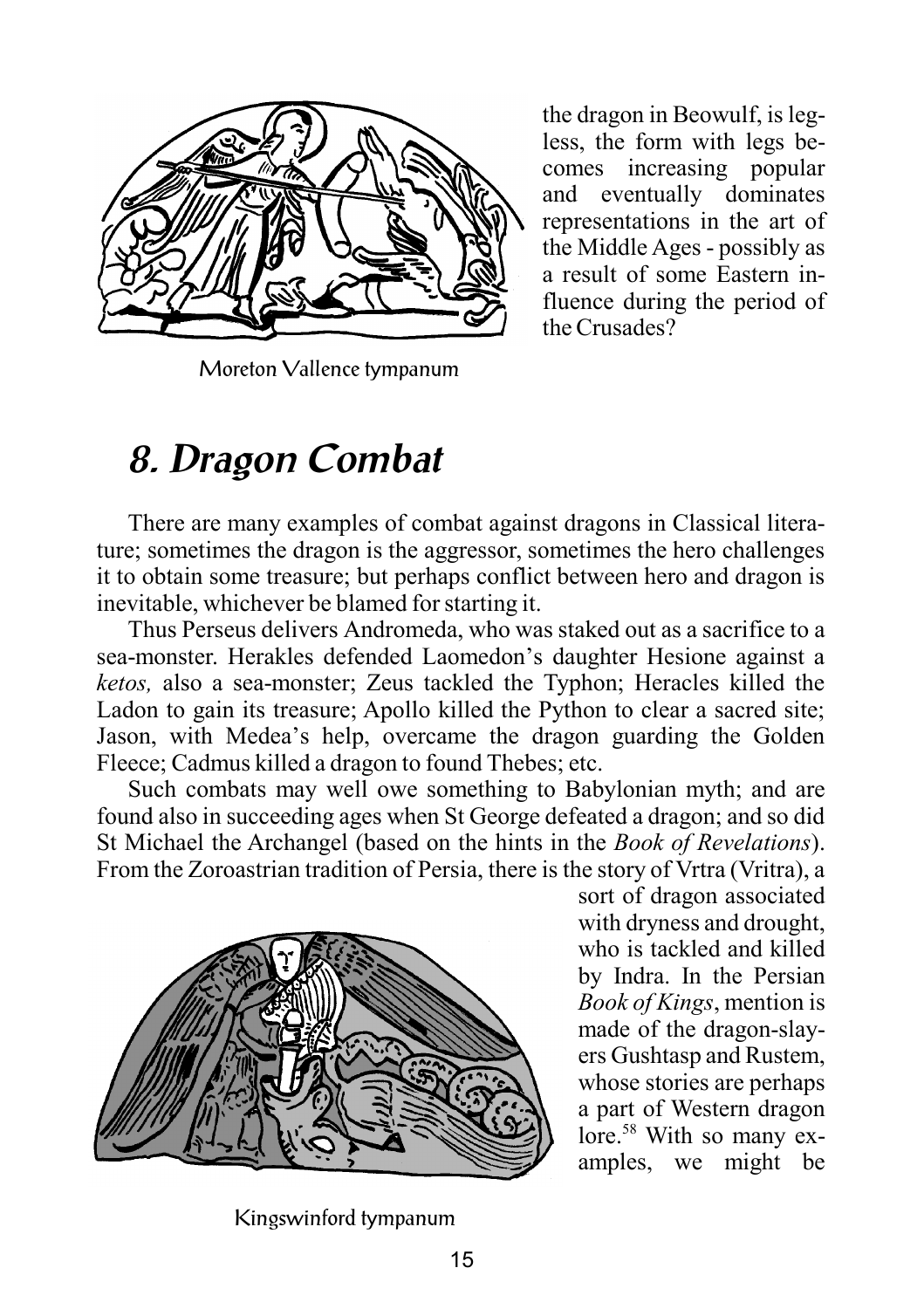the dragon in Beowulf, is legless, the form with legs becomes increasing popular and eventually dominates representations in the art of the Middle Ages - possibly as a result of some Eastern influence during the period of the Crusades?

Moreton Vallence tympanum

## 8. Dragon Combat

There are many examples of combat against dragons in Classical literature; sometimes the dragon is the aggressor, sometimes the hero challenges it to obtain some treasure; but perhaps conflict between hero and dragon is inevitable, whichever be blamed for starting it.

Thus Perseus delivers Andromeda, who was staked out as a sacrifice to a sea-monster. Herakles defended Laomedon's daughter Hesione against a *ketos,* also a sea-monster; Zeus tackled the Typhon; Heracles killed the Ladon to gain its treasure; Apollo killed the Python to clear a sacred site; Jason, with Medea's help, overcame the dragon guarding the Golden Fleece; Cadmus killed a dragon to found Thebes; etc.

Such combats may well owe something to Babylonian myth; and are found also in succeeding ages when St George defeated a dragon; and so did St Michael the Archangel (based on the hints in the *Book of Revelations*). From the Zoroastrian tradition of Persia, there is the story of Vrtra (Vritra), a sort of dragon associated with dryness and drought, who is tackled and killed by Indra. In the Persian *Book of Kings*, mention is made of the dragon-slayers Gushtasp and Rustem, whose stories are perhaps a part of Western dragon lore.[58] With so many examples, we might be

Kingswinford tympanum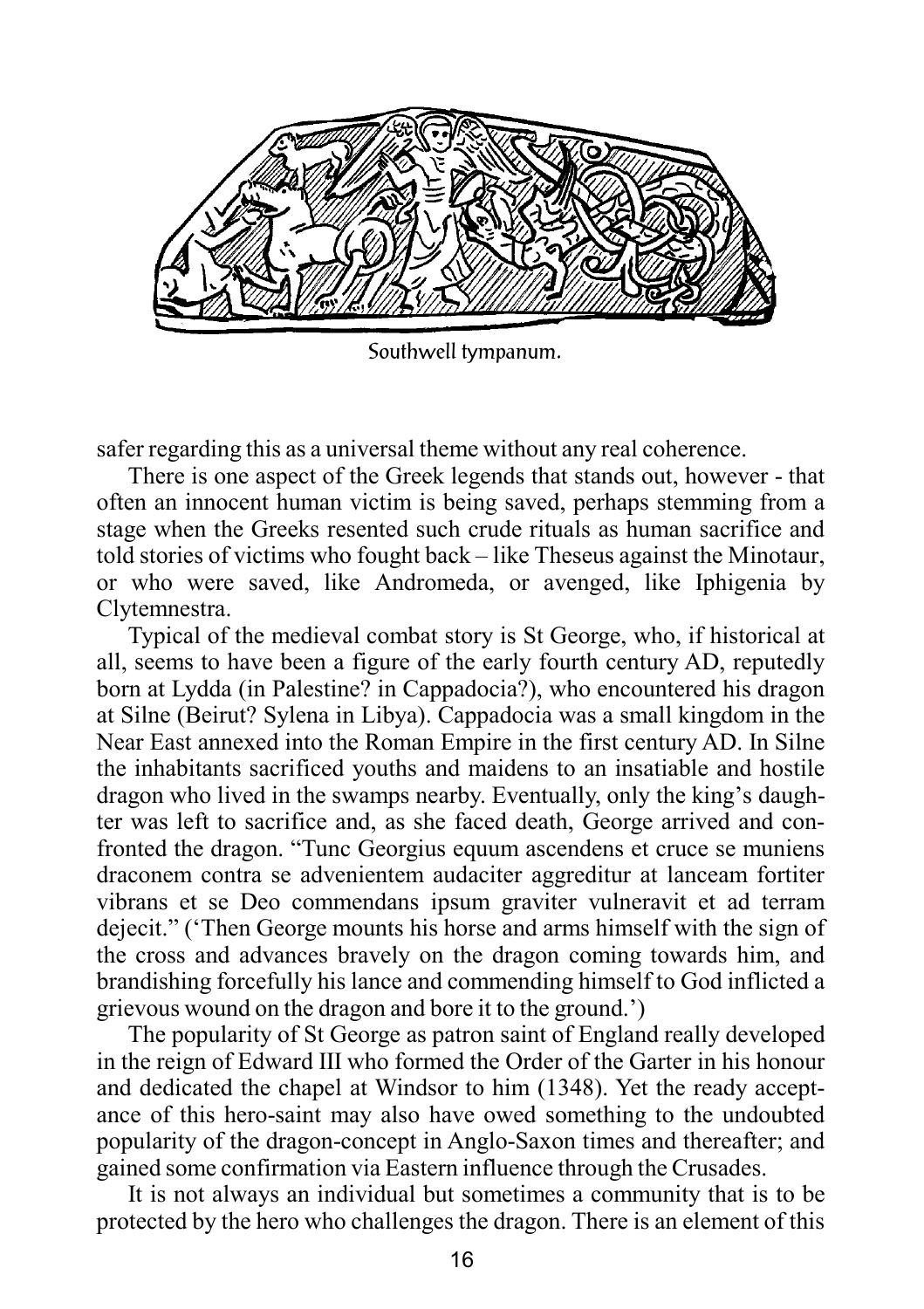Southwell tympanum.

safer regarding this as a universal theme without any real coherence.

There is one aspect of the Greek legends that stands out, however - that often an innocent human victim is being saved, perhaps stemming from a stage when the Greeks resented such crude rituals as human sacrifice and told stories of victims who fought back – like Theseus against the Minotaur, or who were saved, like Andromeda, or avenged, like Iphigenia by Clytemnestra.

Typical of the medieval combat story is St George, who, if historical at all, seems to have been a figure of the early fourth century AD, reputedly born at Lydda (in Palestine? in Cappadocia?), who encountered his dragon at Silne (Beirut? Sylena in Libya). Cappadocia was a small kingdom in the Near East annexed into the Roman Empire in the first century AD. In Silne the inhabitants sacrificed youths and maidens to an insatiable and hostile dragon who lived in the swamps nearby. Eventually, only the king's daughter was left to sacrifice and, as she faced death, George arrived and confronted the dragon. "Tunc Georgius equum ascendens et cruce se muniens draconem contra se advenientem audaciter aggreditur at lanceam fortiter vibrans et se Deo commendans ipsum graviter vulneravit et ad terram dejecit." ('Then George mounts his horse and arms himself with the sign of the cross and advances bravely on the dragon coming towards him, and brandishing forcefully his lance and commending himself to God inflicted a grievous wound on the dragon and bore it to the ground.')

The popularity of St George as patron saint of England really developed in the reign of Edward III who formed the Order of the Garter in his honour and dedicated the chapel at Windsor to him (1348). Yet the ready acceptance of this hero-saint may also have owed something to the undoubted popularity of the dragon-concept in Anglo-Saxon times and thereafter; and gained some confirmation via Eastern influence through the Crusades.

It is not always an individual but sometimes a community that is to be protected by the hero who challenges the dragon. There is an element of this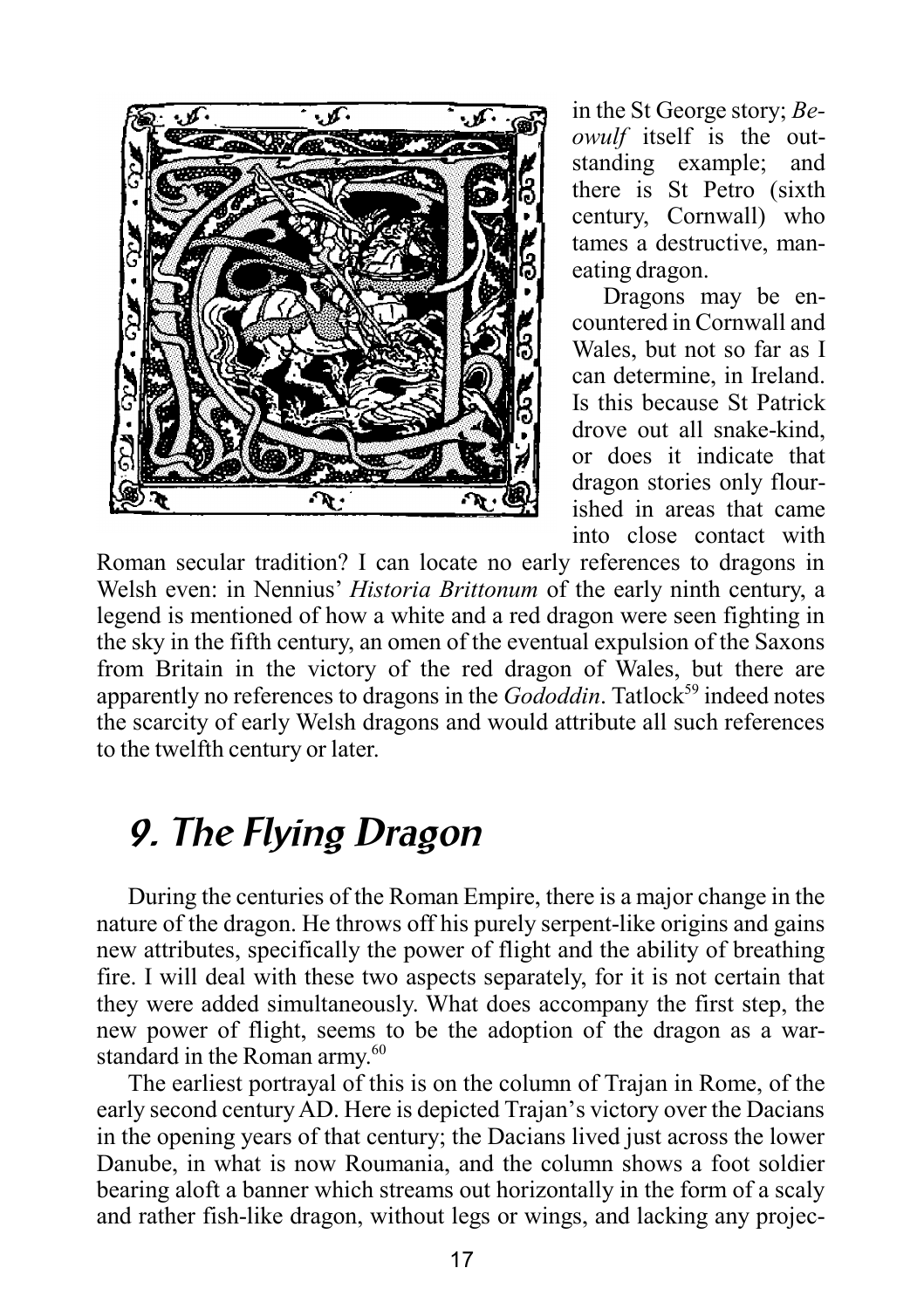in the St George story; *Beowulf* itself is the outstanding example; and there is St Petro (sixth century, Cornwall) who tames a destructive, man-eating dragon.

Dragons may be encountered in Cornwall and Wales, but not so far as I can determine, in Ireland. Is this because St Patrick drove out all snake-kind, or does it indicate that dragon stories only flourished in areas that came into close contact with Roman secular tradition? I can locate no early references to dragons in Welsh even: in Nennius' *Historia Brittonum* of the early ninth century, a legend is mentioned of how a white and a red dragon were seen fighting in the sky in the fifth century, an omen of the eventual expulsion of the Saxons from Britain in the victory of the red dragon of Wales, but there are apparently no references to dragons in the *Gododdin*. Tatlock[59] indeed notes the scarcity of early Welsh dragons and would attribute all such references to the twelfth century or later.

## 9. The Flying Dragon

During the centuries of the Roman Empire, there is a major change in the nature of the dragon. He throws off his purely serpent-like origins and gains new attributes, specifically the power of flight and the ability of breathing fire. I will deal with these two aspects separately, for it is not certain that they were added simultaneously. What does accompany the first step, the new power of flight, seems to be the adoption of the dragon as a war-standard in the Roman army.[60]

The earliest portrayal of this is on the column of Trajan in Rome, of the early second century AD. Here is depicted Trajan's victory over the Dacians in the opening years of that century; the Dacians lived just across the lower Danube, in what is now Roumania, and the column shows a foot soldier bearing aloft a banner which streams out horizontally in the form of a scaly and rather fish-like dragon, without legs or wings, and lacking any projec-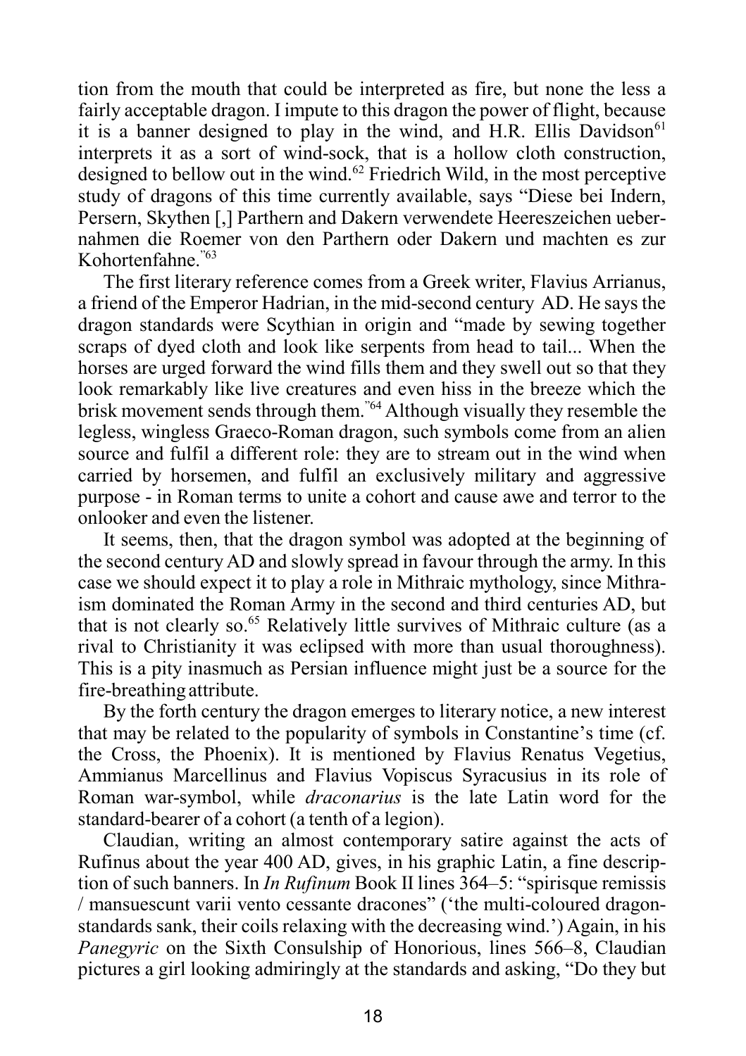tion from the mouth that could be interpreted as fire, but none the less a fairly acceptable dragon. I impute to this dragon the power of flight, because it is a banner designed to play in the wind, and H.R. Ellis Davidson[61] interprets it as a sort of wind-sock, that is a hollow cloth construction, designed to bellow out in the wind.[62] Friedrich Wild, in the most perceptive study of dragons of this time currently available, says "Diese bei Indern, Persern, Skythen [,] Parthern and Dakern verwendete Heereszeichen uebernahmen die Roemer von den Parthern oder Dakern und machten es zur Kohortenfahne."[63]

The first literary reference comes from a Greek writer, Flavius Arrianus, a friend of the Emperor Hadrian, in the mid-second century AD. He says the dragon standards were Scythian in origin and "made by sewing together scraps of dyed cloth and look like serpents from head to tail... When the horses are urged forward the wind fills them and they swell out so that they look remarkably like live creatures and even hiss in the breeze which the brisk movement sends through them."[64] Although visually they resemble the legless, wingless Graeco-Roman dragon, such symbols come from an alien source and fulfil a different role: they are to stream out in the wind when carried by horsemen, and fulfil an exclusively military and aggressive purpose - in Roman terms to unite a cohort and cause awe and terror to the onlooker and even the listener.

It seems, then, that the dragon symbol was adopted at the beginning of the second century AD and slowly spread in favour through the army. In this case we should expect it to play a role in Mithraic mythology, since Mithraism dominated the Roman Army in the second and third centuries AD, but that is not clearly so.[65] Relatively little survives of Mithraic culture (as a rival to Christianity it was eclipsed with more than usual thoroughness). This is a pity inasmuch as Persian influence might just be a source for the fire-breathing attribute.

By the forth century the dragon emerges to literary notice, a new interest that may be related to the popularity of symbols in Constantine's time (cf. the Cross, the Phoenix). It is mentioned by Flavius Renatus Vegetius, Ammianus Marcellinus and Flavius Vopiscus Syracusius in its role of Roman war-symbol, while *draconarius* is the late Latin word for the standard-bearer of a cohort (a tenth of a legion).

Claudian, writing an almost contemporary satire against the acts of Rufinus about the year 400 AD, gives, in his graphic Latin, a fine description of such banners. In *In Rufinum* Book II lines 364–5: "spirisque remissis / mansuescunt varii vento cessante dracones" ('the multi-coloured dragon-standards sank, their coils relaxing with the decreasing wind.') Again, in his *Panegyric* on the Sixth Consulship of Honorious, lines 566–8, Claudian pictures a girl looking admiringly at the standards and asking, "Do they but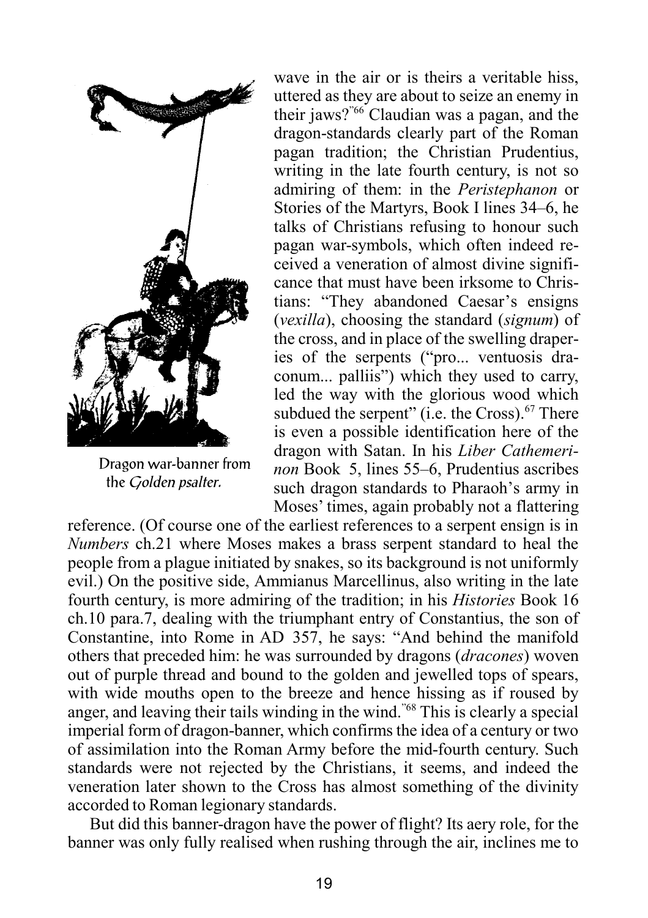Dragon war-banner from the *Golden psalter.*

wave in the air or is theirs a veritable hiss, uttered as they are about to seize an enemy in their jaws?"[66] Claudian was a pagan, and the dragon-standards clearly part of the Roman pagan tradition; the Christian Prudentius, writing in the late fourth century, is not so admiring of them: in the *Peristephanon* or Stories of the Martyrs, Book I lines 34–6, he talks of Christians refusing to honour such pagan war-symbols, which often indeed received a veneration of almost divine significance that must have been irksome to Christians: "They abandoned Caesar's ensigns (*vexilla*), choosing the standard (*signum*) of the cross, and in place of the swelling draperies of the serpents ("pro... ventuosis draconum... palliis") which they used to carry, led the way with the glorious wood which subdued the serpent" (i.e. the Cross).[67] There is even a possible identification here of the dragon with Satan. In his *Liber Cathemerinon* Book 5, lines 55–6, Prudentius ascribes such dragon standards to Pharaoh's army in Moses' times, again probably not a flattering reference. (Of course one of the earliest references to a serpent ensign is in *Numbers* ch.21 where Moses makes a brass serpent standard to heal the people from a plague initiated by snakes, so its background is not uniformly evil.) On the positive side, Ammianus Marcellinus, also writing in the late fourth century, is more admiring of the tradition; in his *Histories* Book 16 ch.10 para.7, dealing with the triumphant entry of Constantius, the son of Constantine, into Rome in AD 357, he says: "And behind the manifold others that preceded him: he was surrounded by dragons (*dracones*) woven out of purple thread and bound to the golden and jewelled tops of spears, with wide mouths open to the breeze and hence hissing as if roused by anger, and leaving their tails winding in the wind."[68] This is clearly a special imperial form of dragon-banner, which confirms the idea of a century or two of assimilation into the Roman Army before the mid-fourth century. Such standards were not rejected by the Christians, it seems, and indeed the veneration later shown to the Cross has almost something of the divinity accorded to Roman legionary standards.

But did this banner-dragon have the power of flight? Its aery role, for the banner was only fully realised when rushing through the air, inclines me to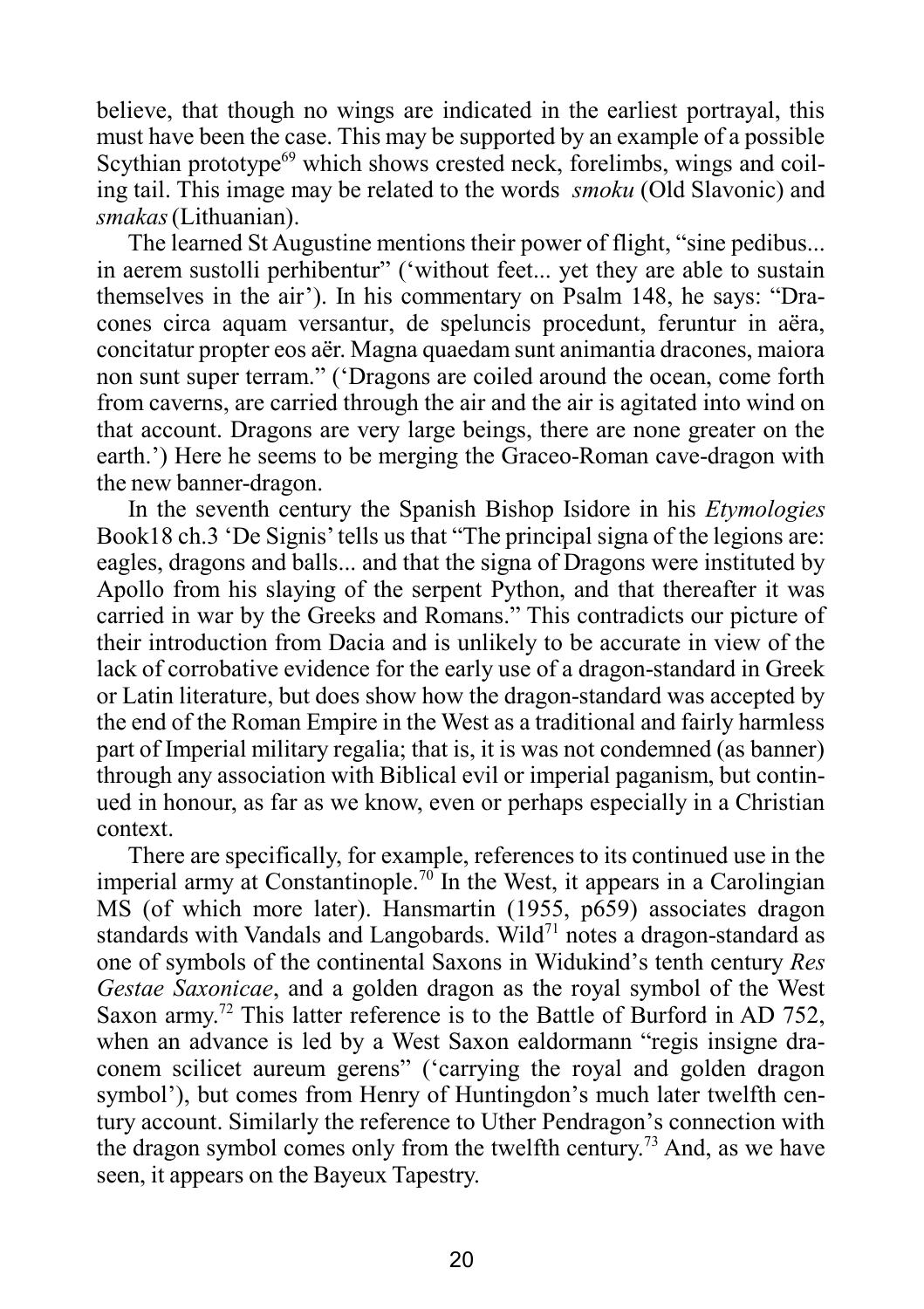believe, that though no wings are indicated in the earliest portrayal, this must have been the case. This may be supported by an example of a possible Scythian prototype[69] which shows crested neck, forelimbs, wings and coiling tail. This image may be related to the words *smoku* (Old Slavonic) and *smakas* (Lithuanian).

The learned St Augustine mentions their power of flight, "sine pedibus... in aerem sustolli perhibentur" ('without feet... yet they are able to sustain themselves in the air'). In his commentary on Psalm 148, he says: "Dracones circa aquam versantur, de speluncis procedunt, feruntur in aëra, concitatur propter eos aër. Magna quaedam sunt animantia dracones, maiora non sunt super terram." ('Dragons are coiled around the ocean, come forth from caverns, are carried through the air and the air is agitated into wind on that account. Dragons are very large beings, there are none greater on the earth.') Here he seems to be merging the Graceo-Roman cave-dragon with the new banner-dragon.

In the seventh century the Spanish Bishop Isidore in his *Etymologies* Book18 ch.3 'De Signis' tells us that "The principal signa of the legions are: eagles, dragons and balls... and that the signa of Dragons were instituted by Apollo from his slaying of the serpent Python, and that thereafter it was carried in war by the Greeks and Romans." This contradicts our picture of their introduction from Dacia and is unlikely to be accurate in view of the lack of corrobative evidence for the early use of a dragon-standard in Greek or Latin literature, but does show how the dragon-standard was accepted by the end of the Roman Empire in the West as a traditional and fairly harmless part of Imperial military regalia; that is, it is was not condemned (as banner) through any association with Biblical evil or imperial paganism, but continued in honour, as far as we know, even or perhaps especially in a Christian context.

There are specifically, for example, references to its continued use in the imperial army at Constantinople.[70] In the West, it appears in a Carolingian MS (of which more later). Hansmartin (1955, p659) associates dragon standards with Vandals and Langobards. Wild[71] notes a dragon-standard as one of symbols of the continental Saxons in Widukind's tenth century *Res Gestae Saxonicae*, and a golden dragon as the royal symbol of the West Saxon army.[72] This latter reference is to the Battle of Burford in AD 752, when an advance is led by a West Saxon ealdormann "regis insigne draconem scilicet aureum gerens" ('carrying the royal and golden dragon symbol'), but comes from Henry of Huntingdon's much later twelfth century account. Similarly the reference to Uther Pendragon's connection with the dragon symbol comes only from the twelfth century.[73] And, as we have seen, it appears on the Bayeux Tapestry.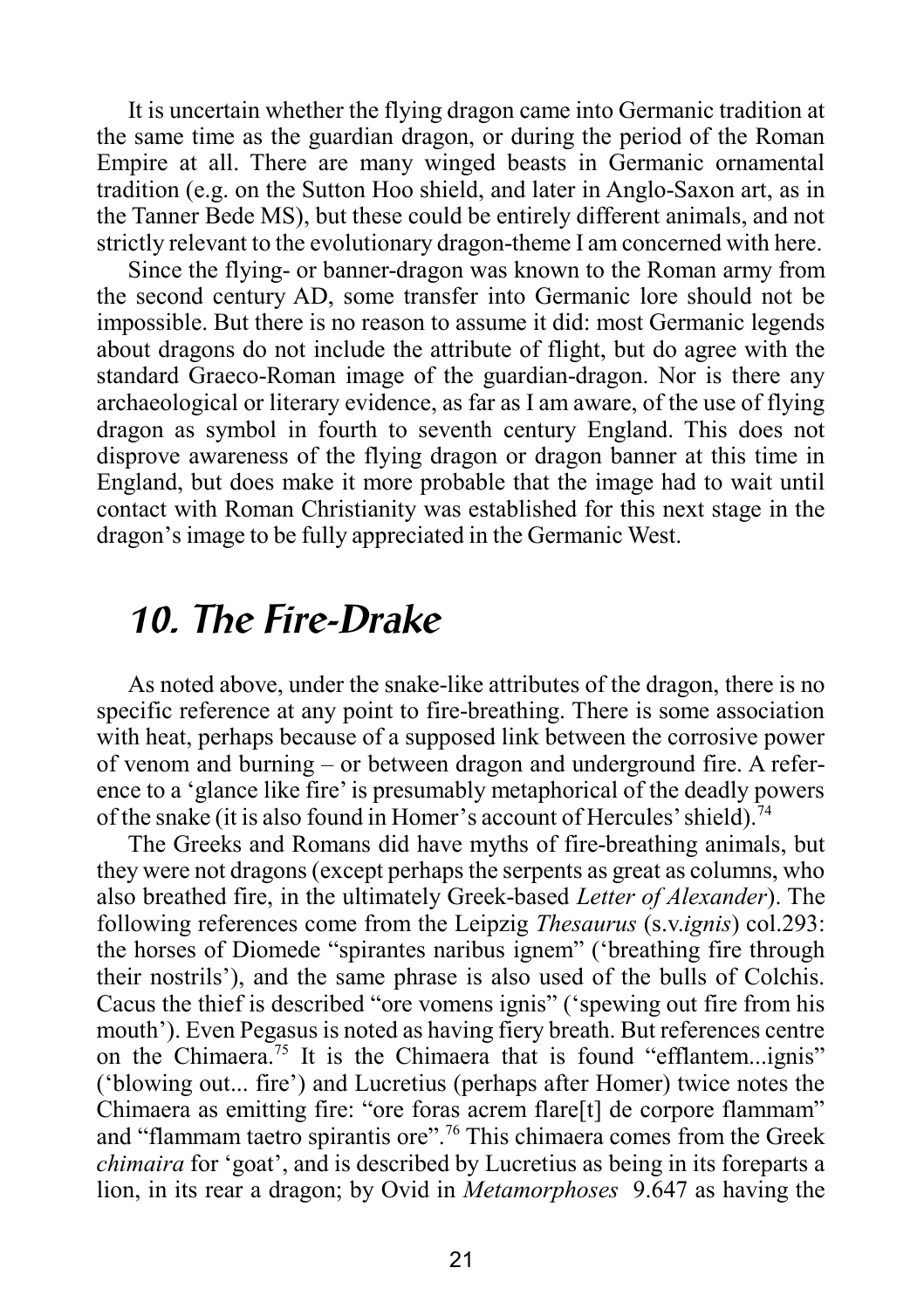It is uncertain whether the flying dragon came into Germanic tradition at the same time as the guardian dragon, or during the period of the Roman Empire at all. There are many winged beasts in Germanic ornamental tradition (e.g. on the Sutton Hoo shield, and later in Anglo-Saxon art, as in the Tanner Bede MS), but these could be entirely different animals, and not strictly relevant to the evolutionary dragon-theme I am concerned with here.

Since the flying- or banner-dragon was known to the Roman army from the second century AD, some transfer into Germanic lore should not be impossible. But there is no reason to assume it did: most Germanic legends about dragons do not include the attribute of flight, but do agree with the standard Graeco-Roman image of the guardian-dragon. Nor is there any archaeological or literary evidence, as far as I am aware, of the use of flying dragon as symbol in fourth to seventh century England. This does not disprove awareness of the flying dragon or dragon banner at this time in England, but does make it more probable that the image had to wait until contact with Roman Christianity was established for this next stage in the dragon's image to be fully appreciated in the Germanic West.

## 10. The Fire-Drake

As noted above, under the snake-like attributes of the dragon, there is no specific reference at any point to fire-breathing. There is some association with heat, perhaps because of a supposed link between the corrosive power of venom and burning – or between dragon and underground fire. A reference to a 'glance like fire' is presumably metaphorical of the deadly powers of the snake (it is also found in Homer's account of Hercules' shield).[74]

The Greeks and Romans did have myths of fire-breathing animals, but they were not dragons (except perhaps the serpents as great as columns, who also breathed fire, in the ultimately Greek-based *Letter of Alexander*). The following references come from the Leipzig *Thesaurus* (s.v.*ignis*) col.293: the horses of Diomede "spirantes naribus ignem" ('breathing fire through their nostrils'), and the same phrase is also used of the bulls of Colchis. Cacus the thief is described "ore vomens ignis" ('spewing out fire from his mouth'). Even Pegasus is noted as having fiery breath. But references centre on the Chimaera.[75] It is the Chimaera that is found "efflantem...ignis" ('blowing out... fire') and Lucretius (perhaps after Homer) twice notes the Chimaera as emitting fire: "ore foras acrem flare[t] de corpore flammam" and "flammam taetro spirantis ore".[76] This chimaera comes from the Greek *chimaira* for 'goat', and is described by Lucretius as being in its foreparts a lion, in its rear a dragon; by Ovid in *Metamorphoses* 9.647 as having the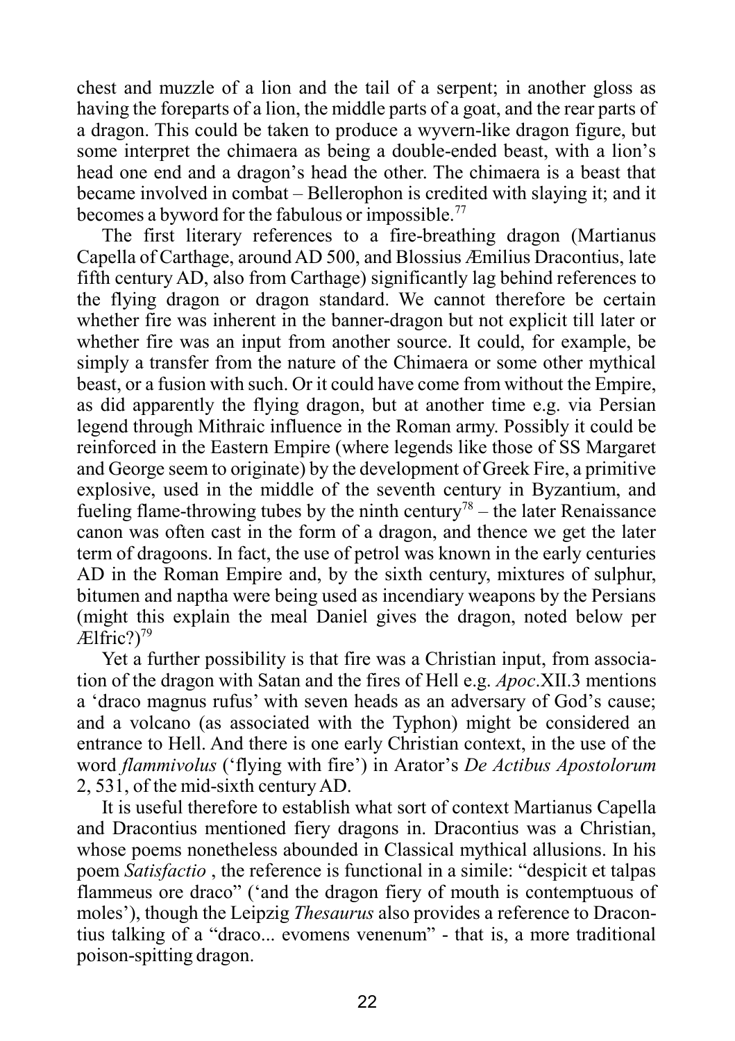chest and muzzle of a lion and the tail of a serpent; in another gloss as having the foreparts of a lion, the middle parts of a goat, and the rear parts of a dragon. This could be taken to produce a wyvern-like dragon figure, but some interpret the chimaera as being a double-ended beast, with a lion's head one end and a dragon's head the other. The chimaera is a beast that became involved in combat – Bellerophon is credited with slaying it; and it becomes a byword for the fabulous or impossible.[77]

The first literary references to a fire-breathing dragon (Martianus Capella of Carthage, around AD 500, and Blossius Æmilius Dracontius, late fifth century AD, also from Carthage) significantly lag behind references to the flying dragon or dragon standard. We cannot therefore be certain whether fire was inherent in the banner-dragon but not explicit till later or whether fire was an input from another source. It could, for example, be simply a transfer from the nature of the Chimaera or some other mythical beast, or a fusion with such. Or it could have come from without the Empire, as did apparently the flying dragon, but at another time e.g. via Persian legend through Mithraic influence in the Roman army. Possibly it could be reinforced in the Eastern Empire (where legends like those of SS Margaret and George seem to originate) by the development of Greek Fire, a primitive explosive, used in the middle of the seventh century in Byzantium, and fueling flame-throwing tubes by the ninth century[78] – the later Renaissance canon was often cast in the form of a dragon, and thence we get the later term of dragoons. In fact, the use of petrol was known in the early centuries AD in the Roman Empire and, by the sixth century, mixtures of sulphur, bitumen and naptha were being used as incendiary weapons by the Persians (might this explain the meal Daniel gives the dragon, noted below per Ælfric?)[79]

Yet a further possibility is that fire was a Christian input, from association of the dragon with Satan and the fires of Hell e.g. *Apoc*.XII.3 mentions a 'draco magnus rufus' with seven heads as an adversary of God's cause; and a volcano (as associated with the Typhon) might be considered an entrance to Hell. And there is one early Christian context, in the use of the word *flammivolus* ('flying with fire') in Arator's *De Actibus Apostolorum* 2, 531, of the mid-sixth century AD.

It is useful therefore to establish what sort of context Martianus Capella and Dracontius mentioned fiery dragons in. Dracontius was a Christian, whose poems nonetheless abounded in Classical mythical allusions. In his poem *Satisfactio* , the reference is functional in a simile: "despicit et talpas flammeus ore draco" ('and the dragon fiery of mouth is contemptuous of moles'), though the Leipzig *Thesaurus* also provides a reference to Dracontius talking of a "draco... evomens venenum" - that is, a more traditional poison-spitting dragon.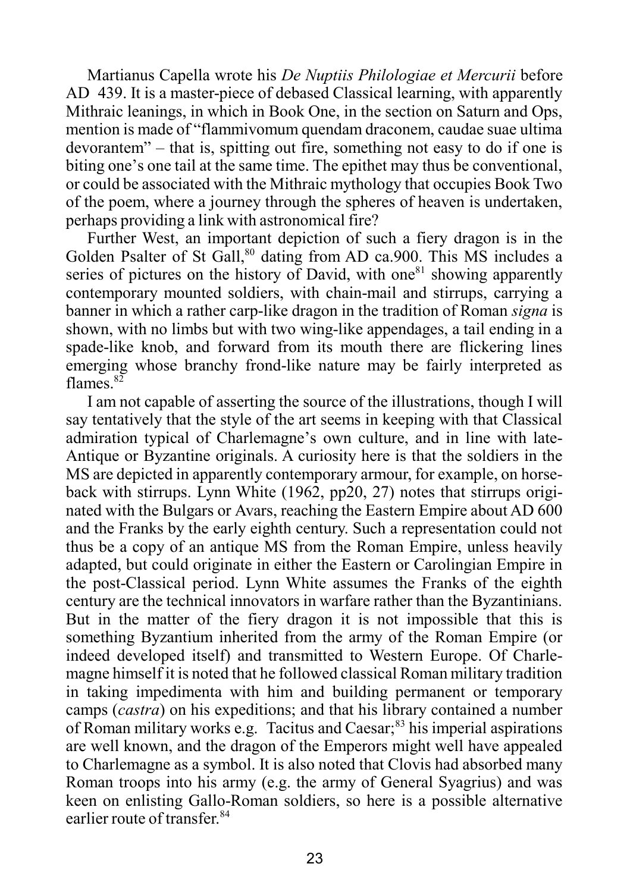Martianus Capella wrote his *De Nuptiis Philologiae et Mercurii* before AD 439. It is a master-piece of debased Classical learning, with apparently Mithraic leanings, in which in Book One, in the section on Saturn and Ops, mention is made of "flammivomum quendam draconem, caudae suae ultima devorantem" – that is, spitting out fire, something not easy to do if one is biting one's one tail at the same time. The epithet may thus be conventional, or could be associated with the Mithraic mythology that occupies Book Two of the poem, where a journey through the spheres of heaven is undertaken, perhaps providing a link with astronomical fire?

Further West, an important depiction of such a fiery dragon is in the Golden Psalter of St Gall,[80] dating from AD ca.900. This MS includes a series of pictures on the history of David, with one[81] showing apparently contemporary mounted soldiers, with chain-mail and stirrups, carrying a banner in which a rather carp-like dragon in the tradition of Roman *signa* is shown, with no limbs but with two wing-like appendages, a tail ending in a spade-like knob, and forward from its mouth there are flickering lines emerging whose branchy frond-like nature may be fairly interpreted as flames.[82]

I am not capable of asserting the source of the illustrations, though I will say tentatively that the style of the art seems in keeping with that Classical admiration typical of Charlemagne's own culture, and in line with late-Antique or Byzantine originals. A curiosity here is that the soldiers in the MS are depicted in apparently contemporary armour, for example, on horse-back with stirrups. Lynn White (1962, pp20, 27) notes that stirrups originated with the Bulgars or Avars, reaching the Eastern Empire about AD 600 and the Franks by the early eighth century. Such a representation could not thus be a copy of an antique MS from the Roman Empire, unless heavily adapted, but could originate in either the Eastern or Carolingian Empire in the post-Classical period. Lynn White assumes the Franks of the eighth century are the technical innovators in warfare rather than the Byzantinians. But in the matter of the fiery dragon it is not impossible that this is something Byzantium inherited from the army of the Roman Empire (or indeed developed itself) and transmitted to Western Europe. Of Charlemagne himself it is noted that he followed classical Roman military tradition in taking impedimenta with him and building permanent or temporary camps (*castra*) on his expeditions; and that his library contained a number of Roman military works e.g. Tacitus and Caesar;[83] his imperial aspirations are well known, and the dragon of the Emperors might well have appealed to Charlemagne as a symbol. It is also noted that Clovis had absorbed many Roman troops into his army (e.g. the army of General Syagrius) and was keen on enlisting Gallo-Roman soldiers, so here is a possible alternative earlier route of transfer.[84]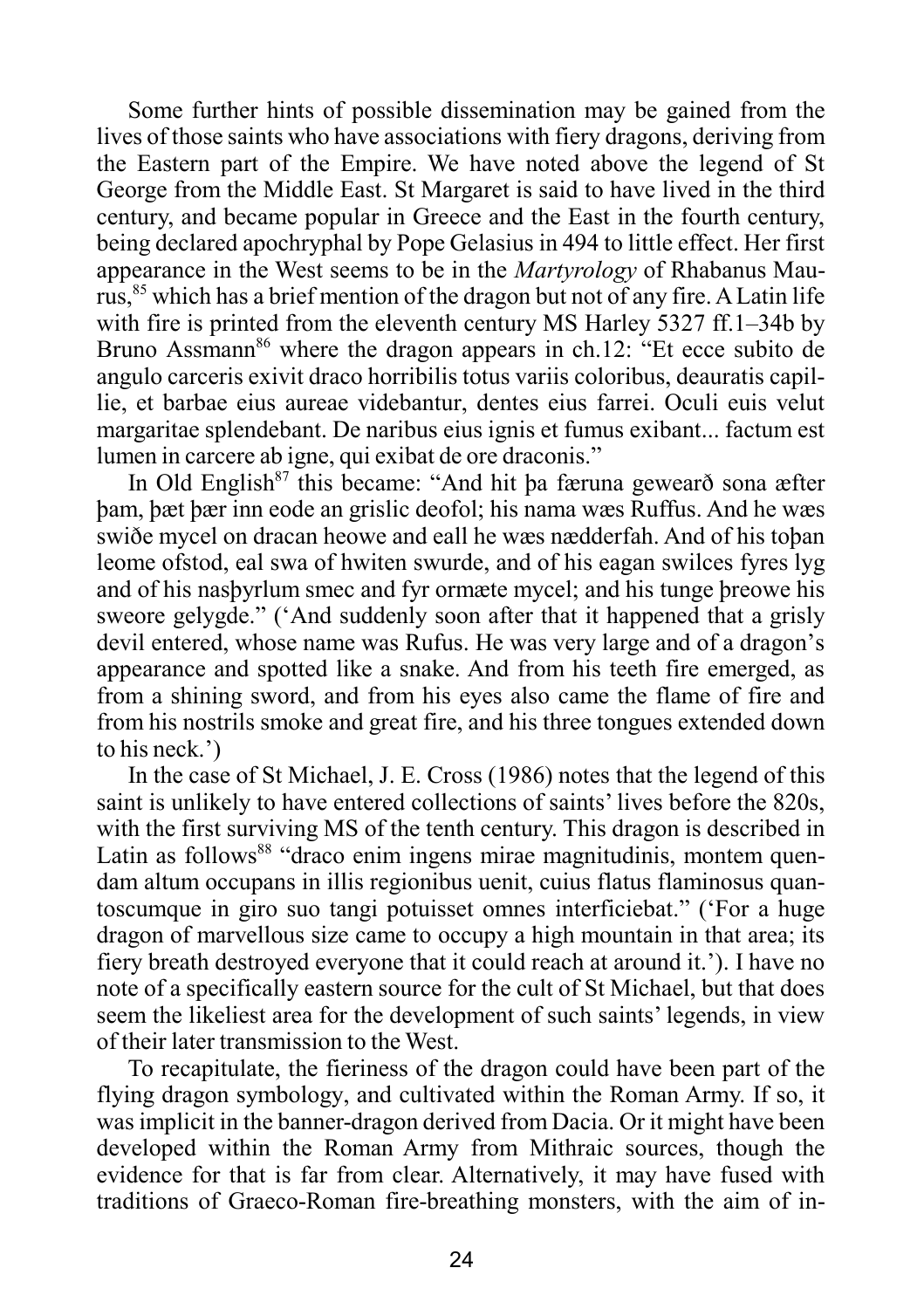Some further hints of possible dissemination may be gained from the lives of those saints who have associations with fiery dragons, deriving from the Eastern part of the Empire. We have noted above the legend of St George from the Middle East. St Margaret is said to have lived in the third century, and became popular in Greece and the East in the fourth century, being declared apochryphal by Pope Gelasius in 494 to little effect. Her first appearance in the West seems to be in the *Martyrology* of Rhabanus Maurus,[85] which has a brief mention of the dragon but not of any fire. A Latin life with fire is printed from the eleventh century MS Harley 5327 ff.1–34b by Bruno Assmann[86] where the dragon appears in ch.12: "Et ecce subito de angulo carceris exivit draco horribilis totus variis coloribus, deauratis capillie, et barbae eius aureae videbantur, dentes eius farrei. Oculi euis velut margaritae splendebant. De naribus eius ignis et fumus exibant... factum est lumen in carcere ab igne, qui exibat de ore draconis."

In Old English[87] this became: "And hit þa færuna gewearð sona æfter þam, þæt þær inn eode an grislic deofol; his nama wæs Ruffus. And he wæs swiðe mycel on dracan heowe and eall he wæs nædderfah. And of his toþan leome ofstod, eal swa of hwiten swurde, and of his eagan swilces fyres lyg and of his nasþyrlum smec and fyr ormæte mycel; and his tunge þreowe his sweore gelygde." ('And suddenly soon after that it happened that a grisly devil entered, whose name was Rufus. He was very large and of a dragon's appearance and spotted like a snake. And from his teeth fire emerged, as from a shining sword, and from his eyes also came the flame of fire and from his nostrils smoke and great fire, and his three tongues extended down to his neck.')

In the case of St Michael, J. E. Cross (1986) notes that the legend of this saint is unlikely to have entered collections of saints' lives before the 820s, with the first surviving MS of the tenth century. This dragon is described in Latin as follows[88] "draco enim ingens mirae magnitudinis, montem quendam altum occupans in illis regionibus uenit, cuius flatus flaminosus quantoscumque in giro suo tangi potuisset omnes interficiebat." ('For a huge dragon of marvellous size came to occupy a high mountain in that area; its fiery breath destroyed everyone that it could reach at around it.'). I have no note of a specifically eastern source for the cult of St Michael, but that does seem the likeliest area for the development of such saints' legends, in view of their later transmission to the West.

To recapitulate, the fieriness of the dragon could have been part of the flying dragon symbology, and cultivated within the Roman Army. If so, it was implicit in the banner-dragon derived from Dacia. Or it might have been developed within the Roman Army from Mithraic sources, though the evidence for that is far from clear. Alternatively, it may have fused with traditions of Graeco-Roman fire-breathing monsters, with the aim of in-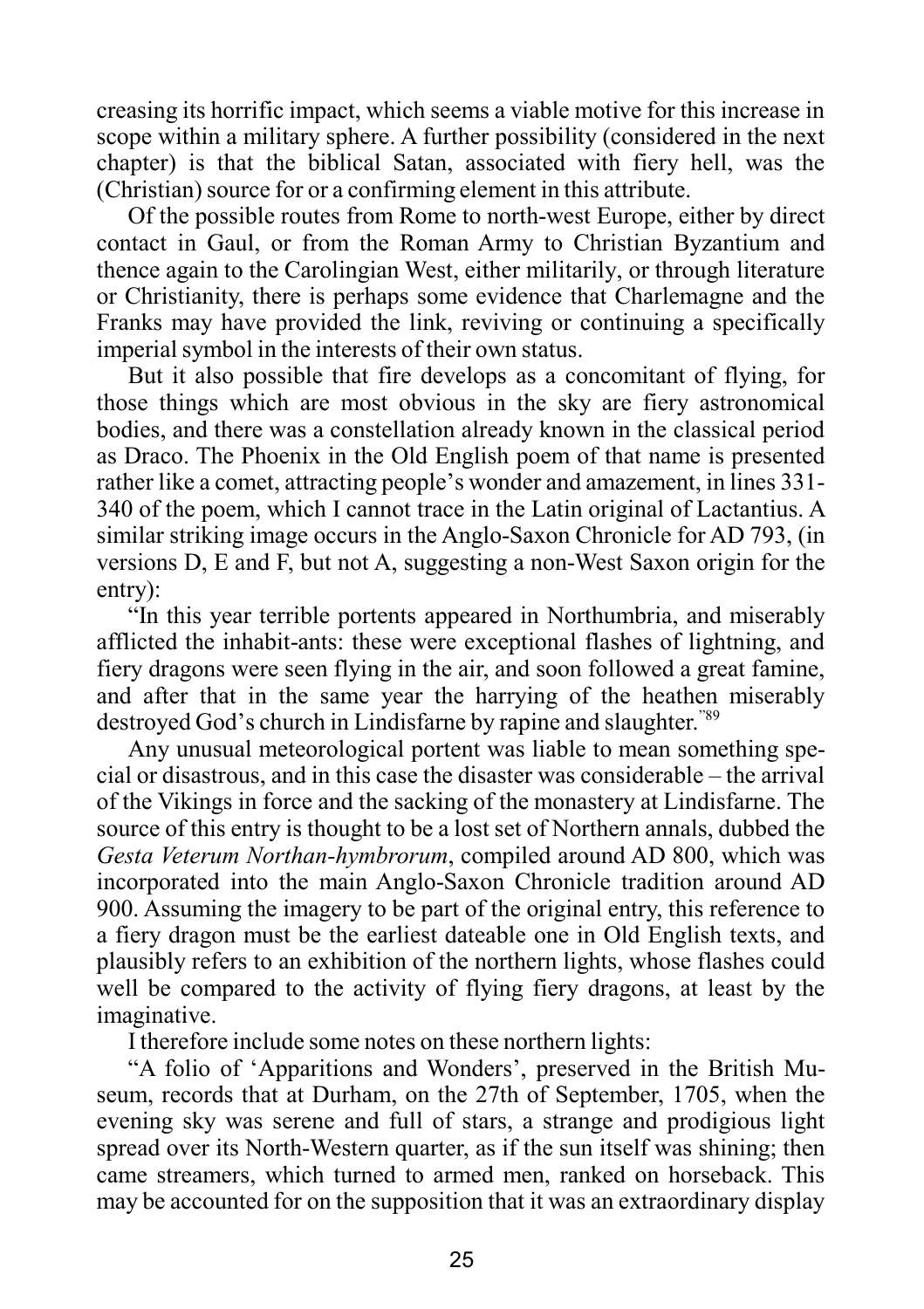creasing its horrific impact, which seems a viable motive for this increase in scope within a military sphere. A further possibility (considered in the next chapter) is that the biblical Satan, associated with fiery hell, was the (Christian) source for or a confirming element in this attribute.

Of the possible routes from Rome to north-west Europe, either by direct contact in Gaul, or from the Roman Army to Christian Byzantium and thence again to the Carolingian West, either militarily, or through literature or Christianity, there is perhaps some evidence that Charlemagne and the Franks may have provided the link, reviving or continuing a specifically imperial symbol in the interests of their own status.

But it also possible that fire develops as a concomitant of flying, for those things which are most obvious in the sky are fiery astronomical bodies, and there was a constellation already known in the classical period as Draco. The Phoenix in the Old English poem of that name is presented rather like a comet, attracting people's wonder and amazement, in lines 331-340 of the poem, which I cannot trace in the Latin original of Lactantius. A similar striking image occurs in the Anglo-Saxon Chronicle for AD 793, (in versions D, E and F, but not A, suggesting a non-West Saxon origin for the entry):

"In this year terrible portents appeared in Northumbria, and miserably afflicted the inhabit-ants: these were exceptional flashes of lightning, and fiery dragons were seen flying in the air, and soon followed a great famine, and after that in the same year the harrying of the heathen miserably destroyed God's church in Lindisfarne by rapine and slaughter."[89]

Any unusual meteorological portent was liable to mean something special or disastrous, and in this case the disaster was considerable – the arrival of the Vikings in force and the sacking of the monastery at Lindisfarne. The source of this entry is thought to be a lost set of Northern annals, dubbed the *Gesta Veterum Northan-hymbrorum*, compiled around AD 800, which was incorporated into the main Anglo-Saxon Chronicle tradition around AD 900. Assuming the imagery to be part of the original entry, this reference to a fiery dragon must be the earliest dateable one in Old English texts, and plausibly refers to an exhibition of the northern lights, whose flashes could well be compared to the activity of flying fiery dragons, at least by the imaginative.

I therefore include some notes on these northern lights:

"A folio of 'Apparitions and Wonders', preserved in the British Museum, records that at Durham, on the 27th of September, 1705, when the evening sky was serene and full of stars, a strange and prodigious light spread over its North-Western quarter, as if the sun itself was shining; then came streamers, which turned to armed men, ranked on horseback. This may be accounted for on the supposition that it was an extraordinary display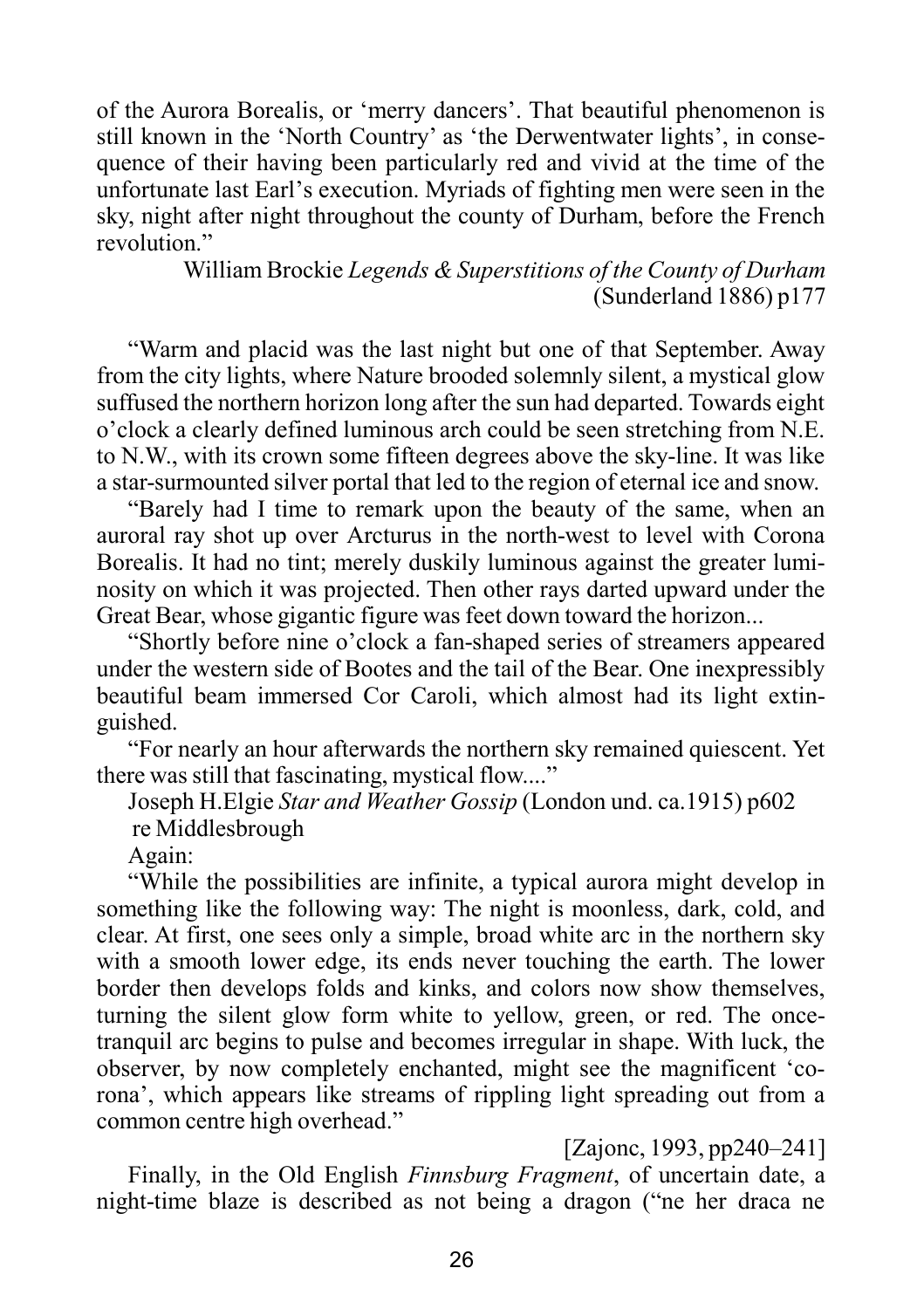of the Aurora Borealis, or 'merry dancers'. That beautiful phenomenon is still known in the 'North Country' as 'the Derwentwater lights', in consequence of their having been particularly red and vivid at the time of the unfortunate last Earl's execution. Myriads of fighting men were seen in the sky, night after night throughout the county of Durham, before the French revolution."

William Brockie *Legends & Superstitions of the County of Durham* (Sunderland 1886) p177

"Warm and placid was the last night but one of that September. Away from the city lights, where Nature brooded solemnly silent, a mystical glow suffused the northern horizon long after the sun had departed. Towards eight o'clock a clearly defined luminous arch could be seen stretching from N.E. to N.W., with its crown some fifteen degrees above the sky-line. It was like a star-surmounted silver portal that led to the region of eternal ice and snow.

"Barely had I time to remark upon the beauty of the same, when an auroral ray shot up over Arcturus in the north-west to level with Corona Borealis. It had no tint; merely duskily luminous against the greater luminosity on which it was projected. Then other rays darted upward under the Great Bear, whose gigantic figure was feet down toward the horizon...

"Shortly before nine o'clock a fan-shaped series of streamers appeared under the western side of Bootes and the tail of the Bear. One inexpressibly beautiful beam immersed Cor Caroli, which almost had its light extinguished.

"For nearly an hour afterwards the northern sky remained quiescent. Yet there was still that fascinating, mystical flow...."

Joseph H.Elgie *Star and Weather Gossip* (London und. ca.1915) p602 re Middlesbrough

Again:

"While the possibilities are infinite, a typical aurora might develop in something like the following way: The night is moonless, dark, cold, and clear. At first, one sees only a simple, broad white arc in the northern sky with a smooth lower edge, its ends never touching the earth. The lower border then develops folds and kinks, and colors now show themselves, turning the silent glow form white to yellow, green, or red. The once-tranquil arc begins to pulse and becomes irregular in shape. With luck, the observer, by now completely enchanted, might see the magnificent 'corona', which appears like streams of rippling light spreading out from a common centre high overhead."

[Zajonc, 1993, pp240–241]

Finally, in the Old English *Finnsburg Fragment*, of uncertain date, a night-time blaze is described as not being a dragon ("ne her draca ne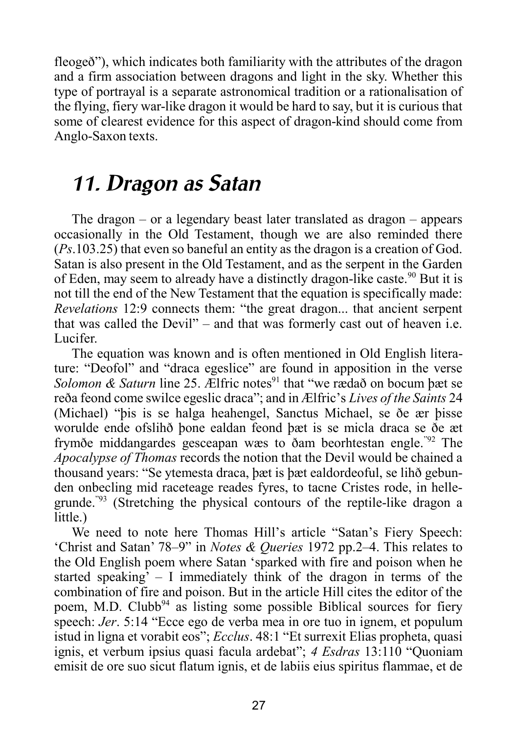fleogeð"), which indicates both familiarity with the attributes of the dragon and a firm association between dragons and light in the sky. Whether this type of portrayal is a separate astronomical tradition or a rationalisation of the flying, fiery war-like dragon it would be hard to say, but it is curious that some of clearest evidence for this aspect of dragon-kind should come from Anglo-Saxon texts.

# 11. Dragon as Satan

The dragon – or a legendary beast later translated as dragon – appears occasionally in the Old Testament, though we are also reminded there (*Ps*.103.25) that even so baneful an entity as the dragon is a creation of God. Satan is also present in the Old Testament, and as the serpent in the Garden of Eden, may seem to already have a distinctly dragon-like caste.[90] But it is not till the end of the New Testament that the equation is specifically made: *Revelations* 12:9 connects them: "the great dragon... that ancient serpent that was called the Devil" – and that was formerly cast out of heaven i.e. Lucifer.

The equation was known and is often mentioned in Old English literature: "Deofol" and "draca egeslice" are found in apposition in the verse *Solomon & Saturn* line 25. Ælfric notes[91] that "we rædað on bocum þæt se reða feond come swilce egeslic draca"; and in Ælfric's *Lives of the Saints* 24 (Michael) "þis is se halga heahengel, Sanctus Michael, se ðe ær þisse worulde ende ofslihð þone ealdan feond þæt is se micla draca se ðe æt frymðe middangardes gesceapan wæs to ðam beorhtestan engle."[92] The *Apocalypse of Thomas* records the notion that the Devil would be chained a thousand years: "Se ytemesta draca, þæt is þæt ealdordeoful, se lihð gebunden onbecling mid raceteage reades fyres, to tacne Cristes rode, in hellegrunde."[93] (Stretching the physical contours of the reptile-like dragon a little.)

We need to note here Thomas Hill's article "Satan's Fiery Speech: 'Christ and Satan' 78–9" in *Notes & Queries* 1972 pp.2–4. This relates to the Old English poem where Satan 'sparked with fire and poison when he started speaking' – I immediately think of the dragon in terms of the combination of fire and poison. But in the article Hill cites the editor of the poem, M.D. Clubb[94] as listing some possible Biblical sources for fiery speech: *Jer*. 5:14 "Ecce ego de verba mea in ore tuo in ignem, et populum istud in ligna et vorabit eos"; *Ecclus*. 48:1 "Et surrexit Elias propheta, quasi ignis, et verbum ipsius quasi facula ardebat"; *4 Esdras* 13:110 "Quoniam emisit de ore suo sicut flatum ignis, et de labiis eius spiritus flammae, et de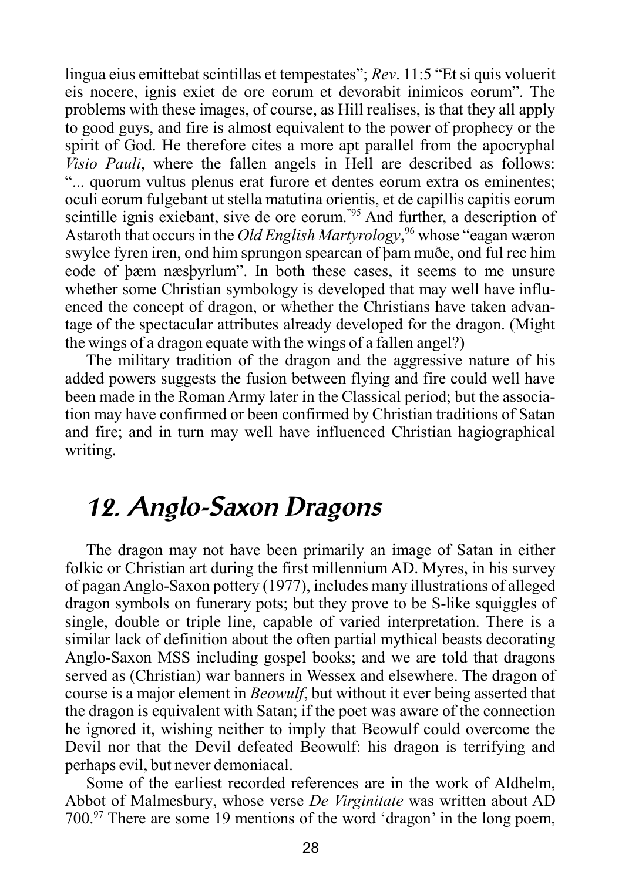lingua eius emittebat scintillas et tempestates"; *Rev*. 11:5 "Et si quis voluerit eis nocere, ignis exiet de ore eorum et devorabit inimicos eorum". The problems with these images, of course, as Hill realises, is that they all apply to good guys, and fire is almost equivalent to the power of prophecy or the spirit of God. He therefore cites a more apt parallel from the apocryphal *Visio Pauli*, where the fallen angels in Hell are described as follows: "... quorum vultus plenus erat furore et dentes eorum extra os eminentes; oculi eorum fulgebant ut stella matutina orientis, et de capillis capitis eorum scintille ignis exiebant, sive de ore eorum."[95] And further, a description of Astaroth that occurs in the *Old English Martyrology*,[96] whose "eagan wæron swylce fyren iren, ond him sprungon spearcan of þam muðe, ond ful rec him eode of þæm næsþyrlum". In both these cases, it seems to me unsure whether some Christian symbology is developed that may well have influenced the concept of dragon, or whether the Christians have taken advantage of the spectacular attributes already developed for the dragon. (Might the wings of a dragon equate with the wings of a fallen angel?)

The military tradition of the dragon and the aggressive nature of his added powers suggests the fusion between flying and fire could well have been made in the Roman Army later in the Classical period; but the association may have confirmed or been confirmed by Christian traditions of Satan and fire; and in turn may well have influenced Christian hagiographical writing.

## 12. Anglo-Saxon Dragons

The dragon may not have been primarily an image of Satan in either folkic or Christian art during the first millennium AD. Myres, in his survey of pagan Anglo-Saxon pottery (1977), includes many illustrations of alleged dragon symbols on funerary pots; but they prove to be S-like squiggles of single, double or triple line, capable of varied interpretation. There is a similar lack of definition about the often partial mythical beasts decorating Anglo-Saxon MSS including gospel books; and we are told that dragons served as (Christian) war banners in Wessex and elsewhere. The dragon of course is a major element in *Beowulf*, but without it ever being asserted that the dragon is equivalent with Satan; if the poet was aware of the connection he ignored it, wishing neither to imply that Beowulf could overcome the Devil nor that the Devil defeated Beowulf: his dragon is terrifying and perhaps evil, but never demoniacal.

Some of the earliest recorded references are in the work of Aldhelm, Abbot of Malmesbury, whose verse *De Virginitate* was written about AD 700.[97] There are some 19 mentions of the word 'dragon' in the long poem,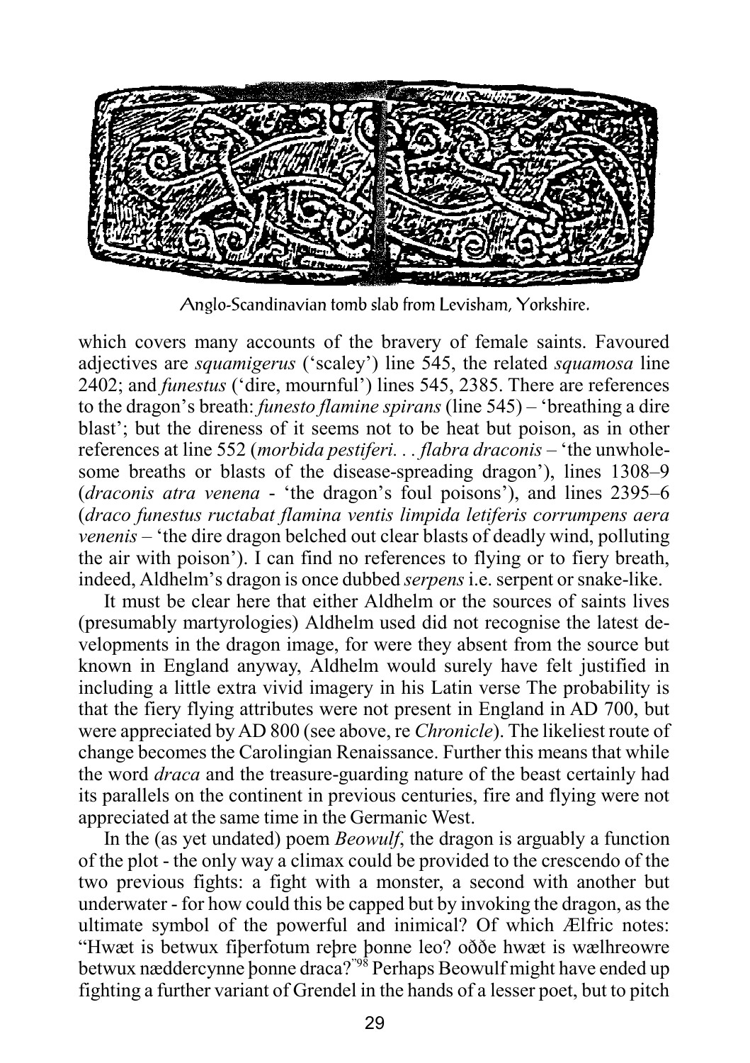Anglo-Scandinavian tomb slab from Levisham, Yorkshire.

which covers many accounts of the bravery of female saints. Favoured adjectives are *squamigerus* ('scaley') line 545, the related *squamosa* line 2402; and *funestus* ('dire, mournful') lines 545, 2385. There are references to the dragon's breath: *funesto flamine spirans* (line 545) – 'breathing a dire blast'; but the direness of it seems not to be heat but poison, as in other references at line 552 (*morbida pestiferi. . . flabra draconis* – 'the unwholesome breaths or blasts of the disease-spreading dragon'), lines 1308–9 (*draconis atra venena* - 'the dragon's foul poisons'), and lines 2395–6 (*draco funestus ructabat flamina ventis limpida letiferis corrumpens aera venenis* – 'the dire dragon belched out clear blasts of deadly wind, polluting the air with poison'). I can find no references to flying or to fiery breath, indeed, Aldhelm's dragon is once dubbed *serpens* i.e. serpent or snake-like.

It must be clear here that either Aldhelm or the sources of saints lives (presumably martyrologies) Aldhelm used did not recognise the latest developments in the dragon image, for were they absent from the source but known in England anyway, Aldhelm would surely have felt justified in including a little extra vivid imagery in his Latin verse The probability is that the fiery flying attributes were not present in England in AD 700, but were appreciated by AD 800 (see above, re *Chronicle*). The likeliest route of change becomes the Carolingian Renaissance. Further this means that while the word *draca* and the treasure-guarding nature of the beast certainly had its parallels on the continent in previous centuries, fire and flying were not appreciated at the same time in the Germanic West.

In the (as yet undated) poem *Beowulf*, the dragon is arguably a function of the plot - the only way a climax could be provided to the crescendo of the two previous fights: a fight with a monster, a second with another but underwater - for how could this be capped but by invoking the dragon, as the ultimate symbol of the powerful and inimical? Of which Ælfric notes: "Hwæt is betwux fiþerfotum reþre þonne leo? oððe hwæt is wælhreowre betwux næddercynne þonne draca?"[98] Perhaps Beowulf might have ended up fighting a further variant of Grendel in the hands of a lesser poet, but to pitch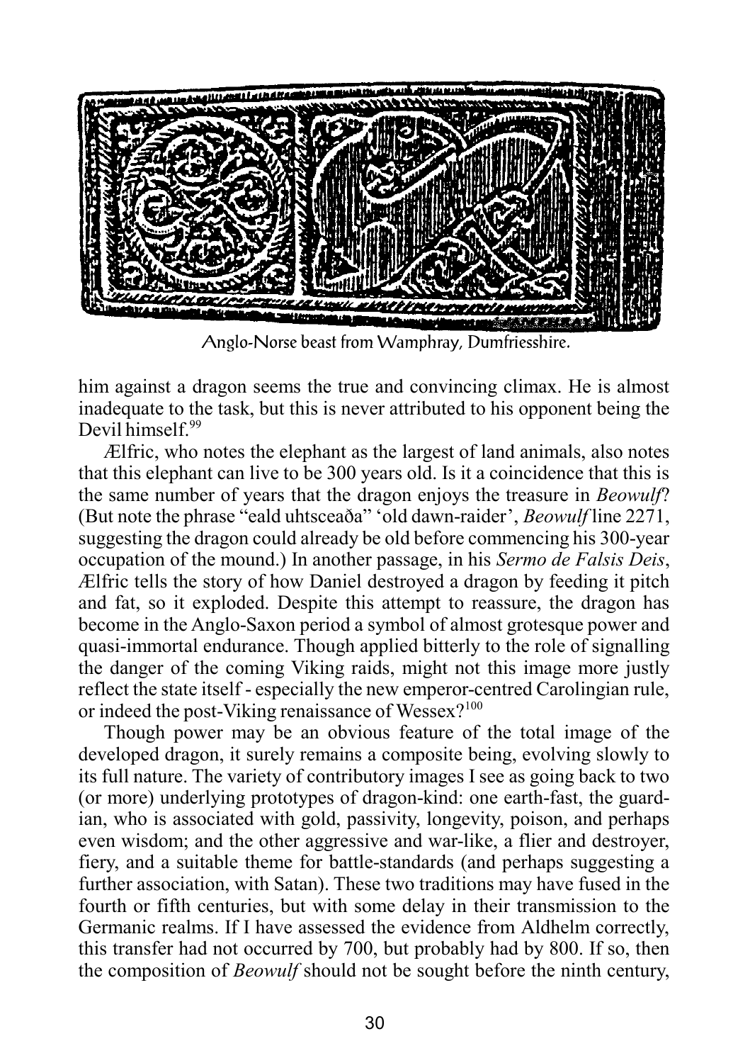Anglo-Norse beast from Wamphray, Dumfriesshire.

him against a dragon seems the true and convincing climax. He is almost inadequate to the task, but this is never attributed to his opponent being the Devil himself.[99]

Ælfric, who notes the elephant as the largest of land animals, also notes that this elephant can live to be 300 years old. Is it a coincidence that this is the same number of years that the dragon enjoys the treasure in *Beowulf*? (But note the phrase "eald uhtsceaða" 'old dawn-raider', *Beowulf* line 2271, suggesting the dragon could already be old before commencing his 300-year occupation of the mound.) In another passage, in his *Sermo de Falsis Deis*, Ælfric tells the story of how Daniel destroyed a dragon by feeding it pitch and fat, so it exploded. Despite this attempt to reassure, the dragon has become in the Anglo-Saxon period a symbol of almost grotesque power and quasi-immortal endurance. Though applied bitterly to the role of signalling the danger of the coming Viking raids, might not this image more justly reflect the state itself - especially the new emperor-centred Carolingian rule, or indeed the post-Viking renaissance of Wessex?[100]

Though power may be an obvious feature of the total image of the developed dragon, it surely remains a composite being, evolving slowly to its full nature. The variety of contributory images I see as going back to two (or more) underlying prototypes of dragon-kind: one earth-fast, the guardian, who is associated with gold, passivity, longevity, poison, and perhaps even wisdom; and the other aggressive and war-like, a flier and destroyer, fiery, and a suitable theme for battle-standards (and perhaps suggesting a further association, with Satan). These two traditions may have fused in the fourth or fifth centuries, but with some delay in their transmission to the Germanic realms. If I have assessed the evidence from Aldhelm correctly, this transfer had not occurred by 700, but probably had by 800. If so, then the composition of *Beowulf* should not be sought before the ninth century,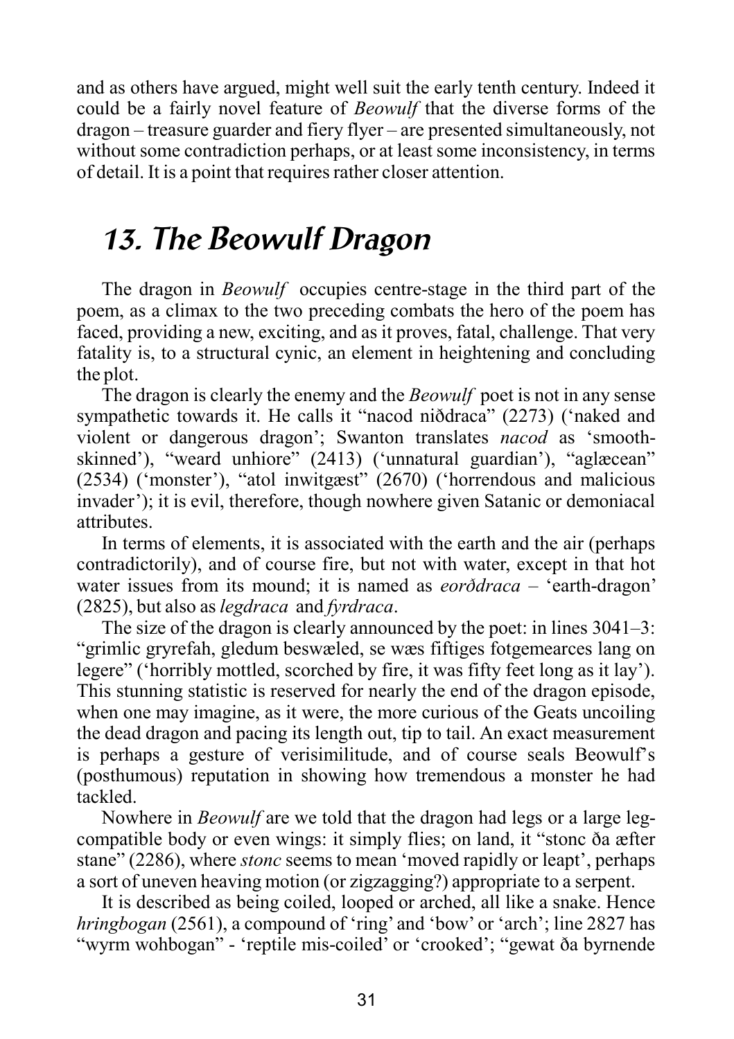and as others have argued, might well suit the early tenth century. Indeed it could be a fairly novel feature of *Beowulf* that the diverse forms of the dragon – treasure guarder and fiery flyer – are presented simultaneously, not without some contradiction perhaps, or at least some inconsistency, in terms of detail. It is a point that requires rather closer attention.

## 13. The Beowulf Dragon

The dragon in *Beowulf* occupies centre-stage in the third part of the poem, as a climax to the two preceding combats the hero of the poem has faced, providing a new, exciting, and as it proves, fatal, challenge. That very fatality is, to a structural cynic, an element in heightening and concluding the plot.

The dragon is clearly the enemy and the *Beowulf* poet is not in any sense sympathetic towards it. He calls it "nacod niðdraca" (2273) ('naked and violent or dangerous dragon'; Swanton translates *nacod* as 'smooth-skinned'), "weard unhiore" (2413) ('unnatural guardian'), "aglæcean" (2534) ('monster'), "atol inwitgæst" (2670) ('horrendous and malicious invader'); it is evil, therefore, though nowhere given Satanic or demoniacal attributes.

In terms of elements, it is associated with the earth and the air (perhaps contradictorily), and of course fire, but not with water, except in that hot water issues from its mound; it is named as *eorðdraca* – 'earth-dragon' (2825), but also as *legdraca* and *fyrdraca*.

The size of the dragon is clearly announced by the poet: in lines 3041–3: "grimlic gryrefah, gledum beswæled, se wæs fiftiges fotgemearces lang on legere" ('horribly mottled, scorched by fire, it was fifty feet long as it lay'). This stunning statistic is reserved for nearly the end of the dragon episode, when one may imagine, as it were, the more curious of the Geats uncoiling the dead dragon and pacing its length out, tip to tail. An exact measurement is perhaps a gesture of verisimilitude, and of course seals Beowulf's (posthumous) reputation in showing how tremendous a monster he had tackled.

Nowhere in *Beowulf* are we told that the dragon had legs or a large leg-compatible body or even wings: it simply flies; on land, it "stonc ða æfter stane" (2286), where *stonc* seems to mean 'moved rapidly or leapt', perhaps a sort of uneven heaving motion (or zigzagging?) appropriate to a serpent.

It is described as being coiled, looped or arched, all like a snake. Hence *hringbogan* (2561), a compound of 'ring' and 'bow' or 'arch'; line 2827 has "wyrm wohbogan" - 'reptile mis-coiled' or 'crooked'; "gewat ða byrnende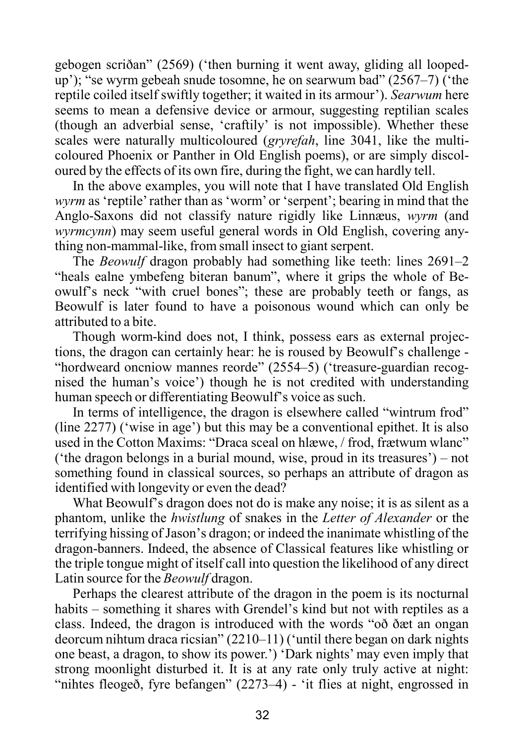gebogen scriðan" (2569) ('then burning it went away, gliding all looped-up'); "se wyrm gebeah snude tosomne, he on searwum bad" (2567–7) ('the reptile coiled itself swiftly together; it waited in its armour'). *Searwum* here seems to mean a defensive device or armour, suggesting reptilian scales (though an adverbial sense, 'craftily' is not impossible). Whether these scales were naturally multicoloured (*gryrefah*, line 3041, like the multi-coloured Phoenix or Panther in Old English poems), or are simply discoloured by the effects of its own fire, during the fight, we can hardly tell.

In the above examples, you will note that I have translated Old English *wyrm* as 'reptile' rather than as 'worm' or 'serpent'; bearing in mind that the Anglo-Saxons did not classify nature rigidly like Linnæus, *wyrm* (and *wyrmcynn*) may seem useful general words in Old English, covering anything non-mammal-like, from small insect to giant serpent.

The *Beowulf* dragon probably had something like teeth: lines 2691–2 "heals ealne ymbefeng biteran banum", where it grips the whole of Beowulf's neck "with cruel bones"; these are probably teeth or fangs, as Beowulf is later found to have a poisonous wound which can only be attributed to a bite.

Though worm-kind does not, I think, possess ears as external projections, the dragon can certainly hear: he is roused by Beowulf's challenge - "hordweard oncniow mannes reorde" (2554–5) ('treasure-guardian recognised the human's voice') though he is not credited with understanding human speech or differentiating Beowulf's voice as such.

In terms of intelligence, the dragon is elsewhere called "wintrum frod" (line 2277) ('wise in age') but this may be a conventional epithet. It is also used in the Cotton Maxims: "Draca sceal on hlæwe, / frod, frætwum wlanc" ('the dragon belongs in a burial mound, wise, proud in its treasures') – not something found in classical sources, so perhaps an attribute of dragon as identified with longevity or even the dead?

What Beowulf's dragon does not do is make any noise; it is as silent as a phantom, unlike the *hwistlung* of snakes in the *Letter of Alexander* or the terrifying hissing of Jason's dragon; or indeed the inanimate whistling of the dragon-banners. Indeed, the absence of Classical features like whistling or the triple tongue might of itself call into question the likelihood of any direct Latin source for the *Beowulf* dragon.

Perhaps the clearest attribute of the dragon in the poem is its nocturnal habits – something it shares with Grendel's kind but not with reptiles as a class. Indeed, the dragon is introduced with the words "oð ðæt an ongan deorcum nihtum draca ricsian" (2210–11) ('until there began on dark nights one beast, a dragon, to show its power.') 'Dark nights' may even imply that strong moonlight disturbed it. It is at any rate only truly active at night: "nihtes fleogeð, fyre befangen" (2273–4) - 'it flies at night, engrossed in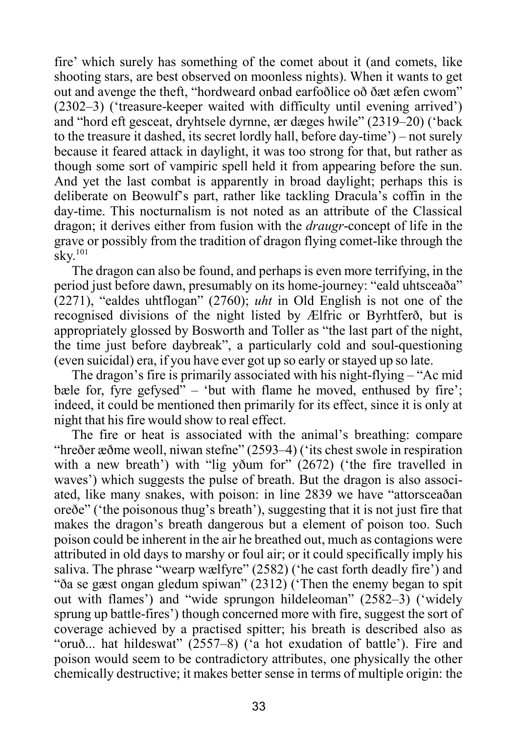fire' which surely has something of the comet about it (and comets, like shooting stars, are best observed on moonless nights). When it wants to get out and avenge the theft, "hordweard onbad earfoðlice oð ðæt æfen cwom" (2302–3) ('treasure-keeper waited with difficulty until evening arrived') and "hord eft gesceat, dryhtsele dyrnne, ær dæges hwile" (2319–20) ('back to the treasure it dashed, its secret lordly hall, before day-time') – not surely because it feared attack in daylight, it was too strong for that, but rather as though some sort of vampiric spell held it from appearing before the sun. And yet the last combat is apparently in broad daylight; perhaps this is deliberate on Beowulf's part, rather like tackling Dracula's coffin in the day-time. This nocturnalism is not noted as an attribute of the Classical dragon; it derives either from fusion with the *draugr*-concept of life in the grave or possibly from the tradition of dragon flying comet-like through the sky.[101]

The dragon can also be found, and perhaps is even more terrifying, in the period just before dawn, presumably on its home-journey: "eald uhtsceaða" (2271), "ealdes uhtflogan" (2760); *uht* in Old English is not one of the recognised divisions of the night listed by Ælfric or Byrhtferð, but is appropriately glossed by Bosworth and Toller as "the last part of the night, the time just before daybreak", a particularly cold and soul-questioning (even suicidal) era, if you have ever got up so early or stayed up so late.

The dragon's fire is primarily associated with his night-flying – "Ac mid bæle for, fyre gefysed" – 'but with flame he moved, enthused by fire'; indeed, it could be mentioned then primarily for its effect, since it is only at night that his fire would show to real effect.

The fire or heat is associated with the animal's breathing: compare "hreðer æðme weoll, niwan stefne" (2593–4) ('its chest swole in respiration with a new breath') with "lig yðum for" (2672) ('the fire travelled in waves') which suggests the pulse of breath. But the dragon is also associated, like many snakes, with poison: in line 2839 we have "attorsceaðan oreðe" ('the poisonous thug's breath'), suggesting that it is not just fire that makes the dragon's breath dangerous but a element of poison too. Such poison could be inherent in the air he breathed out, much as contagions were attributed in old days to marshy or foul air; or it could specifically imply his saliva. The phrase "wearp wælfyre" (2582) ('he cast forth deadly fire') and "ða se gæst ongan gledum spiwan" (2312) ('Then the enemy began to spit out with flames') and "wide sprungon hildeleoman" (2582–3) ('widely sprung up battle-fires') though concerned more with fire, suggest the sort of coverage achieved by a practised spitter; his breath is described also as "oruð... hat hildeswat" (2557–8) ('a hot exudation of battle'). Fire and poison would seem to be contradictory attributes, one physically the other chemically destructive; it makes better sense in terms of multiple origin: the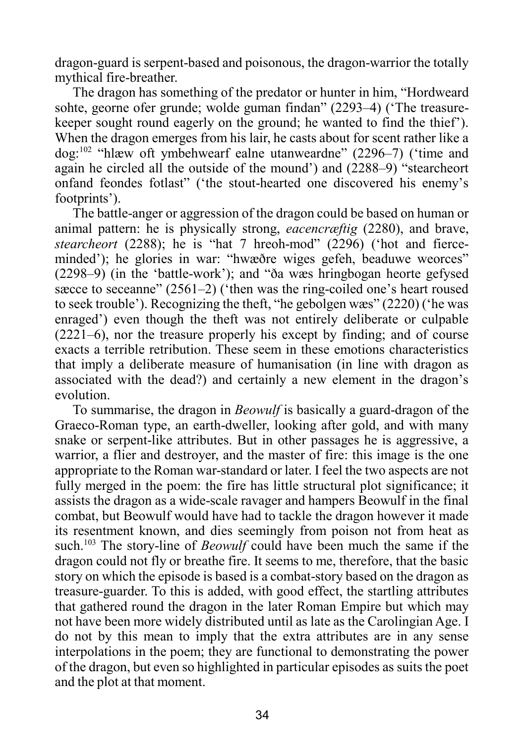dragon-guard is serpent-based and poisonous, the dragon-warrior the totally mythical fire-breather.

The dragon has something of the predator or hunter in him, "Hordweard sohte, georne ofer grunde; wolde guman findan" (2293–4) ('The treasure-keeper sought round eagerly on the ground; he wanted to find the thief'). When the dragon emerges from his lair, he casts about for scent rather like a dog:[102] "hlæw oft ymbehwearf ealne utanweardne" (2296–7) ('time and again he circled all the outside of the mound') and (2288–9) "stearcheort onfand feondes fotlast" ('the stout-hearted one discovered his enemy's footprints').

The battle-anger or aggression of the dragon could be based on human or animal pattern: he is physically strong, *eacencræftig* (2280), and brave, *stearcheort* (2288); he is "hat 7 hreoh-mod" (2296) ('hot and fierce-minded'); he glories in war: "hwæðre wiges gefeh, beaduwe weorces" (2298–9) (in the 'battle-work'); and "ða wæs hringbogan heorte gefysed sæcce to seceanne" (2561–2) ('then was the ring-coiled one's heart roused to seek trouble'). Recognizing the theft, "he gebolgen wæs" (2220) ('he was enraged') even though the theft was not entirely deliberate or culpable (2221–6), nor the treasure properly his except by finding; and of course exacts a terrible retribution. These seem in these emotions characteristics that imply a deliberate measure of humanisation (in line with dragon as associated with the dead?) and certainly a new element in the dragon's evolution.

To summarise, the dragon in *Beowulf* is basically a guard-dragon of the Graeco-Roman type, an earth-dweller, looking after gold, and with many snake or serpent-like attributes. But in other passages he is aggressive, a warrior, a flier and destroyer, and the master of fire: this image is the one appropriate to the Roman war-standard or later. I feel the two aspects are not fully merged in the poem: the fire has little structural plot significance; it assists the dragon as a wide-scale ravager and hampers Beowulf in the final combat, but Beowulf would have had to tackle the dragon however it made its resentment known, and dies seemingly from poison not from heat as such.[103] The story-line of *Beowulf* could have been much the same if the dragon could not fly or breathe fire. It seems to me, therefore, that the basic story on which the episode is based is a combat-story based on the dragon as treasure-guarder. To this is added, with good effect, the startling attributes that gathered round the dragon in the later Roman Empire but which may not have been more widely distributed until as late as the Carolingian Age. I do not by this mean to imply that the extra attributes are in any sense interpolations in the poem; they are functional to demonstrating the power of the dragon, but even so highlighted in particular episodes as suits the poet and the plot at that moment.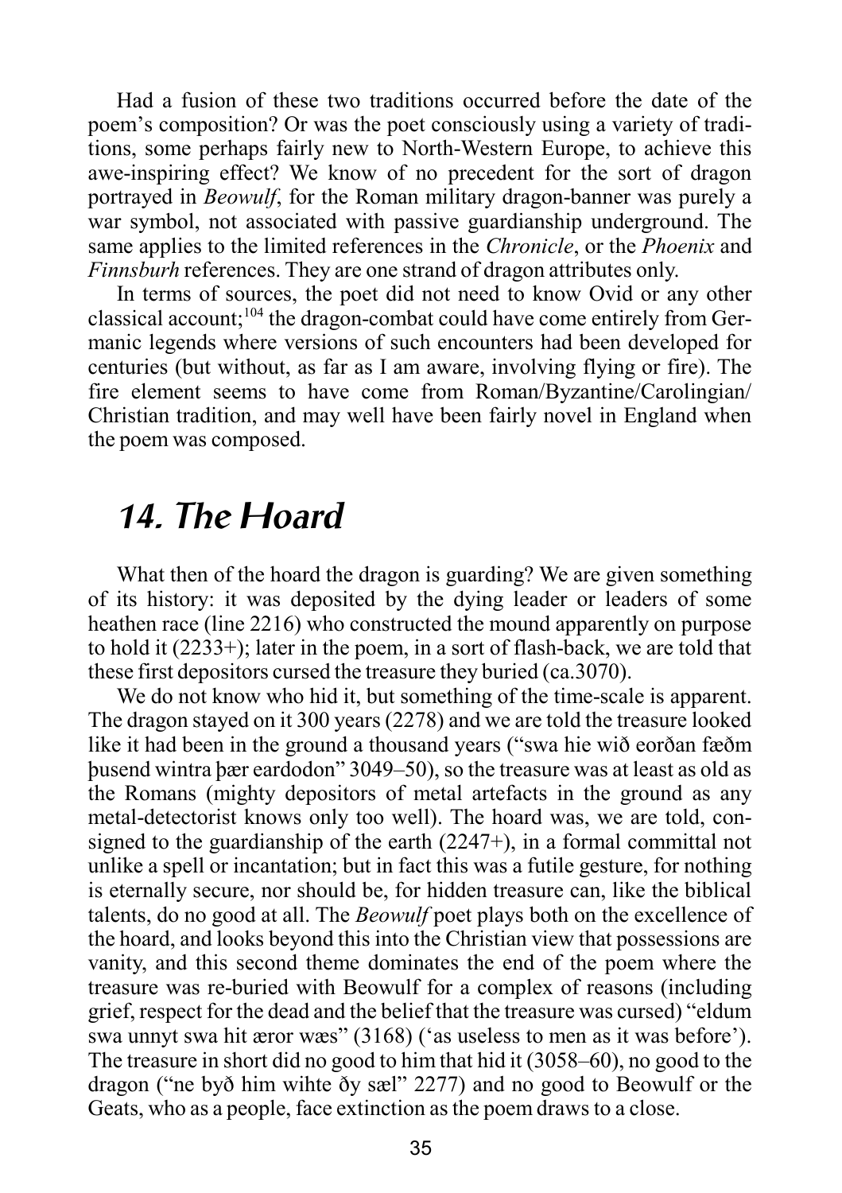Had a fusion of these two traditions occurred before the date of the poem's composition? Or was the poet consciously using a variety of traditions, some perhaps fairly new to North-Western Europe, to achieve this awe-inspiring effect? We know of no precedent for the sort of dragon portrayed in *Beowulf*, for the Roman military dragon-banner was purely a war symbol, not associated with passive guardianship underground. The same applies to the limited references in the *Chronicle*, or the *Phoenix* and *Finnsburh* references. They are one strand of dragon attributes only.

In terms of sources, the poet did not need to know Ovid or any other classical account;[104] the dragon-combat could have come entirely from Germanic legends where versions of such encounters had been developed for centuries (but without, as far as I am aware, involving flying or fire). The fire element seems to have come from Roman/Byzantine/Carolingian/Christian tradition, and may well have been fairly novel in England when the poem was composed.

## 14. The Hoard

What then of the hoard the dragon is guarding? We are given something of its history: it was deposited by the dying leader or leaders of some heathen race (line 2216) who constructed the mound apparently on purpose to hold it (2233+); later in the poem, in a sort of flash-back, we are told that these first depositors cursed the treasure they buried (ca.3070).

We do not know who hid it, but something of the time-scale is apparent. The dragon stayed on it 300 years (2278) and we are told the treasure looked like it had been in the ground a thousand years ("swa hie wið eorðan fæðm þusend wintra þær eardodon" 3049–50), so the treasure was at least as old as the Romans (mighty depositors of metal artefacts in the ground as any metal-detectorist knows only too well). The hoard was, we are told, consigned to the guardianship of the earth (2247+), in a formal committal not unlike a spell or incantation; but in fact this was a futile gesture, for nothing is eternally secure, nor should be, for hidden treasure can, like the biblical talents, do no good at all. The *Beowulf* poet plays both on the excellence of the hoard, and looks beyond this into the Christian view that possessions are vanity, and this second theme dominates the end of the poem where the treasure was re-buried with Beowulf for a complex of reasons (including grief, respect for the dead and the belief that the treasure was cursed) "eldum swa unnyt swa hit æror wæs" (3168) ('as useless to men as it was before'). The treasure in short did no good to him that hid it (3058–60), no good to the dragon ("ne byð him wihte ðy sæl" 2277) and no good to Beowulf or the Geats, who as a people, face extinction as the poem draws to a close.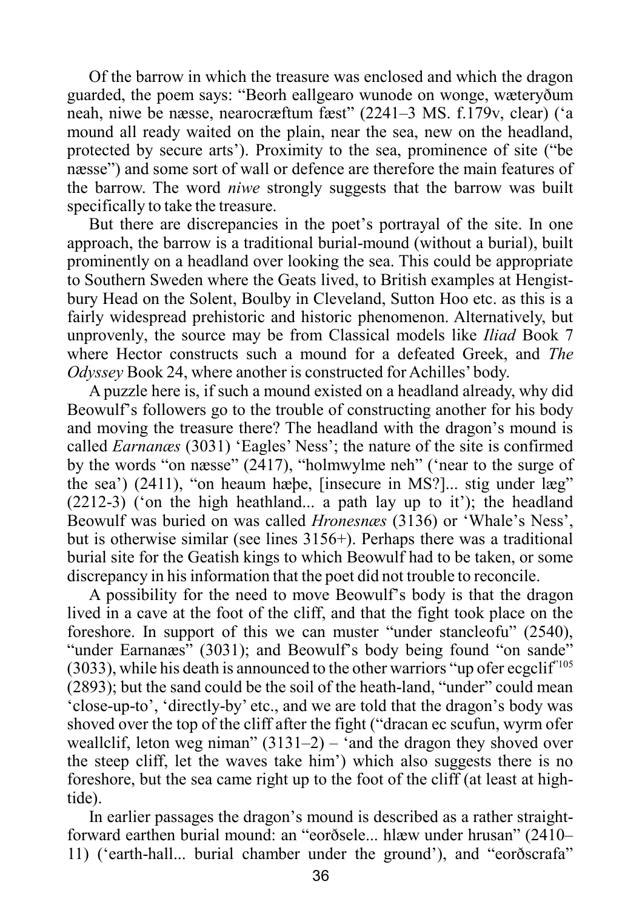Of the barrow in which the treasure was enclosed and which the dragon guarded, the poem says: "Beorh eallgearo wunode on wonge, wæteryðum neah, niwe be næsse, nearocræftum fæst" (2241–3 MS. f.179v, clear) ('a mound all ready waited on the plain, near the sea, new on the headland, protected by secure arts'). Proximity to the sea, prominence of site ("be næsse") and some sort of wall or defence are therefore the main features of the barrow. The word *niwe* strongly suggests that the barrow was built specifically to take the treasure.

But there are discrepancies in the poet's portrayal of the site. In one approach, the barrow is a traditional burial-mound (without a burial), built prominently on a headland over looking the sea. This could be appropriate to Southern Sweden where the Geats lived, to British examples at Hengistbury Head on the Solent, Boulby in Cleveland, Sutton Hoo etc. as this is a fairly widespread prehistoric and historic phenomenon. Alternatively, but unprovenly, the source may be from Classical models like *Iliad* Book 7 where Hector constructs such a mound for a defeated Greek, and *The Odyssey* Book 24, where another is constructed for Achilles' body.

A puzzle here is, if such a mound existed on a headland already, why did Beowulf's followers go to the trouble of constructing another for his body and moving the treasure there? The headland with the dragon's mound is called *Earnanæs* (3031) 'Eagles' Ness'; the nature of the site is confirmed by the words "on næsse" (2417), "holmwylme neh" ('near to the surge of the sea') (2411), "on heaum hæþe, [insecure in MS?]... stig under læg" (2212-3) ('on the high heathland... a path lay up to it'); the headland Beowulf was buried on was called *Hronesnæs* (3136) or 'Whale's Ness', but is otherwise similar (see lines 3156+). Perhaps there was a traditional burial site for the Geatish kings to which Beowulf had to be taken, or some discrepancy in his information that the poet did not trouble to reconcile.

A possibility for the need to move Beowulf's body is that the dragon lived in a cave at the foot of the cliff, and that the fight took place on the foreshore. In support of this we can muster "under stancleofu" (2540), "under Earnanæs" (3031); and Beowulf's body being found "on sande" (3033), while his death is announced to the other warriors "up ofer ecgclif"[105] (2893); but the sand could be the soil of the heath-land, "under" could mean 'close-up-to', 'directly-by' etc., and we are told that the dragon's body was shoved over the top of the cliff after the fight ("dracan ec scufun, wyrm ofer weallclif, leton weg niman" (3131–2) – 'and the dragon they shoved over the steep cliff, let the waves take him') which also suggests there is no foreshore, but the sea came right up to the foot of the cliff (at least at high-tide).

In earlier passages the dragon's mound is described as a rather straightforward earthen burial mound: an "eorðsele... hlæw under hrusan" (2410–11) ('earth-hall... burial chamber under the ground'), and "eorðscrafa"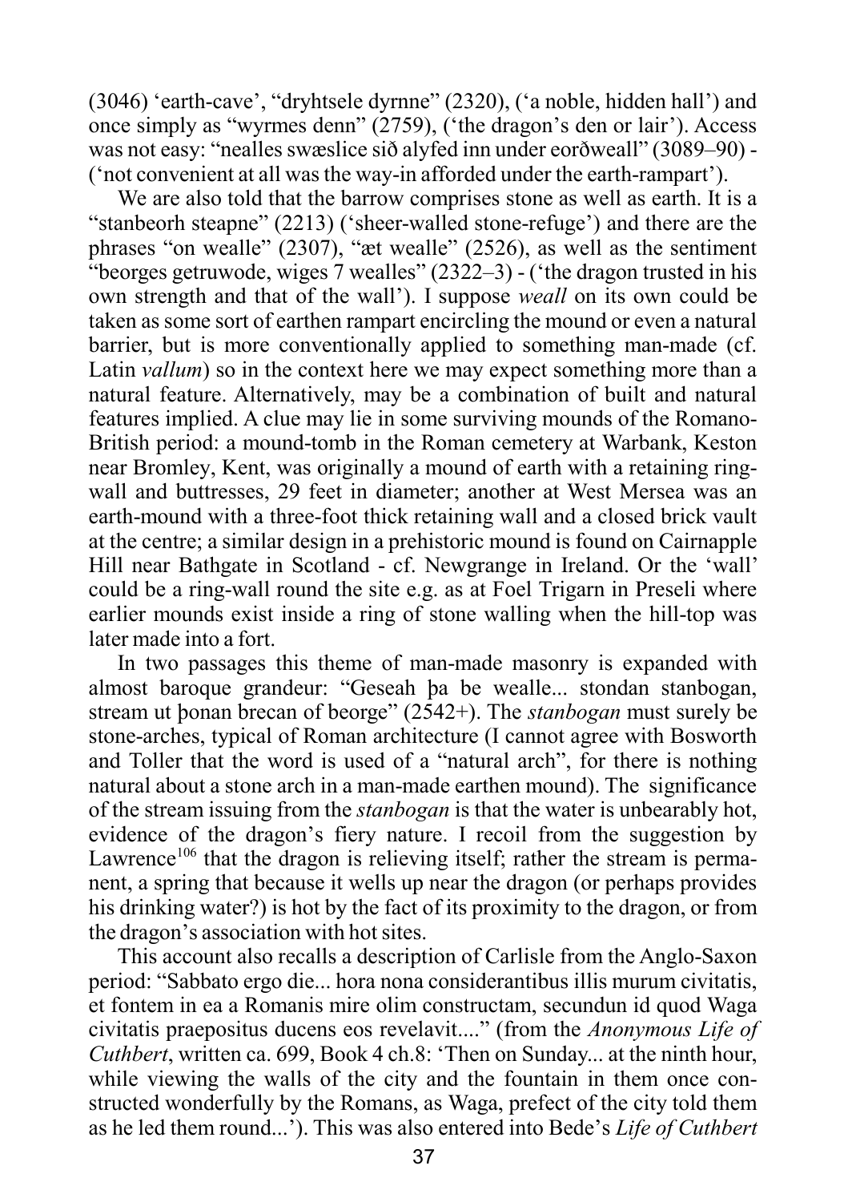(3046) 'earth-cave', "dryhtsele dyrnne" (2320), ('a noble, hidden hall') and once simply as "wyrmes denn" (2759), ('the dragon's den or lair'). Access was not easy: "nealles swæslice sið alyfed inn under eorðweall" (3089–90) - ('not convenient at all was the way-in afforded under the earth-rampart').

We are also told that the barrow comprises stone as well as earth. It is a "stanbeorh steapne" (2213) ('sheer-walled stone-refuge') and there are the phrases "on wealle" (2307), "æt wealle" (2526), as well as the sentiment "beorges getruwode, wiges 7 wealles" (2322–3) - ('the dragon trusted in his own strength and that of the wall'). I suppose *weall* on its own could be taken as some sort of earthen rampart encircling the mound or even a natural barrier, but is more conventionally applied to something man-made (cf. Latin *vallum*) so in the context here we may expect something more than a natural feature. Alternatively, may be a combination of built and natural features implied. A clue may lie in some surviving mounds of the Romano-British period: a mound-tomb in the Roman cemetery at Warbank, Keston near Bromley, Kent, was originally a mound of earth with a retaining ring-wall and buttresses, 29 feet in diameter; another at West Mersea was an earth-mound with a three-foot thick retaining wall and a closed brick vault at the centre; a similar design in a prehistoric mound is found on Cairnapple Hill near Bathgate in Scotland - cf. Newgrange in Ireland. Or the 'wall' could be a ring-wall round the site e.g. as at Foel Trigarn in Preseli where earlier mounds exist inside a ring of stone walling when the hill-top was later made into a fort.

In two passages this theme of man-made masonry is expanded with almost baroque grandeur: "Geseah þa be wealle... stondan stanbogan, stream ut þonan brecan of beorge" (2542+). The *stanbogan* must surely be stone-arches, typical of Roman architecture (I cannot agree with Bosworth and Toller that the word is used of a "natural arch", for there is nothing natural about a stone arch in a man-made earthen mound). The significance of the stream issuing from the *stanbogan* is that the water is unbearably hot, evidence of the dragon's fiery nature. I recoil from the suggestion by Lawrence[106] that the dragon is relieving itself; rather the stream is permanent, a spring that because it wells up near the dragon (or perhaps provides his drinking water?) is hot by the fact of its proximity to the dragon, or from the dragon's association with hot sites.

This account also recalls a description of Carlisle from the Anglo-Saxon period: "Sabbato ergo die... hora nona considerantibus illis murum civitatis, et fontem in ea a Romanis mire olim constructam, secundun id quod Waga civitatis praepositus ducens eos revelavit...." (from the *Anonymous Life of Cuthbert*, written ca. 699, Book 4 ch.8: 'Then on Sunday... at the ninth hour, while viewing the walls of the city and the fountain in them once constructed wonderfully by the Romans, as Waga, prefect of the city told them as he led them round...'). This was also entered into Bede's *Life of Cuthbert*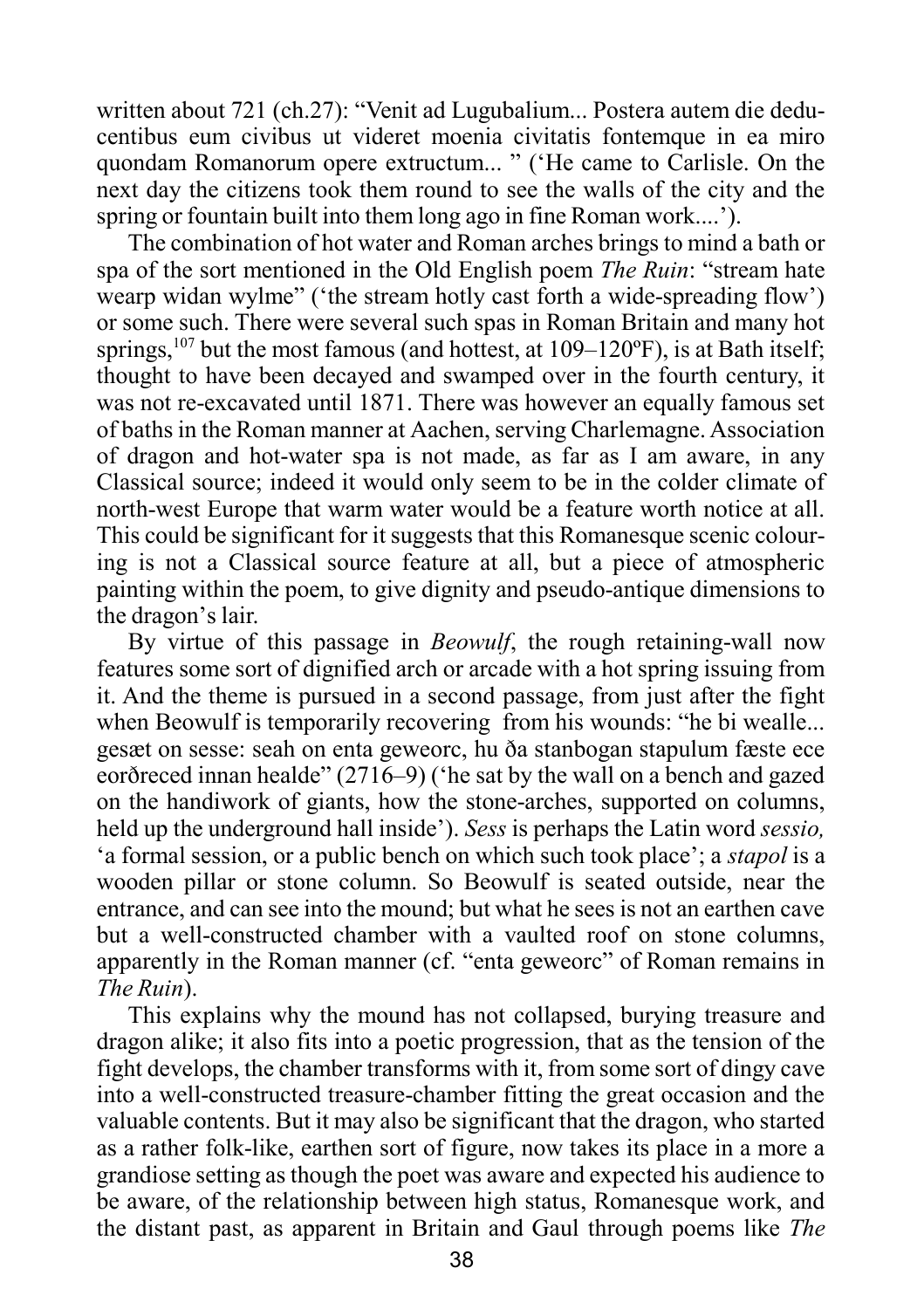written about 721 (ch.27): "Venit ad Lugubalium... Postera autem die deducentibus eum civibus ut videret moenia civitatis fontemque in ea miro quondam Romanorum opere extructum... " ('He came to Carlisle. On the next day the citizens took them round to see the walls of the city and the spring or fountain built into them long ago in fine Roman work....').

The combination of hot water and Roman arches brings to mind a bath or spa of the sort mentioned in the Old English poem *The Ruin*: "stream hate wearp widan wylme" ('the stream hotly cast forth a wide-spreading flow') or some such. There were several such spas in Roman Britain and many hot springs,[107] but the most famous (and hottest, at 109–120ºF), is at Bath itself; thought to have been decayed and swamped over in the fourth century, it was not re-excavated until 1871. There was however an equally famous set of baths in the Roman manner at Aachen, serving Charlemagne. Association of dragon and hot-water spa is not made, as far as I am aware, in any Classical source; indeed it would only seem to be in the colder climate of north-west Europe that warm water would be a feature worth notice at all. This could be significant for it suggests that this Romanesque scenic colouring is not a Classical source feature at all, but a piece of atmospheric painting within the poem, to give dignity and pseudo-antique dimensions to the dragon's lair.

By virtue of this passage in *Beowulf*, the rough retaining-wall now features some sort of dignified arch or arcade with a hot spring issuing from it. And the theme is pursued in a second passage, from just after the fight when Beowulf is temporarily recovering from his wounds: "he bi wealle... gesæt on sesse: seah on enta geweorc, hu ða stanbogan stapulum fæste ece eorðreced innan healde" (2716–9) ('he sat by the wall on a bench and gazed on the handiwork of giants, how the stone-arches, supported on columns, held up the underground hall inside'). *Sess* is perhaps the Latin word *sessio,* 'a formal session, or a public bench on which such took place'; a *stapol* is a wooden pillar or stone column. So Beowulf is seated outside, near the entrance, and can see into the mound; but what he sees is not an earthen cave but a well-constructed chamber with a vaulted roof on stone columns, apparently in the Roman manner (cf. "enta geweorc" of Roman remains in *The Ruin*).

This explains why the mound has not collapsed, burying treasure and dragon alike; it also fits into a poetic progression, that as the tension of the fight develops, the chamber transforms with it, from some sort of dingy cave into a well-constructed treasure-chamber fitting the great occasion and the valuable contents. But it may also be significant that the dragon, who started as a rather folk-like, earthen sort of figure, now takes its place in a more a grandiose setting as though the poet was aware and expected his audience to be aware, of the relationship between high status, Romanesque work, and the distant past, as apparent in Britain and Gaul through poems like *The*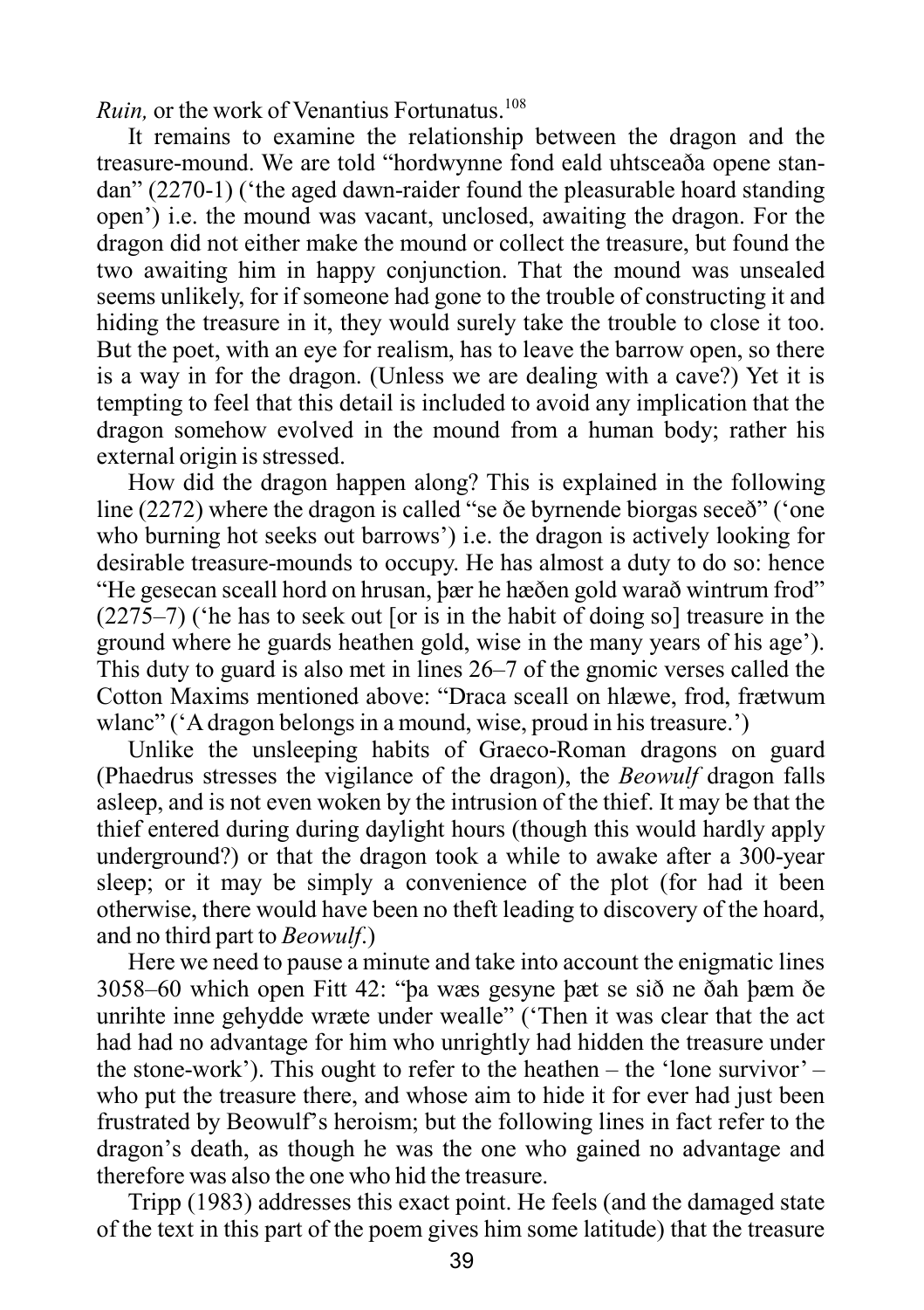*Ruin,* or the work of Venantius Fortunatus.[108]

It remains to examine the relationship between the dragon and the treasure-mound. We are told "hordwynne fond eald uhtsceaða opene standan" (2270-1) ('the aged dawn-raider found the pleasurable hoard standing open') i.e. the mound was vacant, unclosed, awaiting the dragon. For the dragon did not either make the mound or collect the treasure, but found the two awaiting him in happy conjunction. That the mound was unsealed seems unlikely, for if someone had gone to the trouble of constructing it and hiding the treasure in it, they would surely take the trouble to close it too. But the poet, with an eye for realism, has to leave the barrow open, so there is a way in for the dragon. (Unless we are dealing with a cave?) Yet it is tempting to feel that this detail is included to avoid any implication that the dragon somehow evolved in the mound from a human body; rather his external origin is stressed.

How did the dragon happen along? This is explained in the following line (2272) where the dragon is called "se ðe byrnende biorgas seceð" ('one who burning hot seeks out barrows') i.e. the dragon is actively looking for desirable treasure-mounds to occupy. He has almost a duty to do so: hence "He gesecan sceall hord on hrusan, þær he hæðen gold warað wintrum frod" (2275–7) ('he has to seek out [or is in the habit of doing so] treasure in the ground where he guards heathen gold, wise in the many years of his age'). This duty to guard is also met in lines 26–7 of the gnomic verses called the Cotton Maxims mentioned above: "Draca sceall on hlæwe, frod, frætwum wlanc" ('A dragon belongs in a mound, wise, proud in his treasure.')

Unlike the unsleeping habits of Graeco-Roman dragons on guard (Phaedrus stresses the vigilance of the dragon), the *Beowulf* dragon falls asleep, and is not even woken by the intrusion of the thief. It may be that the thief entered during during daylight hours (though this would hardly apply underground?) or that the dragon took a while to awake after a 300-year sleep; or it may be simply a convenience of the plot (for had it been otherwise, there would have been no theft leading to discovery of the hoard, and no third part to *Beowulf*.)

Here we need to pause a minute and take into account the enigmatic lines 3058–60 which open Fitt 42: "þa wæs gesyne þæt se sið ne ðah þæm ðe unrihte inne gehydde wræte under wealle" ('Then it was clear that the act had had no advantage for him who unrightly had hidden the treasure under the stone-work'). This ought to refer to the heathen – the 'lone survivor' – who put the treasure there, and whose aim to hide it for ever had just been frustrated by Beowulf's heroism; but the following lines in fact refer to the dragon's death, as though he was the one who gained no advantage and therefore was also the one who hid the treasure.

Tripp (1983) addresses this exact point. He feels (and the damaged state of the text in this part of the poem gives him some latitude) that the treasure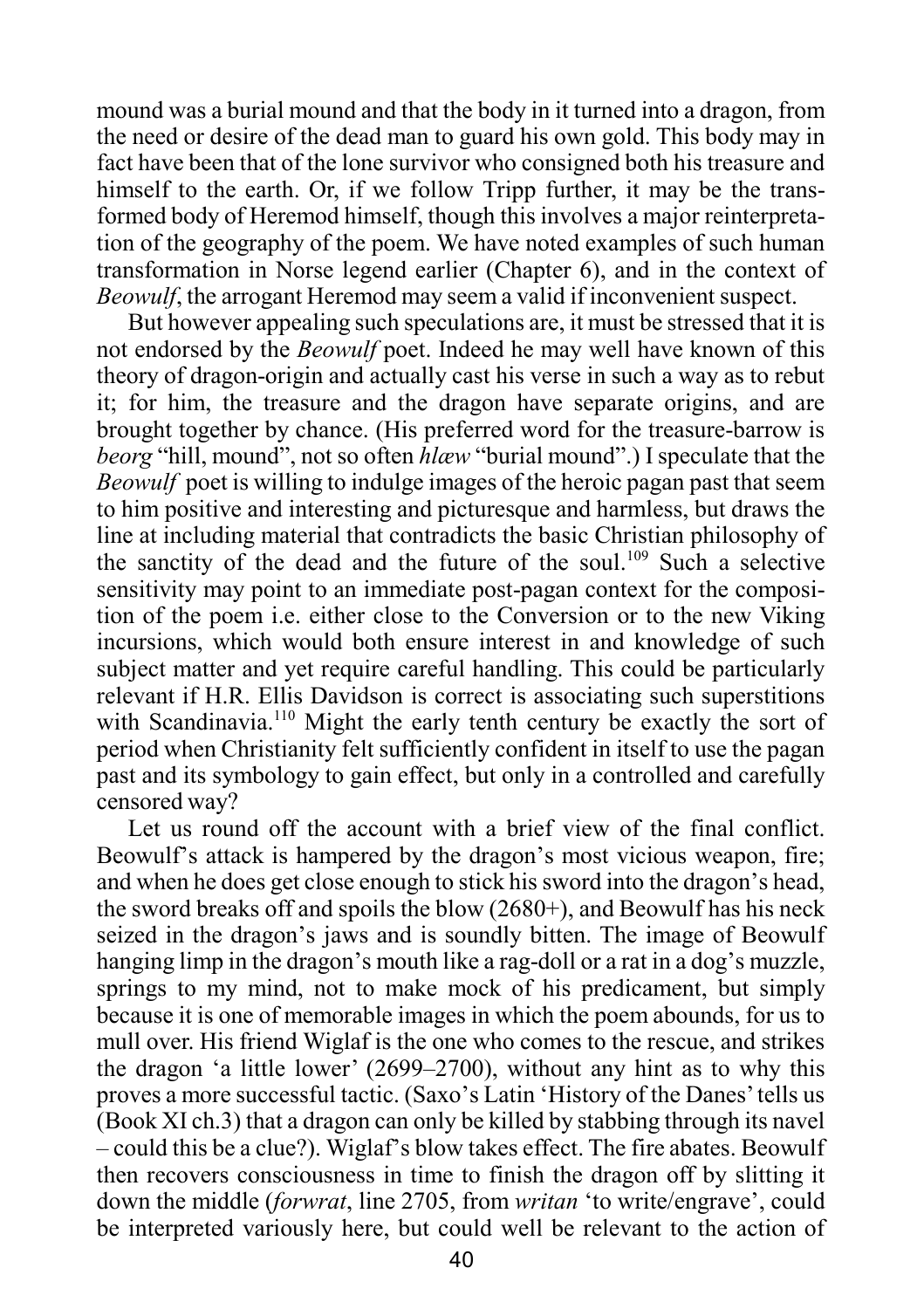mound was a burial mound and that the body in it turned into a dragon, from the need or desire of the dead man to guard his own gold. This body may in fact have been that of the lone survivor who consigned both his treasure and himself to the earth. Or, if we follow Tripp further, it may be the transformed body of Heremod himself, though this involves a major reinterpretation of the geography of the poem. We have noted examples of such human transformation in Norse legend earlier (Chapter 6), and in the context of *Beowulf*, the arrogant Heremod may seem a valid if inconvenient suspect.

But however appealing such speculations are, it must be stressed that it is not endorsed by the *Beowulf* poet. Indeed he may well have known of this theory of dragon-origin and actually cast his verse in such a way as to rebut it; for him, the treasure and the dragon have separate origins, and are brought together by chance. (His preferred word for the treasure-barrow is *beorg* "hill, mound", not so often *hlæw* "burial mound".) I speculate that the *Beowulf* poet is willing to indulge images of the heroic pagan past that seem to him positive and interesting and picturesque and harmless, but draws the line at including material that contradicts the basic Christian philosophy of the sanctity of the dead and the future of the soul.[109] Such a selective sensitivity may point to an immediate post-pagan context for the composition of the poem i.e. either close to the Conversion or to the new Viking incursions, which would both ensure interest in and knowledge of such subject matter and yet require careful handling. This could be particularly relevant if H.R. Ellis Davidson is correct is associating such superstitions with Scandinavia.[110] Might the early tenth century be exactly the sort of period when Christianity felt sufficiently confident in itself to use the pagan past and its symbology to gain effect, but only in a controlled and carefully censored way?

Let us round off the account with a brief view of the final conflict. Beowulf's attack is hampered by the dragon's most vicious weapon, fire; and when he does get close enough to stick his sword into the dragon's head, the sword breaks off and spoils the blow (2680+), and Beowulf has his neck seized in the dragon's jaws and is soundly bitten. The image of Beowulf hanging limp in the dragon's mouth like a rag-doll or a rat in a dog's muzzle, springs to my mind, not to make mock of his predicament, but simply because it is one of memorable images in which the poem abounds, for us to mull over. His friend Wiglaf is the one who comes to the rescue, and strikes the dragon 'a little lower' (2699–2700), without any hint as to why this proves a more successful tactic. (Saxo's Latin 'History of the Danes' tells us (Book XI ch.3) that a dragon can only be killed by stabbing through its navel – could this be a clue?). Wiglaf's blow takes effect. The fire abates. Beowulf then recovers consciousness in time to finish the dragon off by slitting it down the middle (*forwrat*, line 2705, from *writan* 'to write/engrave', could be interpreted variously here, but could well be relevant to the action of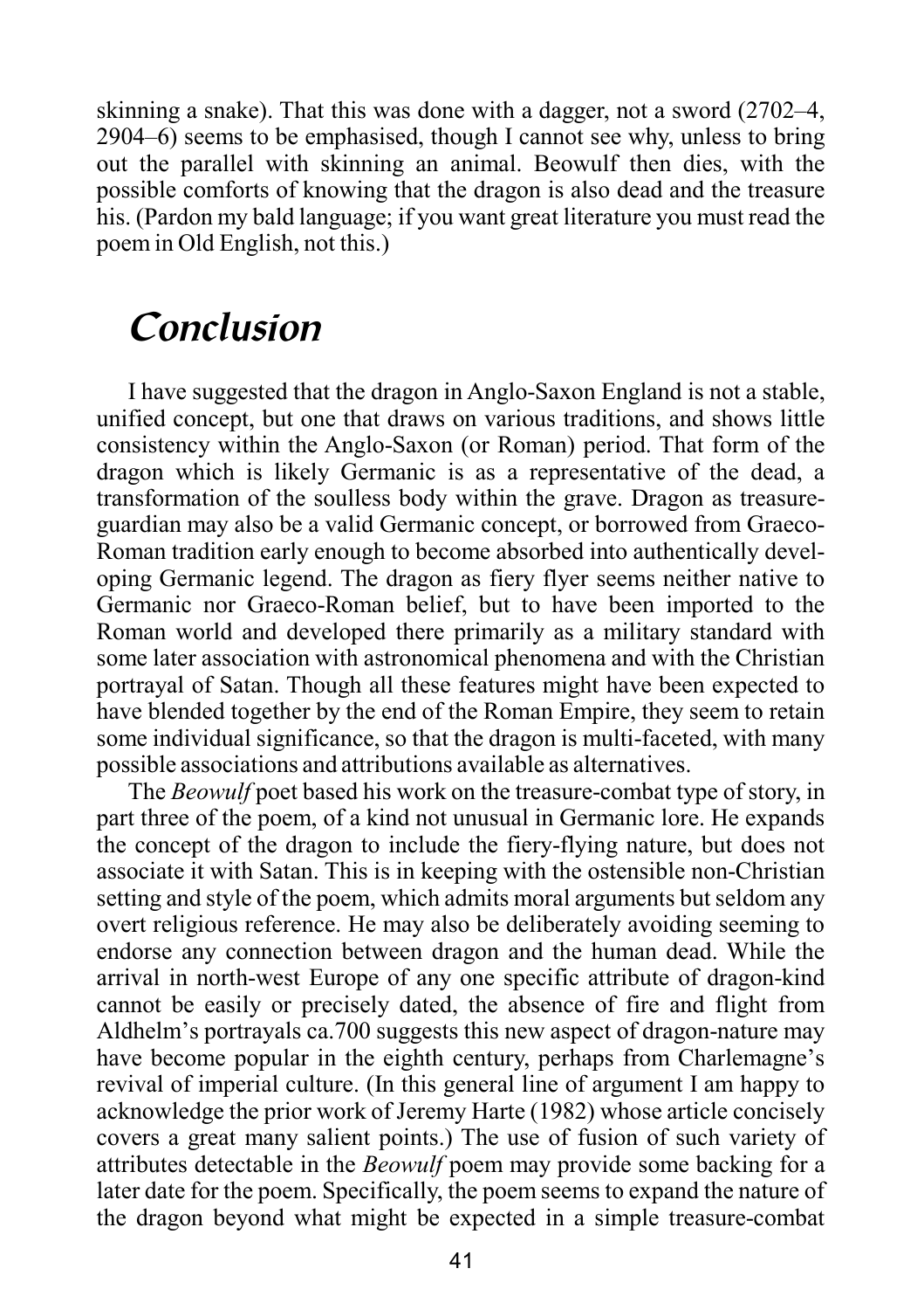skinning a snake). That this was done with a dagger, not a sword (2702–4, 2904–6) seems to be emphasised, though I cannot see why, unless to bring out the parallel with skinning an animal. Beowulf then dies, with the possible comforts of knowing that the dragon is also dead and the treasure his. (Pardon my bald language; if you want great literature you must read the poem in Old English, not this.)

## *Conclusion*

I have suggested that the dragon in Anglo-Saxon England is not a stable, unified concept, but one that draws on various traditions, and shows little consistency within the Anglo-Saxon (or Roman) period. That form of the dragon which is likely Germanic is as a representative of the dead, a transformation of the soulless body within the grave. Dragon as treasure-guardian may also be a valid Germanic concept, or borrowed from Graeco-Roman tradition early enough to become absorbed into authentically developing Germanic legend. The dragon as fiery flyer seems neither native to Germanic nor Graeco-Roman belief, but to have been imported to the Roman world and developed there primarily as a military standard with some later association with astronomical phenomena and with the Christian portrayal of Satan. Though all these features might have been expected to have blended together by the end of the Roman Empire, they seem to retain some individual significance, so that the dragon is multi-faceted, with many possible associations and attributions available as alternatives.

The *Beowulf* poet based his work on the treasure-combat type of story, in part three of the poem, of a kind not unusual in Germanic lore. He expands the concept of the dragon to include the fiery-flying nature, but does not associate it with Satan. This is in keeping with the ostensible non-Christian setting and style of the poem, which admits moral arguments but seldom any overt religious reference. He may also be deliberately avoiding seeming to endorse any connection between dragon and the human dead. While the arrival in north-west Europe of any one specific attribute of dragon-kind cannot be easily or precisely dated, the absence of fire and flight from Aldhelm's portrayals ca.700 suggests this new aspect of dragon-nature may have become popular in the eighth century, perhaps from Charlemagne's revival of imperial culture. (In this general line of argument I am happy to acknowledge the prior work of Jeremy Harte (1982) whose article concisely covers a great many salient points.) The use of fusion of such variety of attributes detectable in the *Beowulf* poem may provide some backing for a later date for the poem. Specifically, the poem seems to expand the nature of the dragon beyond what might be expected in a simple treasure-combat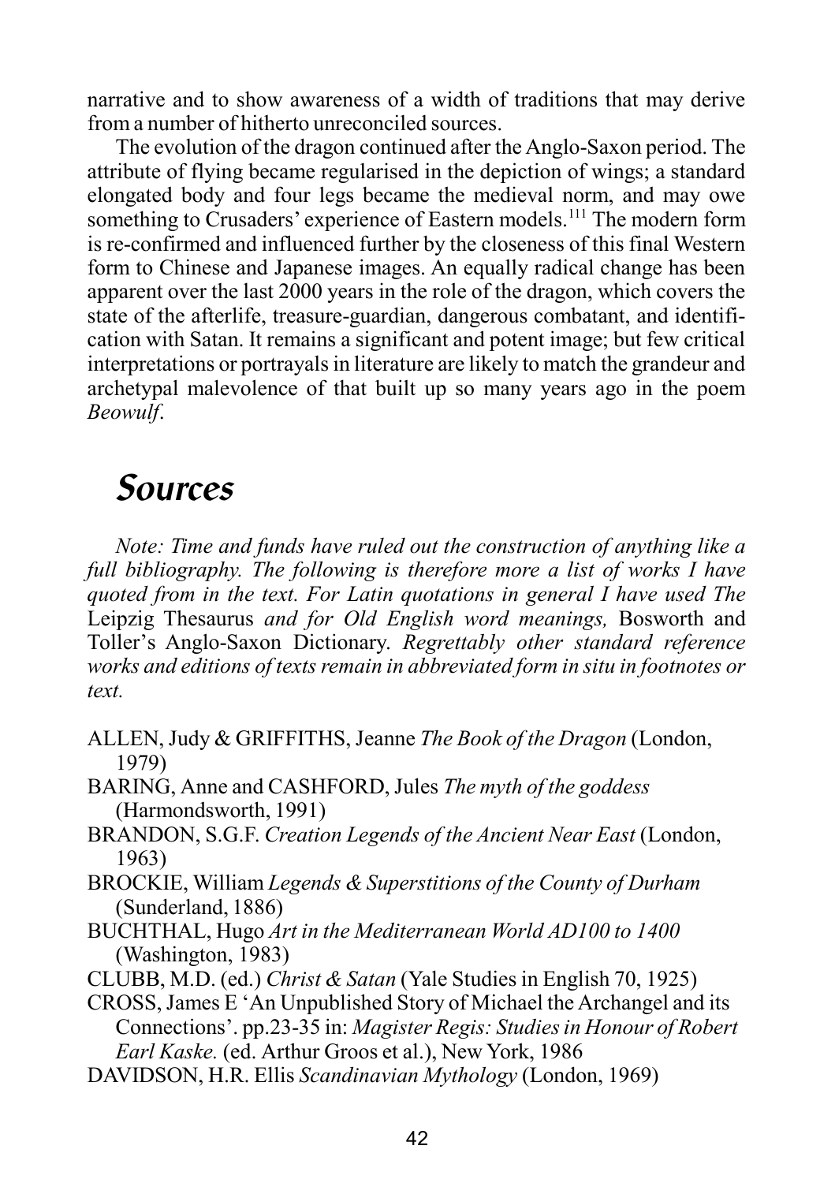narrative and to show awareness of a width of traditions that may derive from a number of hitherto unreconciled sources.

The evolution of the dragon continued after the Anglo-Saxon period. The attribute of flying became regularised in the depiction of wings; a standard elongated body and four legs became the medieval norm, and may owe something to Crusaders' experience of Eastern models.[111] The modern form is re-confirmed and influenced further by the closeness of this final Western form to Chinese and Japanese images. An equally radical change has been apparent over the last 2000 years in the role of the dragon, which covers the state of the afterlife, treasure-guardian, dangerous combatant, and identification with Satan. It remains a significant and potent image; but few critical interpretations or portrayals in literature are likely to match the grandeur and archetypal malevolence of that built up so many years ago in the poem *Beowulf*.

# *Sources*

*Note: Time and funds have ruled out the construction of anything like a full bibliography. The following is therefore more a list of works I have quoted from in the text. For Latin quotations in general I have used The* Leipzig Thesaurus *and for Old English word meanings,* Bosworth and Toller's Anglo-Saxon Dictionary. *Regrettably other standard reference works and editions of texts remain in abbreviated form in situ in footnotes or text.*

ALLEN, Judy & GRIFFITHS, Jeanne *The Book of the Dragon* (London, 1979)

BARING, Anne and CASHFORD, Jules *The myth of the goddess* (Harmondsworth, 1991)

BRANDON, S.G.F. *Creation Legends of the Ancient Near East* (London, 1963)

BROCKIE, William *Legends & Superstitions of the County of Durham* (Sunderland, 1886)

BUCHTHAL, Hugo *Art in the Mediterranean World AD100 to 1400* (Washington, 1983)

CLUBB, M.D. (ed.) *Christ & Satan* (Yale Studies in English 70, 1925)

CROSS, James E 'An Unpublished Story of Michael the Archangel and its Connections'. pp.23-35 in: *Magister Regis: Studies in Honour of Robert Earl Kaske.* (ed. Arthur Groos et al.), New York, 1986

DAVIDSON, H.R. Ellis *Scandinavian Mythology* (London, 1969)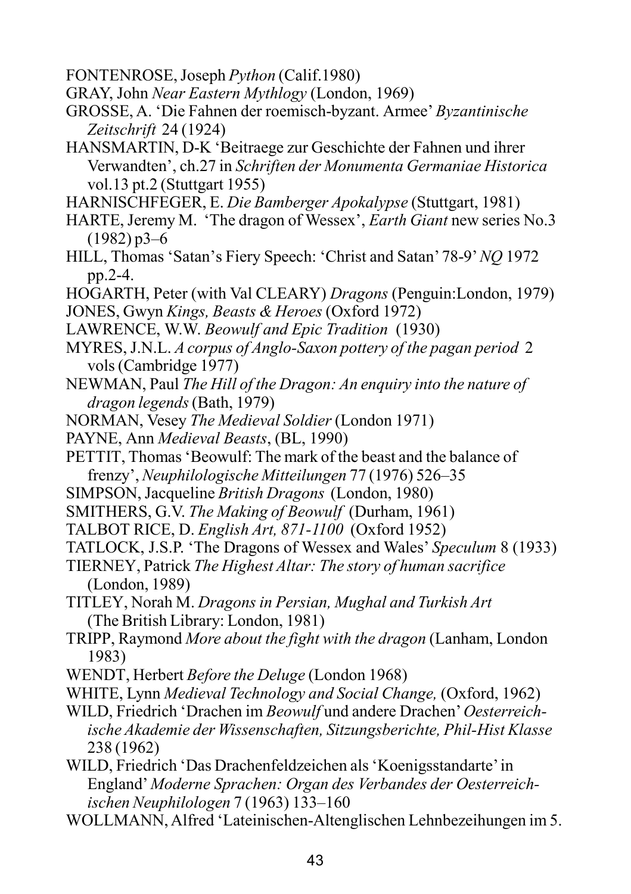FONTENROSE, Joseph *Python* (Calif.1980)

GRAY, John *Near Eastern Mythlogy* (London, 1969)

GROSSE, A. 'Die Fahnen der roemisch-byzant. Armee' *Byzantinische Zeitschrift* 24 (1924)

HANSMARTIN, D-K 'Beitraege zur Geschichte der Fahnen und ihrer Verwandten', ch.27 in *Schriften der Monumenta Germaniae Historica* vol.13 pt.2 (Stuttgart 1955)

HARNISCHFEGER, E. *Die Bamberger Apokalypse* (Stuttgart, 1981)

HARTE, Jeremy M. 'The dragon of Wessex', *Earth Giant* new series No.3 (1982) p3–6

HILL, Thomas 'Satan's Fiery Speech: 'Christ and Satan' 78-9' *NQ* 1972 pp.2-4.

HOGARTH, Peter (with Val CLEARY) *Dragons* (Penguin:London, 1979)

JONES, Gwyn *Kings, Beasts & Heroes* (Oxford 1972)

LAWRENCE, W.W. *Beowulf and Epic Tradition* (1930)

MYRES, J.N.L. *A corpus of Anglo-Saxon pottery of the pagan period* 2 vols (Cambridge 1977)

NEWMAN, Paul *The Hill of the Dragon: An enquiry into the nature of dragon legends* (Bath, 1979)

NORMAN, Vesey *The Medieval Soldier* (London 1971)

PAYNE, Ann *Medieval Beasts*, (BL, 1990)

PETTIT, Thomas 'Beowulf: The mark of the beast and the balance of frenzy', *Neuphilologische Mitteilungen* 77 (1976) 526–35

SIMPSON, Jacqueline *British Dragons* (London, 1980)

SMITHERS, G.V. *The Making of Beowulf* (Durham, 1961)

TALBOT RICE, D. *English Art, 871-1100* (Oxford 1952)

TATLOCK, J.S.P. 'The Dragons of Wessex and Wales' *Speculum* 8 (1933)

TIERNEY, Patrick *The Highest Altar: The story of human sacrifice* (London, 1989)

TITLEY, Norah M. *Dragons in Persian, Mughal and Turkish Art* (The British Library: London, 1981)

TRIPP, Raymond *More about the fight with the dragon* (Lanham, London 1983)

WENDT, Herbert *Before the Deluge* (London 1968)

WHITE, Lynn *Medieval Technology and Social Change,* (Oxford, 1962)

WILD, Friedrich 'Drachen im *Beowulf* und andere Drachen' *Oesterreichische Akademie der Wissenschaften, Sitzungsberichte, Phil-Hist Klasse* 238 (1962)

WILD, Friedrich 'Das Drachenfeldzeichen als 'Koenigsstandarte' in England' *Moderne Sprachen: Organ des Verbandes der Oesterreichischen Neuphilologen* 7 (1963) 133–160

WOLLMANN, Alfred 'Lateinischen-Altenglischen Lehnbezeihungen im 5.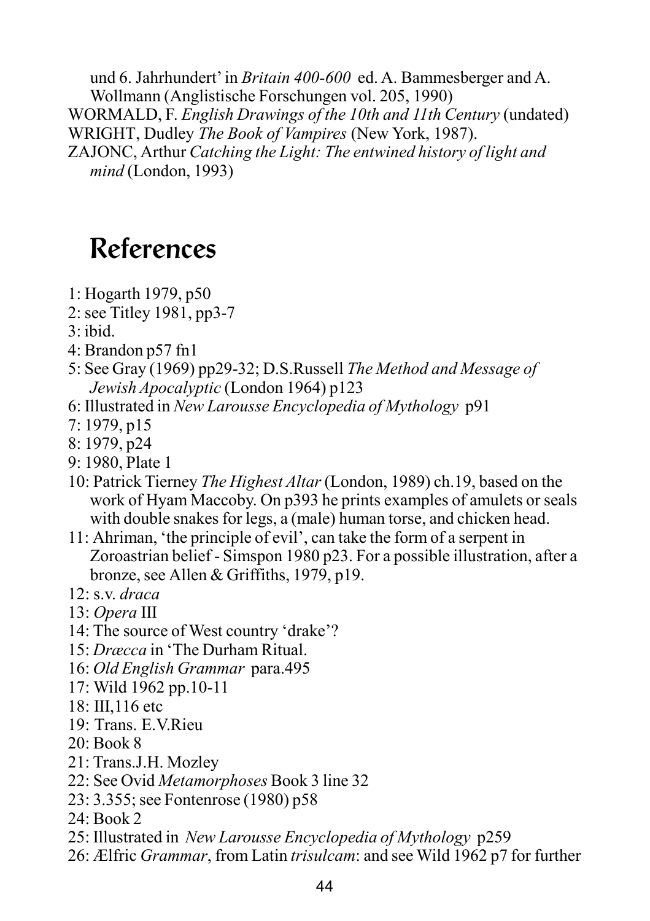und 6. Jahrhundert' in *Britain 400-600* ed. A. Bammesberger and A. Wollmann (Anglistische Forschungen vol. 205, 1990)

WORMALD, F. *English Drawings of the 10th and 11th Century* (undated)

WRIGHT, Dudley *The Book of Vampires* (New York, 1987).

ZAJONC, Arthur *Catching the Light: The entwined history of light and mind* (London, 1993)

# References

1: Hogarth 1979, p50

2: see Titley 1981, pp3-7

3: ibid.

4: Brandon p57 fn1

5: See Gray (1969) pp29-32; D.S.Russell *The Method and Message of Jewish Apocalyptic* (London 1964) p123

6: Illustrated in *New Larousse Encyclopedia of Mythology* p91

7: 1979, p15

8: 1979, p24

9: 1980, Plate 1

10: Patrick Tierney *The Highest Altar* (London, 1989) ch.19, based on the work of Hyam Maccoby. On p393 he prints examples of amulets or seals with double snakes for legs, a (male) human torso, and chicken head.

11: Ahriman, 'the principle of evil', can take the form of a serpent in Zoroastrian belief - Simspon 1980 p23. For a possible illustration, after a bronze, see Allen & Griffiths, 1979, p19.

12: s.v. *draca*

13: *Opera* III

14: The source of West country 'drake'?

15: *Dræcca* in 'The Durham Ritual.

16: *Old English Grammar* para.495

17: Wild 1962 pp.10-11

18: III,116 etc

19: Trans. E.V.Rieu

20: Book 8

21: Trans.J.H. Mozley

22: See Ovid *Metamorphoses* Book 3 line 32

23: 3.355; see Fontenrose (1980) p58

24: Book 2

25: Illustrated in *New Larousse Encyclopedia of Mythology* p259

26: Ælfric *Grammar*, from Latin *trisulcam*: and see Wild 1962 p7 for further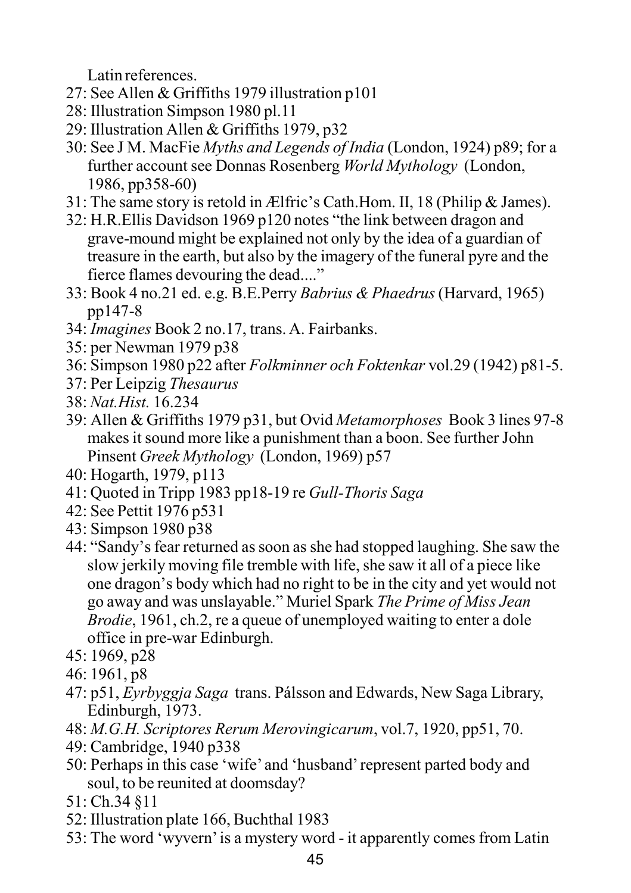Latin references.

27: See Allen & Griffiths 1979 illustration p101

28: Illustration Simpson 1980 pl.11

29: Illustration Allen & Griffiths 1979, p32

30: See J M. MacFie *Myths and Legends of India* (London, 1924) p89; for a further account see Donnas Rosenberg *World Mythology* (London, 1986, pp358-60)

31: The same story is retold in Ælfric's Cath.Hom. II, 18 (Philip & James).

32: H.R.Ellis Davidson 1969 p120 notes "the link between dragon and grave-mound might be explained not only by the idea of a guardian of treasure in the earth, but also by the imagery of the funeral pyre and the fierce flames devouring the dead...."

33: Book 4 no.21 ed. e.g. B.E.Perry *Babrius & Phaedrus* (Harvard, 1965) pp147-8

34: *Imagines* Book 2 no.17, trans. A. Fairbanks.

35: per Newman 1979 p38

36: Simpson 1980 p22 after *Folkminner och Foktenkar* vol.29 (1942) p81-5.

37: Per Leipzig *Thesaurus*

38: *Nat.Hist.* 16.234

39: Allen & Griffiths 1979 p31, but Ovid *Metamorphoses* Book 3 lines 97-8 makes it sound more like a punishment than a boon. See further John Pinsent *Greek Mythology* (London, 1969) p57

40: Hogarth, 1979, p113

41: Quoted in Tripp 1983 pp18-19 re *Gull-Thoris Saga*

42: See Pettit 1976 p531

43: Simpson 1980 p38

44: "Sandy's fear returned as soon as she had stopped laughing. She saw the slow jerkily moving file tremble with life, she saw it all of a piece like one dragon's body which had no right to be in the city and yet would not go away and was unslayable." Muriel Spark *The Prime of Miss Jean Brodie*, 1961, ch.2, re a queue of unemployed waiting to enter a dole office in pre-war Edinburgh.

45: 1969, p28

46: 1961, p8

47: p51, *Eyrbyggja Saga* trans. Pálsson and Edwards, New Saga Library, Edinburgh, 1973.

48: *M.G.H. Scriptores Rerum Merovingicarum*, vol.7, 1920, pp51, 70.

49: Cambridge, 1940 p338

50: Perhaps in this case 'wife' and 'husband' represent parted body and soul, to be reunited at doomsday?

51: Ch.34 §11

52: Illustration plate 166, Buchthal 1983

53: The word 'wyvern' is a mystery word - it apparently comes from Latin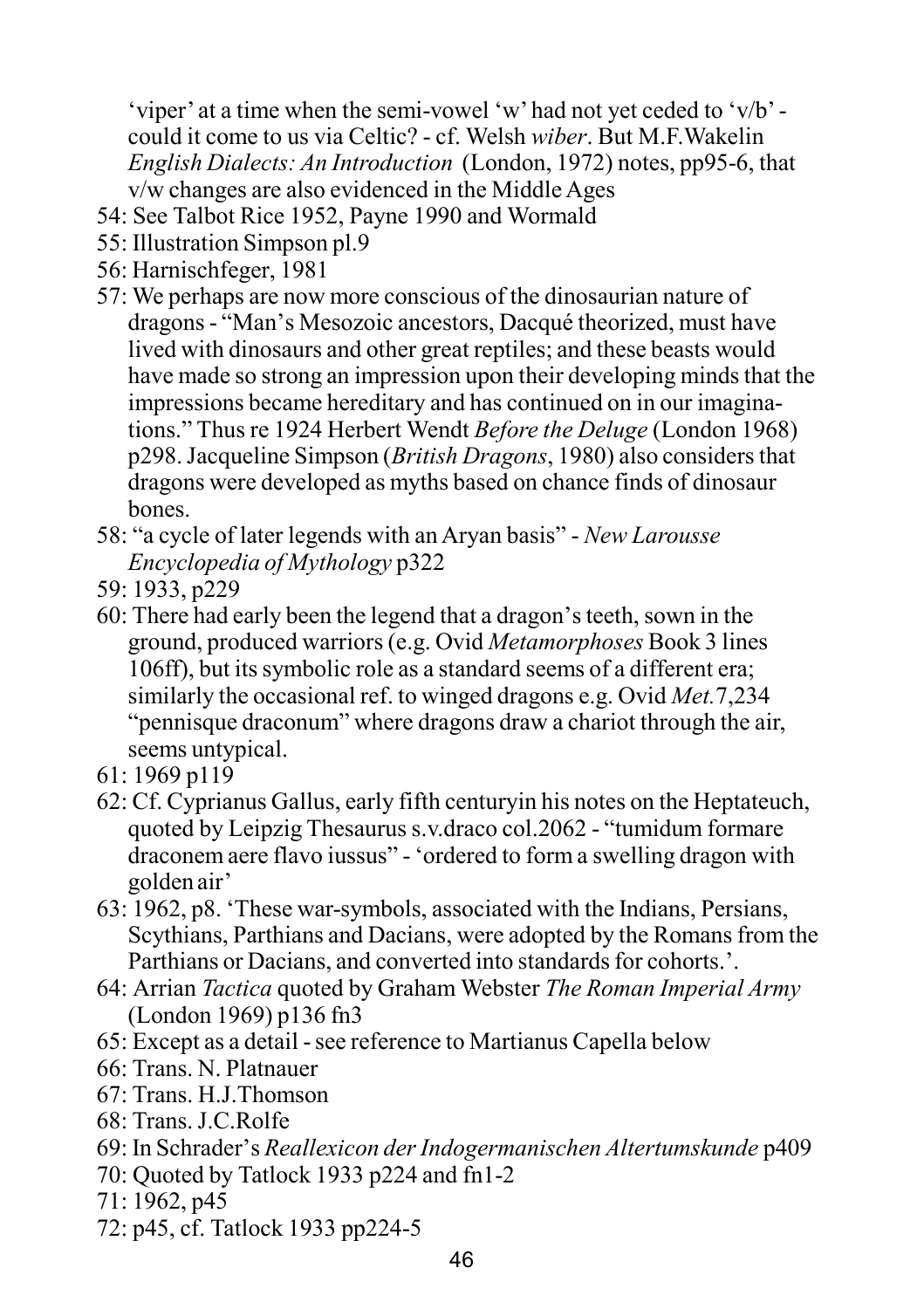'viper' at a time when the semi-vowel 'w' had not yet ceded to 'v/b' - could it come to us via Celtic? - cf. Welsh *wiber*. But M.F.Wakelin *English Dialects: An Introduction* (London, 1972) notes, pp95-6, that v/w changes are also evidenced in the Middle Ages

54: See Talbot Rice 1952, Payne 1990 and Wormald

55: Illustration Simpson pl.9

56: Harnischfeger, 1981

57: We perhaps are now more conscious of the dinosaurian nature of dragons - "Man's Mesozoic ancestors, Dacqué theorized, must have lived with dinosaurs and other great reptiles; and these beasts would have made so strong an impression upon their developing minds that the impressions became hereditary and has continued on in our imaginations." Thus re 1924 Herbert Wendt *Before the Deluge* (London 1968) p298. Jacqueline Simpson (*British Dragons*, 1980) also considers that dragons were developed as myths based on chance finds of dinosaur bones.

58: "a cycle of later legends with an Aryan basis" - *New Larousse Encyclopedia of Mythology* p322

59: 1933, p229

60: There had early been the legend that a dragon's teeth, sown in the ground, produced warriors (e.g. Ovid *Metamorphoses* Book 3 lines 106ff), but its symbolic role as a standard seems of a different era; similarly the occasional ref. to winged dragons e.g. Ovid *Met.*7,234 "pennisque draconum" where dragons draw a chariot through the air, seems untypical.

61: 1969 p119

62: Cf. Cyprianus Gallus, early fifth centuryin his notes on the Heptateuch, quoted by Leipzig Thesaurus s.v.draco col.2062 - "tumidum formare draconem aere flavo iussus" - 'ordered to form a swelling dragon with golden air'

63: 1962, p8. 'These war-symbols, associated with the Indians, Persians, Scythians, Parthians and Dacians, were adopted by the Romans from the Parthians or Dacians, and converted into standards for cohorts.'.

64: Arrian *Tactica* quoted by Graham Webster *The Roman Imperial Army* (London 1969) p136 fn3

65: Except as a detail - see reference to Martianus Capella below

66: Trans. N. Platnauer

67: Trans. H.J.Thomson

68: Trans. J.C.Rolfe

69: In Schrader's *Reallexicon der Indogermanischen Altertumskunde* p409

70: Quoted by Tatlock 1933 p224 and fn1-2

71: 1962, p45

72: p45, cf. Tatlock 1933 pp224-5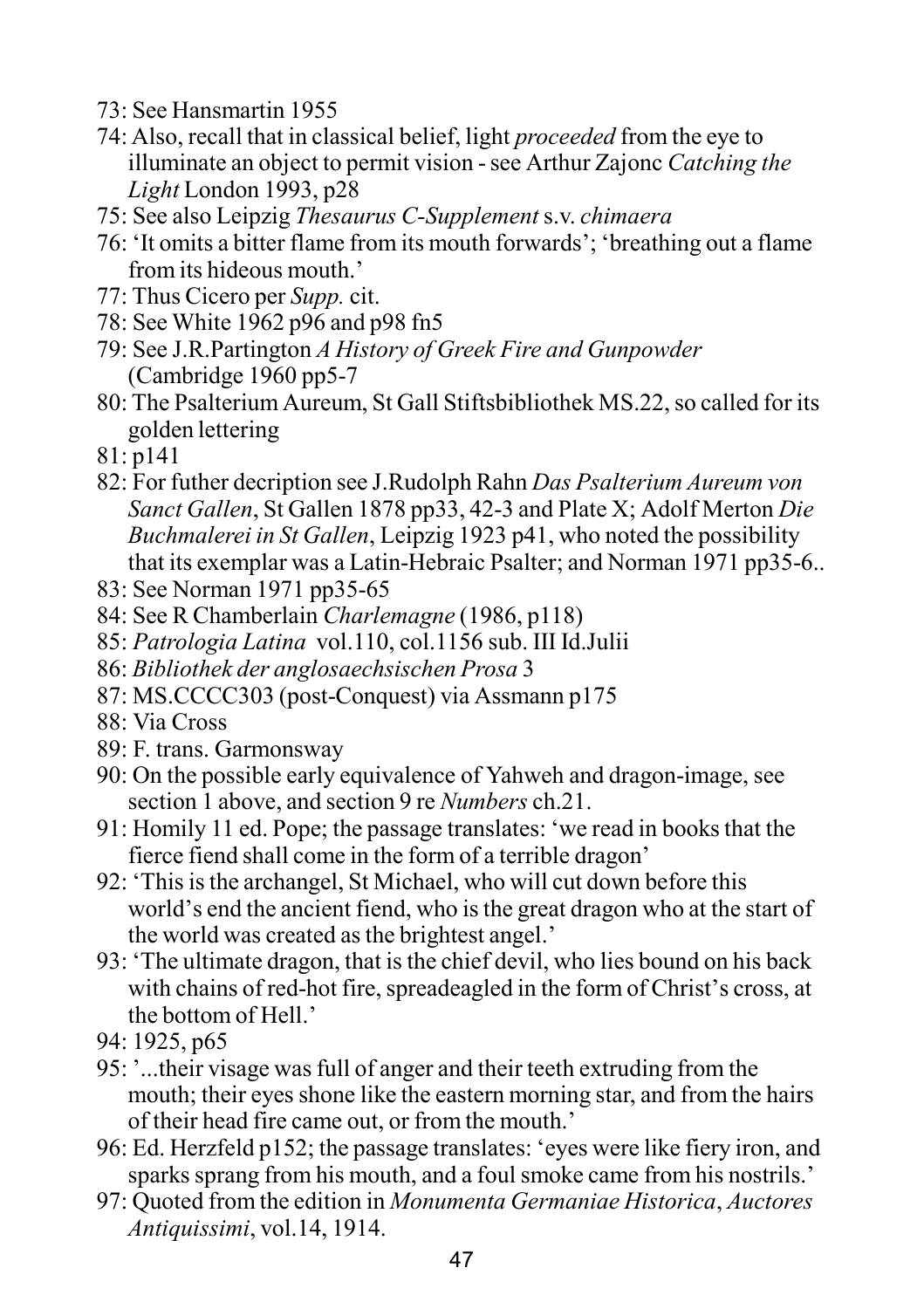73: See Hansmartin 1955

74: Also, recall that in classical belief, light *proceeded* from the eye to illuminate an object to permit vision - see Arthur Zajonc *Catching the Light* London 1993, p28

75: See also Leipzig *Thesaurus C-Supplement* s.v. *chimaera*

76: 'It omits a bitter flame from its mouth forwards'; 'breathing out a flame from its hideous mouth.'

77: Thus Cicero per *Supp.* cit.

78: See White 1962 p96 and p98 fn5

79: See J.R.Partington *A History of Greek Fire and Gunpowder* (Cambridge 1960 pp5-7

80: The Psalterium Aureum, St Gall Stiftsbibliothek MS.22, so called for its golden lettering

81: p141

82: For futher decription see J.Rudolph Rahn *Das Psalterium Aureum von Sanct Gallen*, St Gallen 1878 pp33, 42-3 and Plate X; Adolf Merton *Die Buchmalerei in St Gallen*, Leipzig 1923 p41, who noted the possibility that its exemplar was a Latin-Hebraic Psalter; and Norman 1971 pp35-6..

83: See Norman 1971 pp35-65

84: See R Chamberlain *Charlemagne* (1986, p118)

85: *Patrologia Latina* vol.110, col.1156 sub. III Id.Julii

86: *Bibliothek der anglosaechsischen Prosa* 3

87: MS.CCCC303 (post-Conquest) via Assmann p175

88: Via Cross

89: F. trans. Garmonsway

90: On the possible early equivalence of Yahweh and dragon-image, see section 1 above, and section 9 re *Numbers* ch.21.

91: Homily 11 ed. Pope; the passage translates: 'we read in books that the fierce fiend shall come in the form of a terrible dragon'

92: 'This is the archangel, St Michael, who will cut down before this world's end the ancient fiend, who is the great dragon who at the start of the world was created as the brightest angel.'

93: 'The ultimate dragon, that is the chief devil, who lies bound on his back with chains of red-hot fire, spreadeagled in the form of Christ's cross, at the bottom of Hell.'

94: 1925, p65

95: '...their visage was full of anger and their teeth extruding from the mouth; their eyes shone like the eastern morning star, and from the hairs of their head fire came out, or from the mouth.'

96: Ed. Herzfeld p152; the passage translates: 'eyes were like fiery iron, and sparks sprang from his mouth, and a foul smoke came from his nostrils.'

97: Quoted from the edition in *Monumenta Germaniae Historica*, *Auctores Antiquissimi*, vol.14, 1914.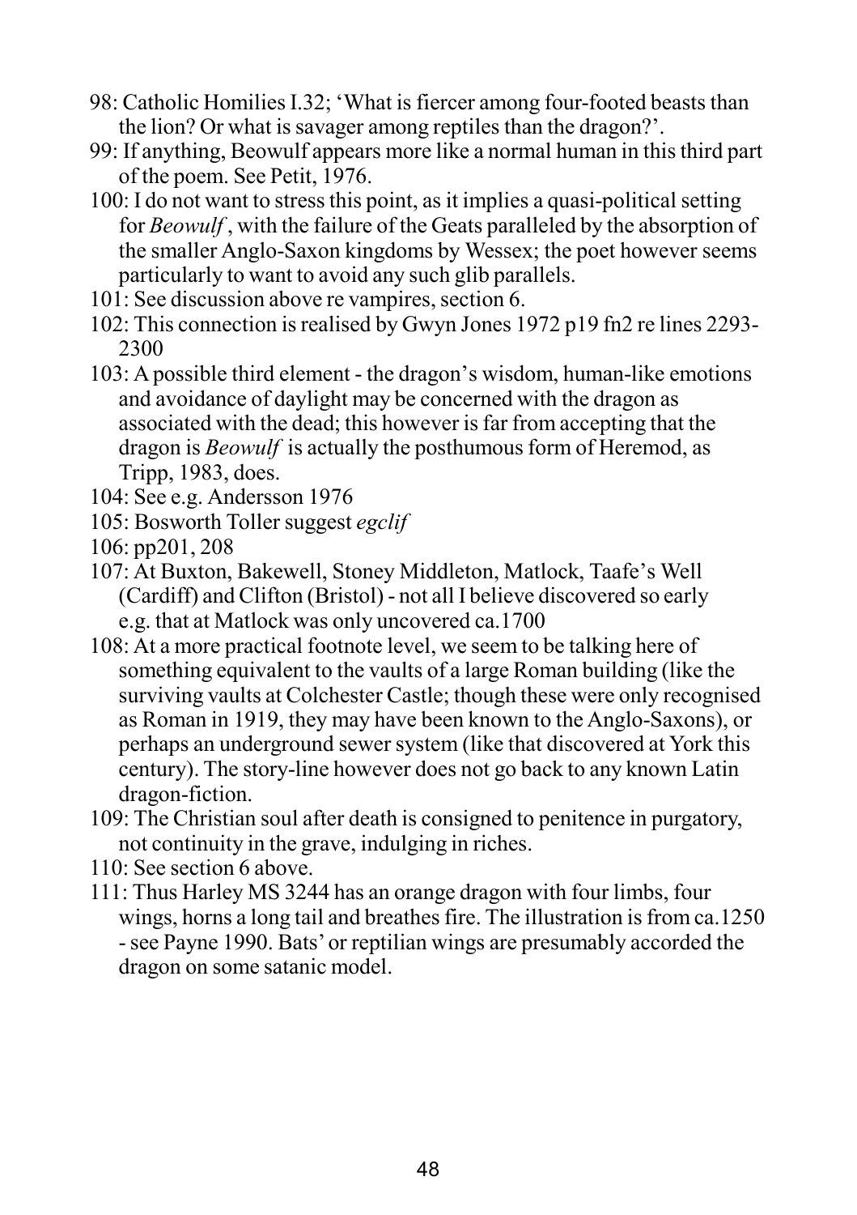98: Catholic Homilies I.32; 'What is fiercer among four-footed beasts than the lion? Or what is savager among reptiles than the dragon?'.

99: If anything, Beowulf appears more like a normal human in this third part of the poem. See Petit, 1976.

100: I do not want to stress this point, as it implies a quasi-political setting for *Beowulf*, with the failure of the Geats paralleled by the absorption of the smaller Anglo-Saxon kingdoms by Wessex; the poet however seems particularly to want to avoid any such glib parallels.

101: See discussion above re vampires, section 6.

102: This connection is realised by Gwyn Jones 1972 p19 fn2 re lines 2293-2300

103: A possible third element - the dragon's wisdom, human-like emotions and avoidance of daylight may be concerned with the dragon as associated with the dead; this however is far from accepting that the dragon is *Beowulf* is actually the posthumous form of Heremod, as Tripp, 1983, does.

104: See e.g. Andersson 1976

105: Bosworth Toller suggest *egclif*

106: pp201, 208

107: At Buxton, Bakewell, Stoney Middleton, Matlock, Taafe's Well (Cardiff) and Clifton (Bristol) - not all I believe discovered so early e.g. that at Matlock was only uncovered ca.1700

108: At a more practical footnote level, we seem to be talking here of something equivalent to the vaults of a large Roman building (like the surviving vaults at Colchester Castle; though these were only recognised as Roman in 1919, they may have been known to the Anglo-Saxons), or perhaps an underground sewer system (like that discovered at York this century). The story-line however does not go back to any known Latin dragon-fiction.

109: The Christian soul after death is consigned to penitence in purgatory, not continuity in the grave, indulging in riches.

110: See section 6 above.

111: Thus Harley MS 3244 has an orange dragon with four limbs, four wings, horns a long tail and breathes fire. The illustration is from ca.1250 - see Payne 1990. Bats' or reptilian wings are presumably accorded the dragon on some satanic model.